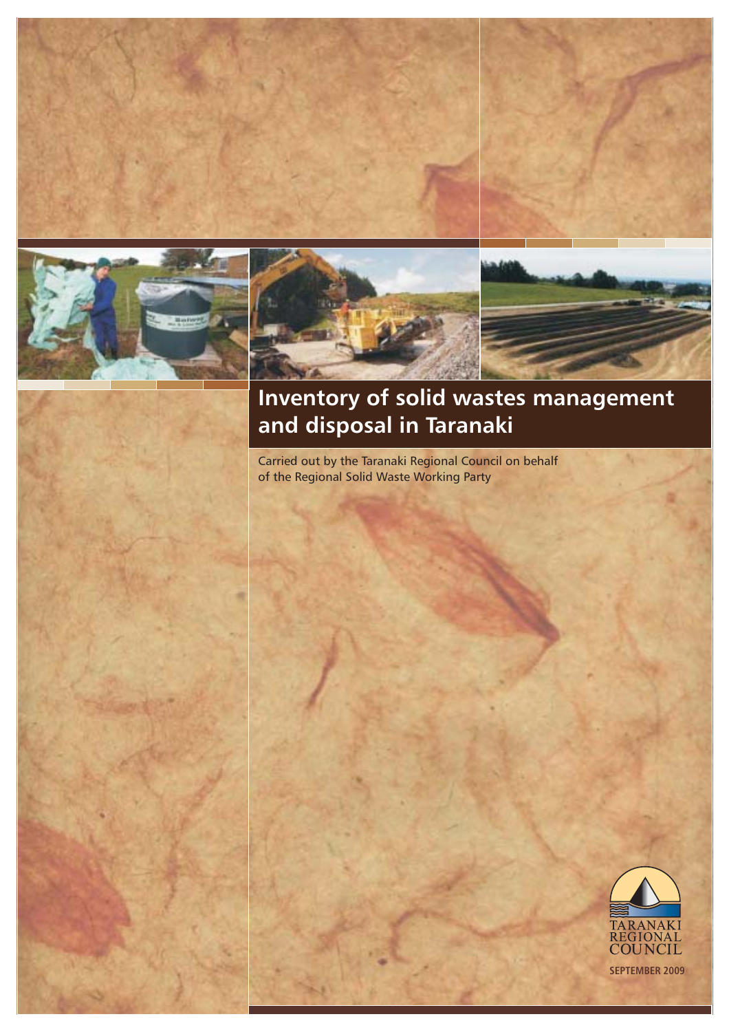# Inventory of solid wastes management and disposal in Taranaki

Carried out by the Taranaki Regional Council on behalf of the Regional Solid Waste Working Party

TARANAKI REGIONAL COUNCIL

SEPTEMBER 2009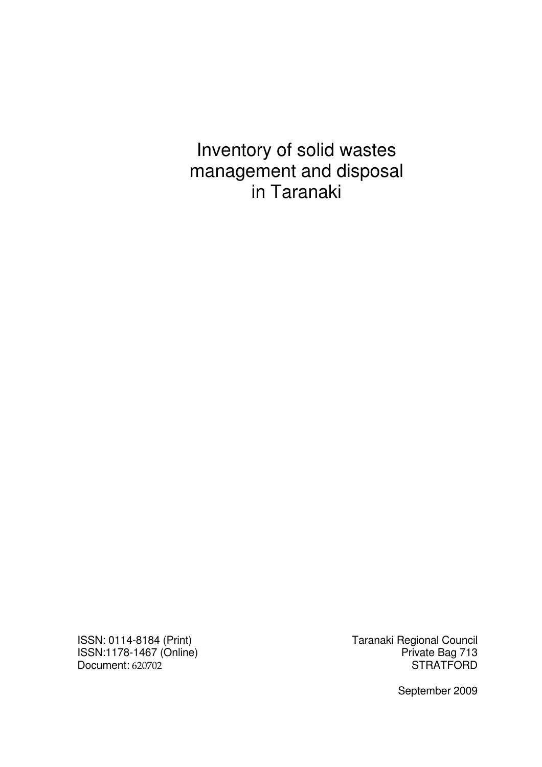# Inventory of solid wastes management and disposal in Taranaki

ISSN: 0114-8184 (Print)
ISSN:1178-1467 (Online)
Document: 620702

Taranaki Regional Council
Private Bag 713
STRATFORD

September 2009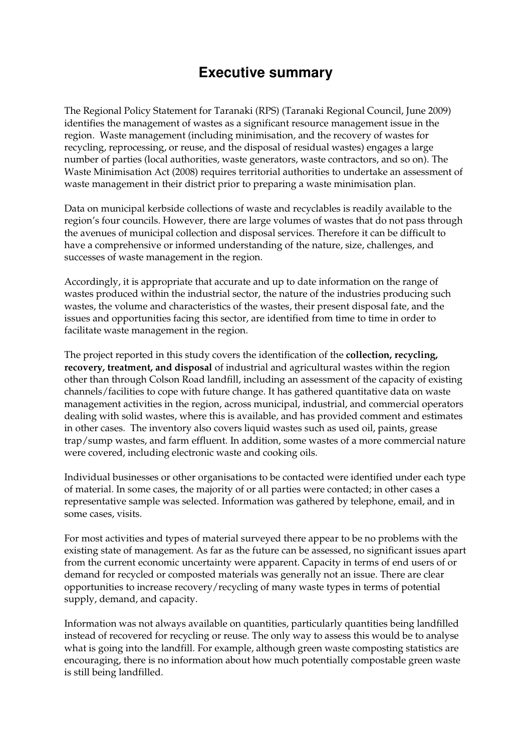# Executive summary

The Regional Policy Statement for Taranaki (RPS) (Taranaki Regional Council, June 2009) identifies the management of wastes as a significant resource management issue in the region. Waste management (including minimisation, and the recovery of wastes for recycling, reprocessing, or reuse, and the disposal of residual wastes) engages a large number of parties (local authorities, waste generators, waste contractors, and so on). The Waste Minimisation Act (2008) requires territorial authorities to undertake an assessment of waste management in their district prior to preparing a waste minimisation plan.

Data on municipal kerbside collections of waste and recyclables is readily available to the region's four councils. However, there are large volumes of wastes that do not pass through the avenues of municipal collection and disposal services. Therefore it can be difficult to have a comprehensive or informed understanding of the nature, size, challenges, and successes of waste management in the region.

Accordingly, it is appropriate that accurate and up to date information on the range of wastes produced within the industrial sector, the nature of the industries producing such wastes, the volume and characteristics of the wastes, their present disposal fate, and the issues and opportunities facing this sector, are identified from time to time in order to facilitate waste management in the region.

The project reported in this study covers the identification of the **collection, recycling, recovery, treatment, and disposal** of industrial and agricultural wastes within the region other than through Colson Road landfill, including an assessment of the capacity of existing channels/facilities to cope with future change. It has gathered quantitative data on waste management activities in the region, across municipal, industrial, and commercial operators dealing with solid wastes, where this is available, and has provided comment and estimates in other cases. The inventory also covers liquid wastes such as used oil, paints, grease trap/sump wastes, and farm effluent. In addition, some wastes of a more commercial nature were covered, including electronic waste and cooking oils.

Individual businesses or other organisations to be contacted were identified under each type of material. In some cases, the majority of or all parties were contacted; in other cases a representative sample was selected. Information was gathered by telephone, email, and in some cases, visits.

For most activities and types of material surveyed there appear to be no problems with the existing state of management. As far as the future can be assessed, no significant issues apart from the current economic uncertainty were apparent. Capacity in terms of end users of or demand for recycled or composted materials was generally not an issue. There are clear opportunities to increase recovery/recycling of many waste types in terms of potential supply, demand, and capacity.

Information was not always available on quantities, particularly quantities being landfilled instead of recovered for recycling or reuse. The only way to assess this would be to analyse what is going into the landfill. For example, although green waste composting statistics are encouraging, there is no information about how much potentially compostable green waste is still being landfilled.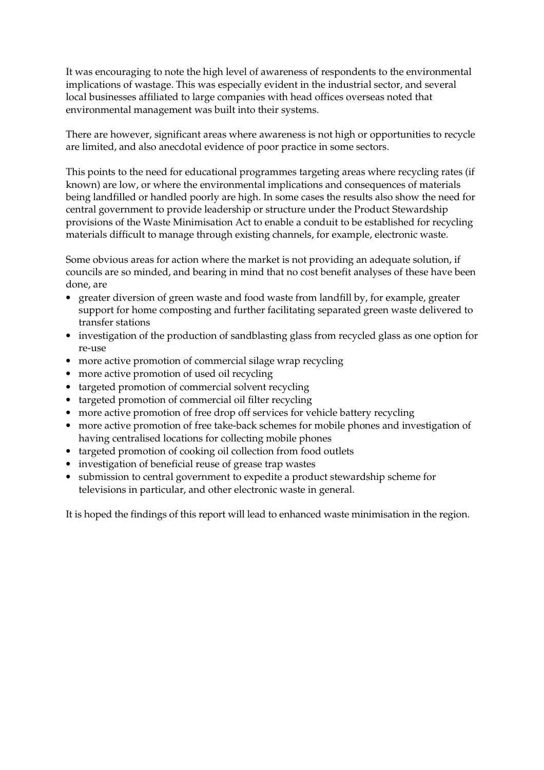It was encouraging to note the high level of awareness of respondents to the environmental implications of wastage. This was especially evident in the industrial sector, and several local businesses affiliated to large companies with head offices overseas noted that environmental management was built into their systems.

There are however, significant areas where awareness is not high or opportunities to recycle are limited, and also anecdotal evidence of poor practice in some sectors.

This points to the need for educational programmes targeting areas where recycling rates (if known) are low, or where the environmental implications and consequences of materials being landfilled or handled poorly are high. In some cases the results also show the need for central government to provide leadership or structure under the Product Stewardship provisions of the Waste Minimisation Act to enable a conduit to be established for recycling materials difficult to manage through existing channels, for example, electronic waste.

Some obvious areas for action where the market is not providing an adequate solution, if councils are so minded, and bearing in mind that no cost benefit analyses of these have been done, are

- greater diversion of green waste and food waste from landfill by, for example, greater support for home composting and further facilitating separated green waste delivered to transfer stations
- investigation of the production of sandblasting glass from recycled glass as one option for re-use
- more active promotion of commercial silage wrap recycling
- more active promotion of used oil recycling
- targeted promotion of commercial solvent recycling
- targeted promotion of commercial oil filter recycling
- more active promotion of free drop off services for vehicle battery recycling
- more active promotion of free take-back schemes for mobile phones and investigation of having centralised locations for collecting mobile phones
- targeted promotion of cooking oil collection from food outlets
- investigation of beneficial reuse of grease trap wastes
- submission to central government to expedite a product stewardship scheme for televisions in particular, and other electronic waste in general.

It is hoped the findings of this report will lead to enhanced waste minimisation in the region.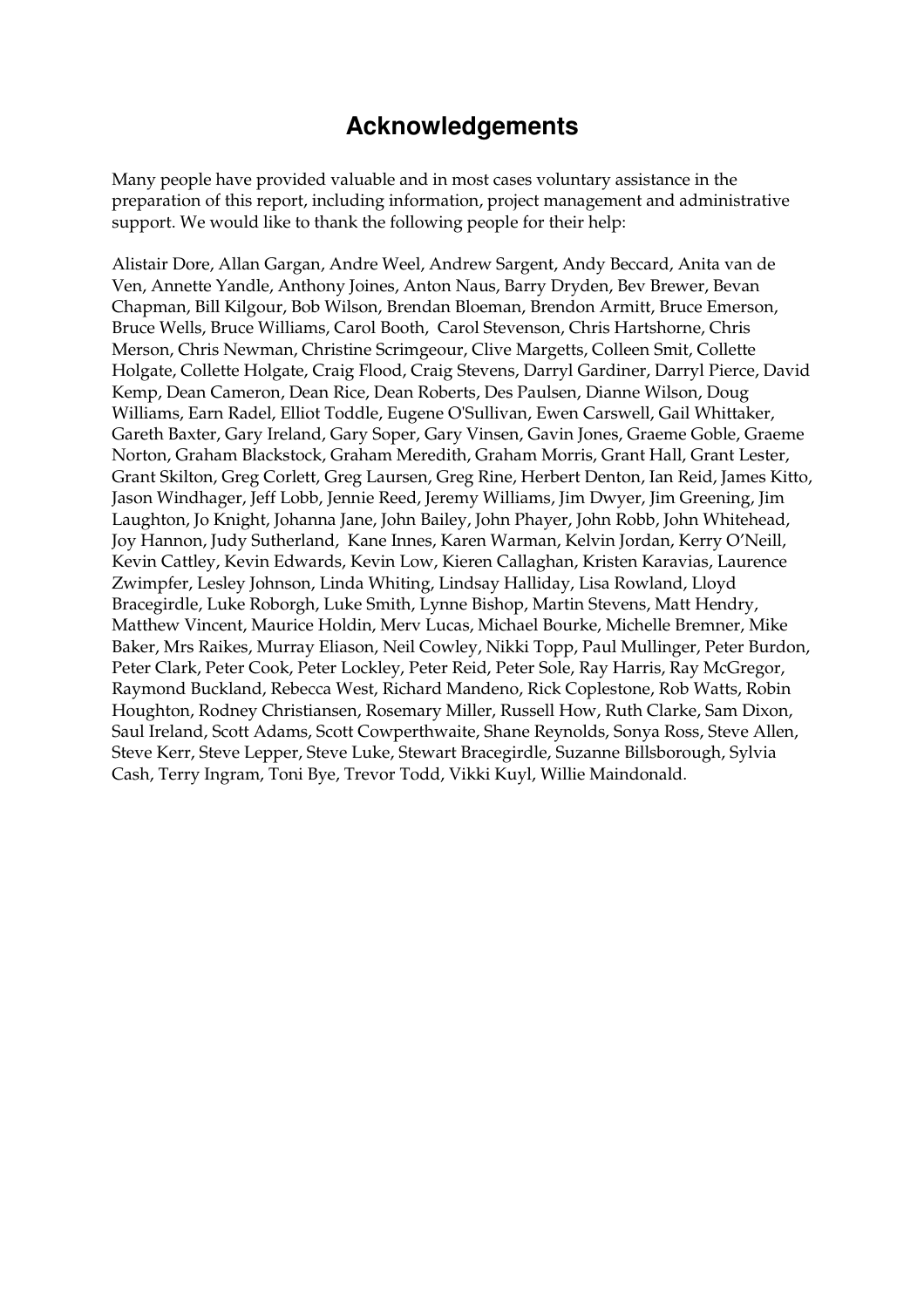# Acknowledgements

Many people have provided valuable and in most cases voluntary assistance in the preparation of this report, including information, project management and administrative support. We would like to thank the following people for their help:

Alistair Dore, Allan Gargan, Andre Weel, Andrew Sargent, Andy Beccard, Anita van de Ven, Annette Yandle, Anthony Joines, Anton Naus, Barry Dryden, Bev Brewer, Bevan Chapman, Bill Kilgour, Bob Wilson, Brendan Bloeman, Brendon Armitt, Bruce Emerson, Bruce Wells, Bruce Williams, Carol Booth, Carol Stevenson, Chris Hartshorne, Chris Merson, Chris Newman, Christine Scrimgeour, Clive Margetts, Colleen Smit, Collette Holgate, Collette Holgate, Craig Flood, Craig Stevens, Darryl Gardiner, Darryl Pierce, David Kemp, Dean Cameron, Dean Rice, Dean Roberts, Des Paulsen, Dianne Wilson, Doug Williams, Earn Radel, Elliot Toddle, Eugene O'Sullivan, Ewen Carswell, Gail Whittaker, Gareth Baxter, Gary Ireland, Gary Soper, Gary Vinsen, Gavin Jones, Graeme Goble, Graeme Norton, Graham Blackstock, Graham Meredith, Graham Morris, Grant Hall, Grant Lester, Grant Skilton, Greg Corlett, Greg Laursen, Greg Rine, Herbert Denton, Ian Reid, James Kitto, Jason Windhager, Jeff Lobb, Jennie Reed, Jeremy Williams, Jim Dwyer, Jim Greening, Jim Laughton, Jo Knight, Johanna Jane, John Bailey, John Phayer, John Robb, John Whitehead, Joy Hannon, Judy Sutherland, Kane Innes, Karen Warman, Kelvin Jordan, Kerry O'Neill, Kevin Cattley, Kevin Edwards, Kevin Low, Kieren Callaghan, Kristen Karavias, Laurence Zwimpfer, Lesley Johnson, Linda Whiting, Lindsay Halliday, Lisa Rowland, Lloyd Bracegirdle, Luke Roborgh, Luke Smith, Lynne Bishop, Martin Stevens, Matt Hendry, Matthew Vincent, Maurice Holdin, Merv Lucas, Michael Bourke, Michelle Bremner, Mike Baker, Mrs Raikes, Murray Eliason, Neil Cowley, Nikki Topp, Paul Mullinger, Peter Burdon, Peter Clark, Peter Cook, Peter Lockley, Peter Reid, Peter Sole, Ray Harris, Ray McGregor, Raymond Buckland, Rebecca West, Richard Mandeno, Rick Coplestone, Rob Watts, Robin Houghton, Rodney Christiansen, Rosemary Miller, Russell How, Ruth Clarke, Sam Dixon, Saul Ireland, Scott Adams, Scott Cowperthwaite, Shane Reynolds, Sonya Ross, Steve Allen, Steve Kerr, Steve Lepper, Steve Luke, Stewart Bracegirdle, Suzanne Billsborough, Sylvia Cash, Terry Ingram, Toni Bye, Trevor Todd, Vikki Kuyl, Willie Maindonald.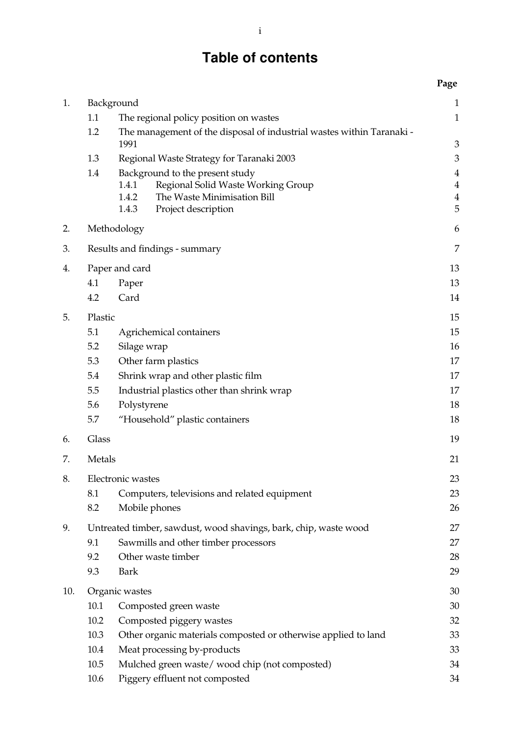# Table of contents

| | | | Page |
|---|---|---|---|
| 1. | Background | | 1 |
| | 1.1 | The regional policy position on wastes | 1 |
| | 1.2 | The management of the disposal of industrial wastes within Taranaki - 1991 | 3 |
| | 1.3 | Regional Waste Strategy for Taranaki 2003 | 3 |
| | 1.4 | Background to the present study | 4 |
| | | 1.4.1 Regional Solid Waste Working Group | 4 |
| | | 1.4.2 The Waste Minimisation Bill | 4 |
| | | 1.4.3 Project description | 5 |
| 2. | Methodology | | 6 |
| 3. | Results and findings - summary | | 7 |
| 4. | Paper and card | | 13 |
| | 4.1 | Paper | 13 |
| | 4.2 | Card | 14 |
| 5. | Plastic | | 15 |
| | 5.1 | Agrichemical containers | 15 |
| | 5.2 | Silage wrap | 16 |
| | 5.3 | Other farm plastics | 17 |
| | 5.4 | Shrink wrap and other plastic film | 17 |
| | 5.5 | Industrial plastics other than shrink wrap | 17 |
| | 5.6 | Polystyrene | 18 |
| | 5.7 | "Household" plastic containers | 18 |
| 6. | Glass | | 19 |
| 7. | Metals | | 21 |
| 8. | Electronic wastes | | 23 |
| | 8.1 | Computers, televisions and related equipment | 23 |
| | 8.2 | Mobile phones | 26 |
| 9. | Untreated timber, sawdust, wood shavings, bark, chip, waste wood | | 27 |
| | 9.1 | Sawmills and other timber processors | 27 |
| | 9.2 | Other waste timber | 28 |
| | 9.3 | Bark | 29 |
| 10. | Organic wastes | | 30 |
| | 10.1 | Composted green waste | 30 |
| | 10.2 | Composted piggery wastes | 32 |
| | 10.3 | Other organic materials composted or otherwise applied to land | 33 |
| | 10.4 | Meat processing by-products | 33 |
| | 10.5 | Mulched green waste/ wood chip (not composted) | 34 |
| | 10.6 | Piggery effluent not composted | 34 |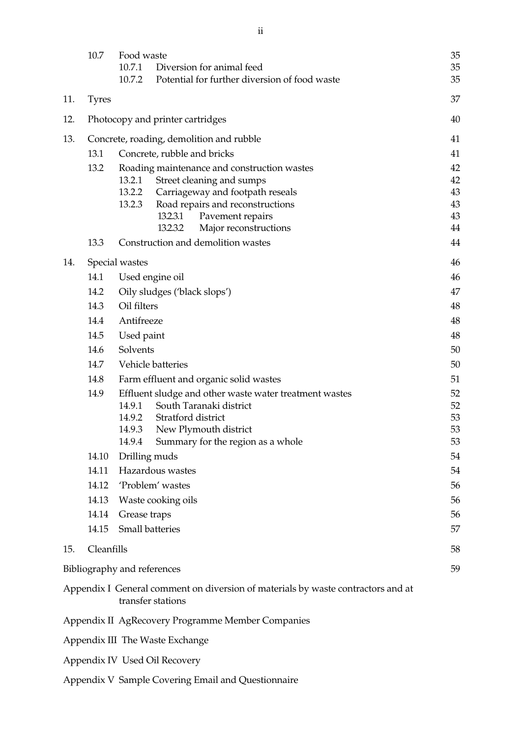| | | | |
|---|---|---|---|
| | 10.7 | Food waste | 35 |
| | | 10.7.1 Diversion for animal feed | 35 |
| | | 10.7.2 Potential for further diversion of food waste | 35 |
| 11. | Tyres | | 37 |
| 12. | Photocopy and printer cartridges | | 40 |
| 13. | Concrete, roading, demolition and rubble | | 41 |
| | 13.1 | Concrete, rubble and bricks | 41 |
| | 13.2 | Roading maintenance and construction wastes | 42 |
| | | 13.2.1 Street cleaning and sumps | 42 |
| | | 13.2.2 Carriageway and footpath reseals | 43 |
| | | 13.2.3 Road repairs and reconstructions | 43 |
| | | 13.2.3.1 Pavement repairs | 43 |
| | | 13.2.3.2 Major reconstructions | 44 |
| | 13.3 | Construction and demolition wastes | 44 |
| 14. | Special wastes | | 46 |
| | 14.1 | Used engine oil | 46 |
| | 14.2 | Oily sludges ('black slops') | 47 |
| | 14.3 | Oil filters | 48 |
| | 14.4 | Antifreeze | 48 |
| | 14.5 | Used paint | 48 |
| | 14.6 | Solvents | 50 |
| | 14.7 | Vehicle batteries | 50 |
| | 14.8 | Farm effluent and organic solid wastes | 51 |
| | 14.9 | Effluent sludge and other waste water treatment wastes | 52 |
| | | 14.9.1 South Taranaki district | 52 |
| | | 14.9.2 Stratford district | 53 |
| | | 14.9.3 New Plymouth district | 53 |
| | | 14.9.4 Summary for the region as a whole | 53 |
| | 14.10 | Drilling muds | 54 |
| | 14.11 | Hazardous wastes | 54 |
| | 14.12 | 'Problem' wastes | 56 |
| | 14.13 | Waste cooking oils | 56 |
| | 14.14 | Grease traps | 56 |
| | 14.15 | Small batteries | 57 |
| 15. | Cleanfills | | 58 |

Bibliography and references 59

Appendix I General comment on diversion of materials by waste contractors and at transfer stations

Appendix II AgRecovery Programme Member Companies

Appendix III The Waste Exchange

Appendix IV Used Oil Recovery

Appendix V Sample Covering Email and Questionnaire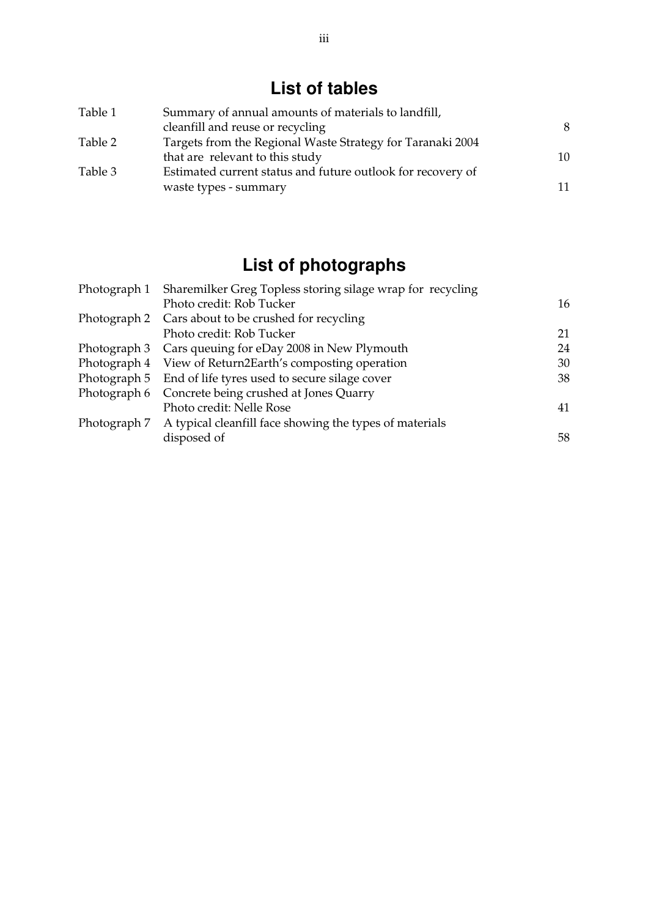## List of tables

| | | |
|---|---|---|
| Table 1 | Summary of annual amounts of materials to landfill, cleanfill and reuse or recycling | 8 |
| Table 2 | Targets from the Regional Waste Strategy for Taranaki 2004 that are relevant to this study | 10 |
| Table 3 | Estimated current status and future outlook for recovery of waste types - summary | 11 |

## List of photographs

| | | |
|---|---|---|
| Photograph 1 | Sharemilker Greg Topless storing silage wrap for recycling Photo credit: Rob Tucker | 16 |
| Photograph 2 | Cars about to be crushed for recycling Photo credit: Rob Tucker | 21 |
| Photograph 3 | Cars queuing for eDay 2008 in New Plymouth | 24 |
| Photograph 4 | View of Return2Earth's composting operation | 30 |
| Photograph 5 | End of life tyres used to secure silage cover | 38 |
| Photograph 6 | Concrete being crushed at Jones Quarry Photo credit: Nelle Rose | 41 |
| Photograph 7 | A typical cleanfill face showing the types of materials disposed of | 58 |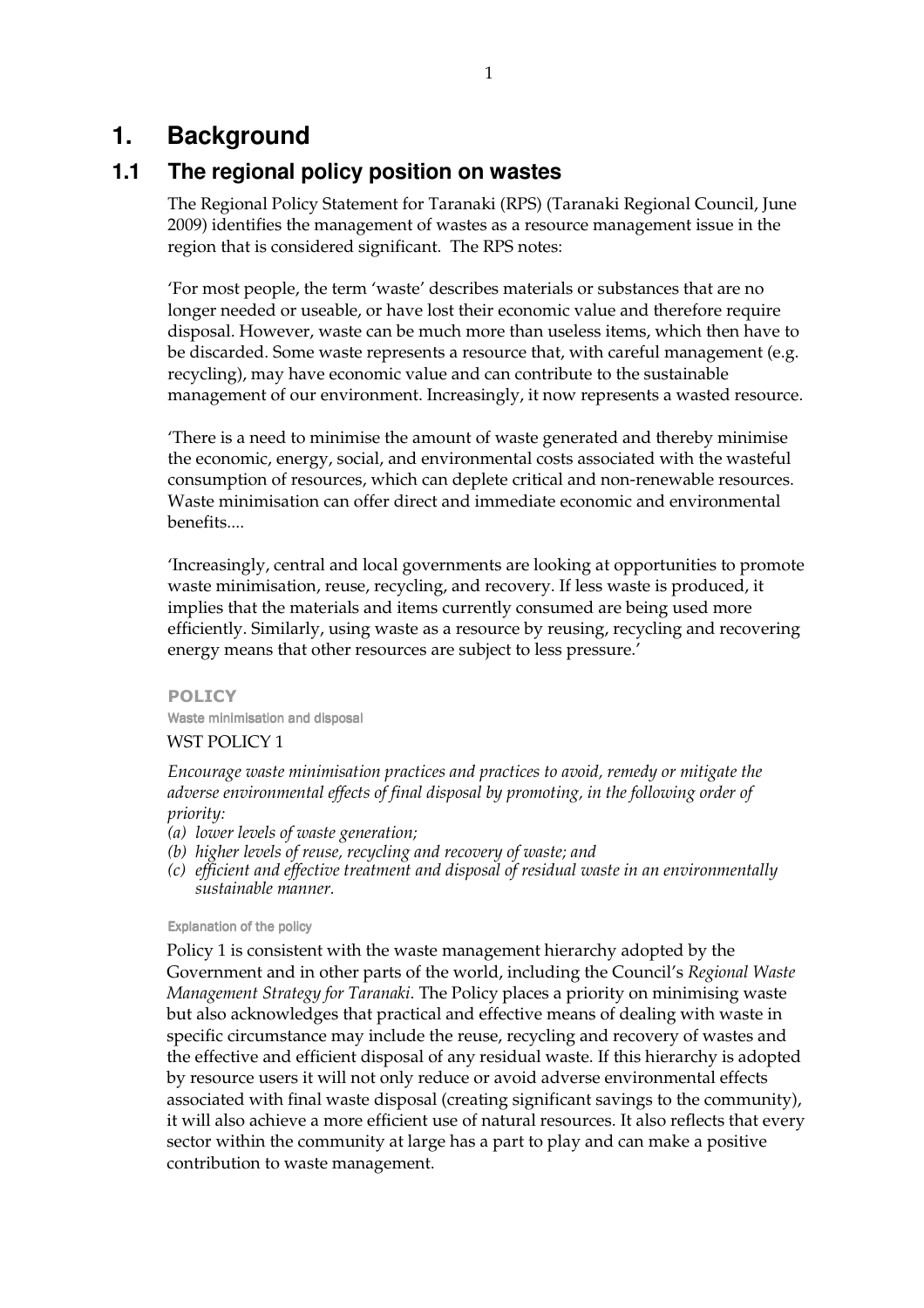# 1. Background

## 1.1 The regional policy position on wastes

The Regional Policy Statement for Taranaki (RPS) (Taranaki Regional Council, June 2009) identifies the management of wastes as a resource management issue in the region that is considered significant. The RPS notes:

'For most people, the term 'waste' describes materials or substances that are no longer needed or useable, or have lost their economic value and therefore require disposal. However, waste can be much more than useless items, which then have to be discarded. Some waste represents a resource that, with careful management (e.g. recycling), may have economic value and can contribute to the sustainable management of our environment. Increasingly, it now represents a wasted resource.

'There is a need to minimise the amount of waste generated and thereby minimise the economic, energy, social, and environmental costs associated with the wasteful consumption of resources, which can deplete critical and non-renewable resources. Waste minimisation can offer direct and immediate economic and environmental benefits....

'Increasingly, central and local governments are looking at opportunities to promote waste minimisation, reuse, recycling, and recovery. If less waste is produced, it implies that the materials and items currently consumed are being used more efficiently. Similarly, using waste as a resource by reusing, recycling and recovering energy means that other resources are subject to less pressure.'

**POLICY**

**Waste minimisation and disposal**

WST POLICY 1

*Encourage waste minimisation practices and practices to avoid, remedy or mitigate the adverse environmental effects of final disposal by promoting, in the following order of priority:*

*(a) lower levels of waste generation;*
*(b) higher levels of reuse, recycling and recovery of waste; and*
*(c) efficient and effective treatment and disposal of residual waste in an environmentally sustainable manner.*

**Explanation of the policy**

Policy 1 is consistent with the waste management hierarchy adopted by the Government and in other parts of the world, including the Council's *Regional Waste Management Strategy for Taranaki*. The Policy places a priority on minimising waste but also acknowledges that practical and effective means of dealing with waste in specific circumstance may include the reuse, recycling and recovery of wastes and the effective and efficient disposal of any residual waste. If this hierarchy is adopted by resource users it will not only reduce or avoid adverse environmental effects associated with final waste disposal (creating significant savings to the community), it will also achieve a more efficient use of natural resources. It also reflects that every sector within the community at large has a part to play and can make a positive contribution to waste management.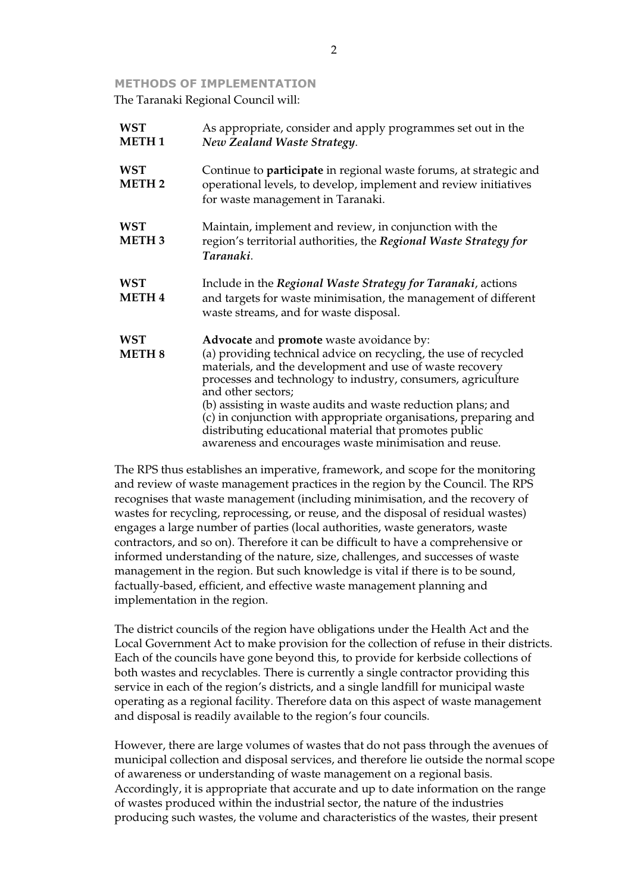### METHODS OF IMPLEMENTATION

The Taranaki Regional Council will:

| | |
|---|---|
| **WST METH 1** | As appropriate, consider and apply programmes set out in the ***New Zealand Waste Strategy***. |
| **WST METH 2** | Continue to **participate** in regional waste forums, at strategic and operational levels, to develop, implement and review initiatives for waste management in Taranaki. |
| **WST METH 3** | Maintain, implement and review, in conjunction with the region's territorial authorities, the ***Regional Waste Strategy for Taranaki***. |
| **WST METH 4** | Include in the ***Regional Waste Strategy for Taranaki***, actions and targets for waste minimisation, the management of different waste streams, and for waste disposal. |
| **WST METH 8** | **Advocate** and **promote** waste avoidance by: (a) providing technical advice on recycling, the use of recycled materials, and the development and use of waste recovery processes and technology to industry, consumers, agriculture and other sectors; (b) assisting in waste audits and waste reduction plans; and (c) in conjunction with appropriate organisations, preparing and distributing educational material that promotes public awareness and encourages waste minimisation and reuse. |

The RPS thus establishes an imperative, framework, and scope for the monitoring and review of waste management practices in the region by the Council. The RPS recognises that waste management (including minimisation, and the recovery of wastes for recycling, reprocessing, or reuse, and the disposal of residual wastes) engages a large number of parties (local authorities, waste generators, waste contractors, and so on). Therefore it can be difficult to have a comprehensive or informed understanding of the nature, size, challenges, and successes of waste management in the region. But such knowledge is vital if there is to be sound, factually-based, efficient, and effective waste management planning and implementation in the region.

The district councils of the region have obligations under the Health Act and the Local Government Act to make provision for the collection of refuse in their districts. Each of the councils have gone beyond this, to provide for kerbside collections of both wastes and recyclables. There is currently a single contractor providing this service in each of the region's districts, and a single landfill for municipal waste operating as a regional facility. Therefore data on this aspect of waste management and disposal is readily available to the region's four councils.

However, there are large volumes of wastes that do not pass through the avenues of municipal collection and disposal services, and therefore lie outside the normal scope of awareness or understanding of waste management on a regional basis. Accordingly, it is appropriate that accurate and up to date information on the range of wastes produced within the industrial sector, the nature of the industries producing such wastes, the volume and characteristics of the wastes, their present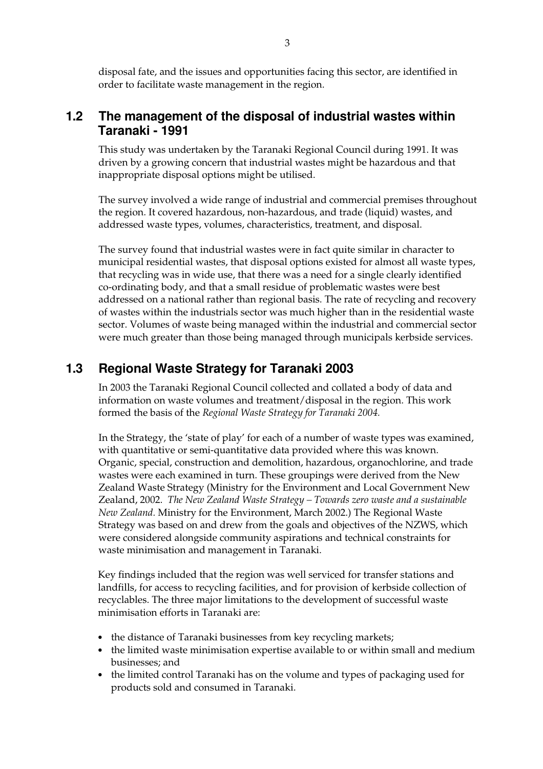disposal fate, and the issues and opportunities facing this sector, are identified in order to facilitate waste management in the region.

## 1.2 The management of the disposal of industrial wastes within Taranaki - 1991

This study was undertaken by the Taranaki Regional Council during 1991. It was driven by a growing concern that industrial wastes might be hazardous and that inappropriate disposal options might be utilised.

The survey involved a wide range of industrial and commercial premises throughout the region. It covered hazardous, non-hazardous, and trade (liquid) wastes, and addressed waste types, volumes, characteristics, treatment, and disposal.

The survey found that industrial wastes were in fact quite similar in character to municipal residential wastes, that disposal options existed for almost all waste types, that recycling was in wide use, that there was a need for a single clearly identified co-ordinating body, and that a small residue of problematic wastes were best addressed on a national rather than regional basis. The rate of recycling and recovery of wastes within the industrials sector was much higher than in the residential waste sector. Volumes of waste being managed within the industrial and commercial sector were much greater than those being managed through municipals kerbside services.

## 1.3 Regional Waste Strategy for Taranaki 2003

In 2003 the Taranaki Regional Council collected and collated a body of data and information on waste volumes and treatment/disposal in the region. This work formed the basis of the *Regional Waste Strategy for Taranaki 2004.*

In the Strategy, the 'state of play' for each of a number of waste types was examined, with quantitative or semi-quantitative data provided where this was known. Organic, special, construction and demolition, hazardous, organochlorine, and trade wastes were each examined in turn. These groupings were derived from the New Zealand Waste Strategy (Ministry for the Environment and Local Government New Zealand, 2002. *The New Zealand Waste Strategy – Towards zero waste and a sustainable New Zealand.* Ministry for the Environment, March 2002.) The Regional Waste Strategy was based on and drew from the goals and objectives of the NZWS, which were considered alongside community aspirations and technical constraints for waste minimisation and management in Taranaki.

Key findings included that the region was well serviced for transfer stations and landfills, for access to recycling facilities, and for provision of kerbside collection of recyclables. The three major limitations to the development of successful waste minimisation efforts in Taranaki are:

- the distance of Taranaki businesses from key recycling markets;
- the limited waste minimisation expertise available to or within small and medium businesses; and
- the limited control Taranaki has on the volume and types of packaging used for products sold and consumed in Taranaki.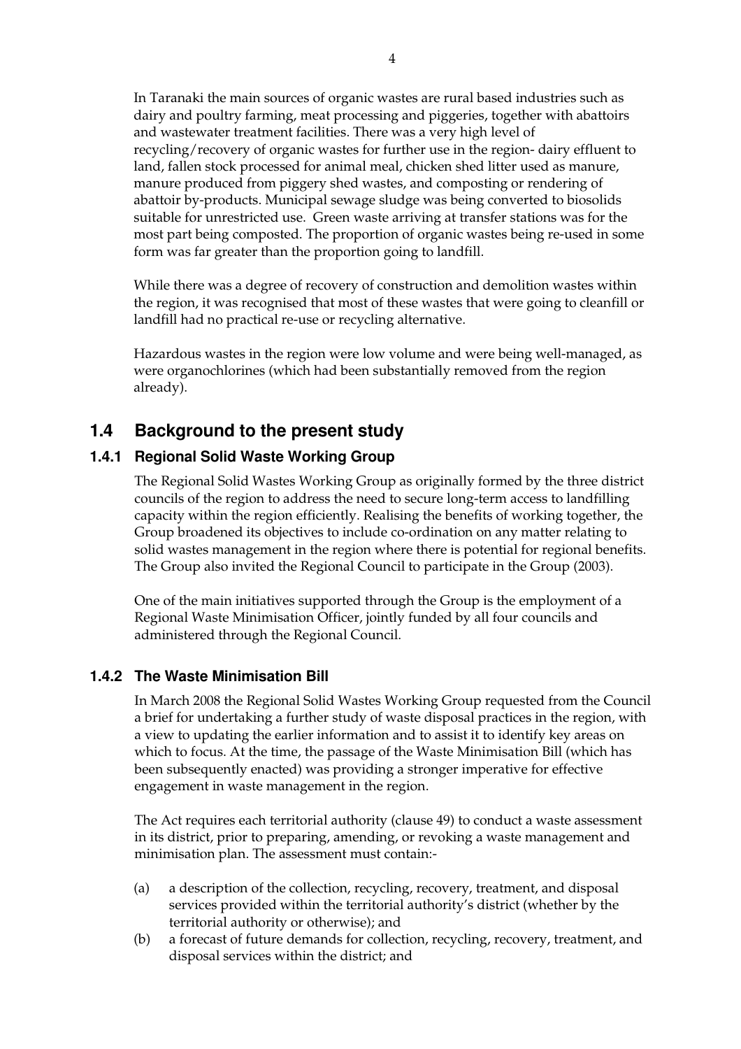In Taranaki the main sources of organic wastes are rural based industries such as dairy and poultry farming, meat processing and piggeries, together with abattoirs and wastewater treatment facilities. There was a very high level of recycling/recovery of organic wastes for further use in the region- dairy effluent to land, fallen stock processed for animal meal, chicken shed litter used as manure, manure produced from piggery shed wastes, and composting or rendering of abattoir by-products. Municipal sewage sludge was being converted to biosolids suitable for unrestricted use. Green waste arriving at transfer stations was for the most part being composted. The proportion of organic wastes being re-used in some form was far greater than the proportion going to landfill.

While there was a degree of recovery of construction and demolition wastes within the region, it was recognised that most of these wastes that were going to cleanfill or landfill had no practical re-use or recycling alternative.

Hazardous wastes in the region were low volume and were being well-managed, as were organochlorines (which had been substantially removed from the region already).

## 1.4 Background to the present study

### 1.4.1 Regional Solid Waste Working Group

The Regional Solid Wastes Working Group as originally formed by the three district councils of the region to address the need to secure long-term access to landfilling capacity within the region efficiently. Realising the benefits of working together, the Group broadened its objectives to include co-ordination on any matter relating to solid wastes management in the region where there is potential for regional benefits. The Group also invited the Regional Council to participate in the Group (2003).

One of the main initiatives supported through the Group is the employment of a Regional Waste Minimisation Officer, jointly funded by all four councils and administered through the Regional Council.

### 1.4.2 The Waste Minimisation Bill

In March 2008 the Regional Solid Wastes Working Group requested from the Council a brief for undertaking a further study of waste disposal practices in the region, with a view to updating the earlier information and to assist it to identify key areas on which to focus. At the time, the passage of the Waste Minimisation Bill (which has been subsequently enacted) was providing a stronger imperative for effective engagement in waste management in the region.

The Act requires each territorial authority (clause 49) to conduct a waste assessment in its district, prior to preparing, amending, or revoking a waste management and minimisation plan. The assessment must contain:-

(a) a description of the collection, recycling, recovery, treatment, and disposal services provided within the territorial authority's district (whether by the territorial authority or otherwise); and

(b) a forecast of future demands for collection, recycling, recovery, treatment, and disposal services within the district; and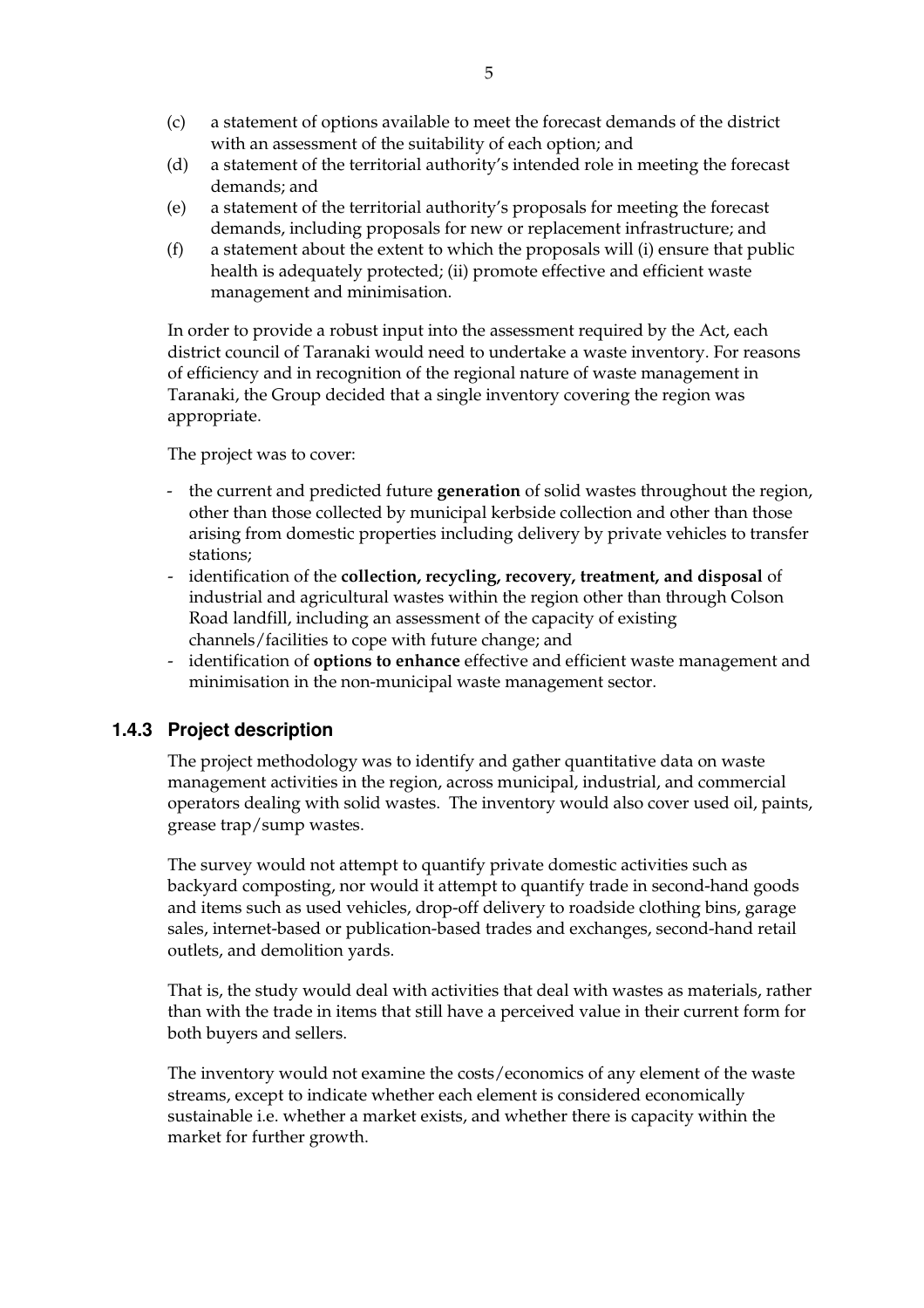(c) a statement of options available to meet the forecast demands of the district with an assessment of the suitability of each option; and

(d) a statement of the territorial authority's intended role in meeting the forecast demands; and

(e) a statement of the territorial authority's proposals for meeting the forecast demands, including proposals for new or replacement infrastructure; and

(f) a statement about the extent to which the proposals will (i) ensure that public health is adequately protected; (ii) promote effective and efficient waste management and minimisation.

In order to provide a robust input into the assessment required by the Act, each district council of Taranaki would need to undertake a waste inventory. For reasons of efficiency and in recognition of the regional nature of waste management in Taranaki, the Group decided that a single inventory covering the region was appropriate.

The project was to cover:

- the current and predicted future **generation** of solid wastes throughout the region, other than those collected by municipal kerbside collection and other than those arising from domestic properties including delivery by private vehicles to transfer stations;
- identification of the **collection, recycling, recovery, treatment, and disposal** of industrial and agricultural wastes within the region other than through Colson Road landfill, including an assessment of the capacity of existing channels/facilities to cope with future change; and
- identification of **options to enhance** effective and efficient waste management and minimisation in the non-municipal waste management sector.

### 1.4.3 Project description

The project methodology was to identify and gather quantitative data on waste management activities in the region, across municipal, industrial, and commercial operators dealing with solid wastes. The inventory would also cover used oil, paints, grease trap/sump wastes.

The survey would not attempt to quantify private domestic activities such as backyard composting, nor would it attempt to quantify trade in second-hand goods and items such as used vehicles, drop-off delivery to roadside clothing bins, garage sales, internet-based or publication-based trades and exchanges, second-hand retail outlets, and demolition yards.

That is, the study would deal with activities that deal with wastes as materials, rather than with the trade in items that still have a perceived value in their current form for both buyers and sellers.

The inventory would not examine the costs/economics of any element of the waste streams, except to indicate whether each element is considered economically sustainable i.e. whether a market exists, and whether there is capacity within the market for further growth.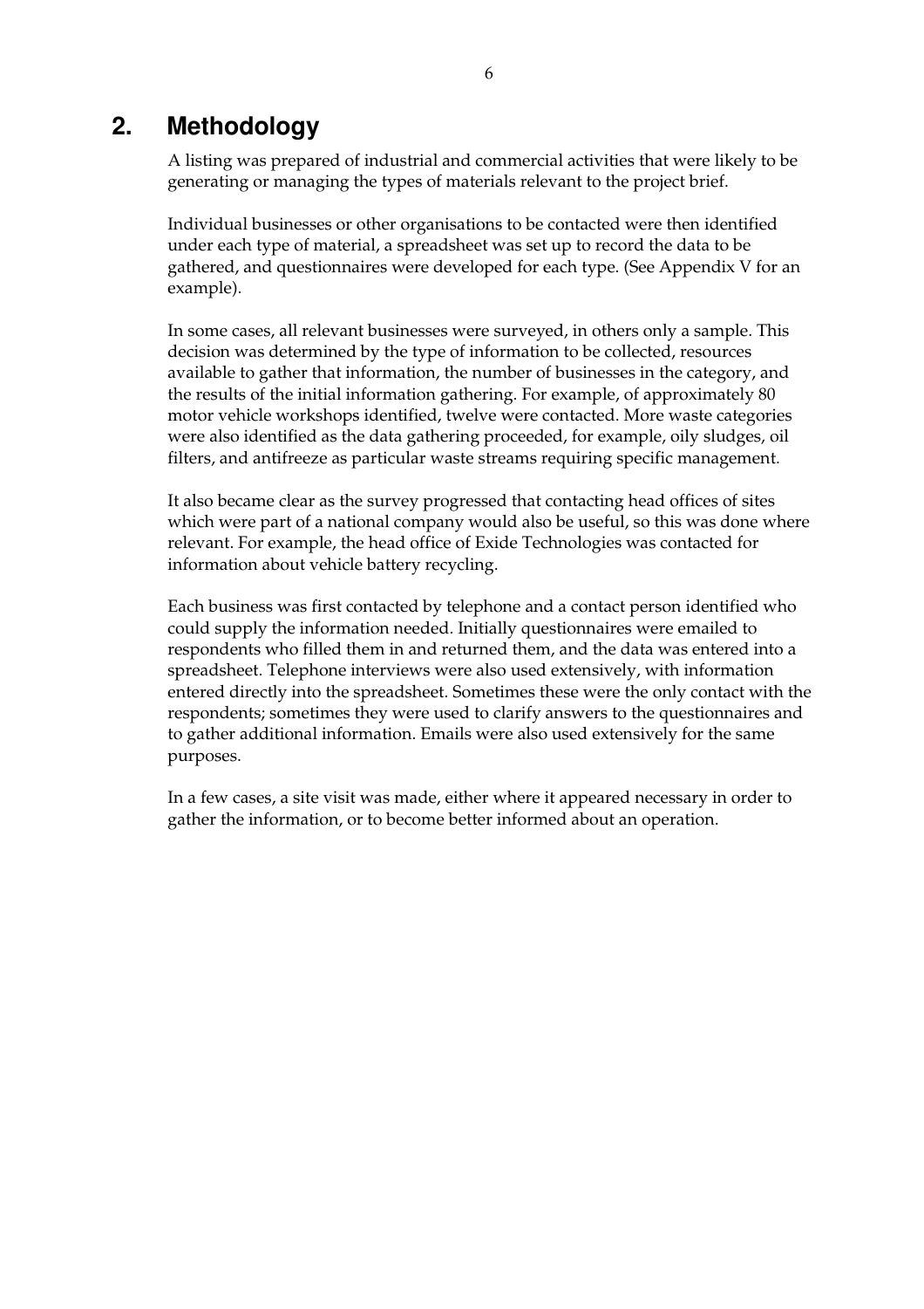# 2. Methodology

A listing was prepared of industrial and commercial activities that were likely to be generating or managing the types of materials relevant to the project brief.

Individual businesses or other organisations to be contacted were then identified under each type of material, a spreadsheet was set up to record the data to be gathered, and questionnaires were developed for each type. (See Appendix V for an example).

In some cases, all relevant businesses were surveyed, in others only a sample. This decision was determined by the type of information to be collected, resources available to gather that information, the number of businesses in the category, and the results of the initial information gathering. For example, of approximately 80 motor vehicle workshops identified, twelve were contacted. More waste categories were also identified as the data gathering proceeded, for example, oily sludges, oil filters, and antifreeze as particular waste streams requiring specific management.

It also became clear as the survey progressed that contacting head offices of sites which were part of a national company would also be useful, so this was done where relevant. For example, the head office of Exide Technologies was contacted for information about vehicle battery recycling.

Each business was first contacted by telephone and a contact person identified who could supply the information needed. Initially questionnaires were emailed to respondents who filled them in and returned them, and the data was entered into a spreadsheet. Telephone interviews were also used extensively, with information entered directly into the spreadsheet. Sometimes these were the only contact with the respondents; sometimes they were used to clarify answers to the questionnaires and to gather additional information. Emails were also used extensively for the same purposes.

In a few cases, a site visit was made, either where it appeared necessary in order to gather the information, or to become better informed about an operation.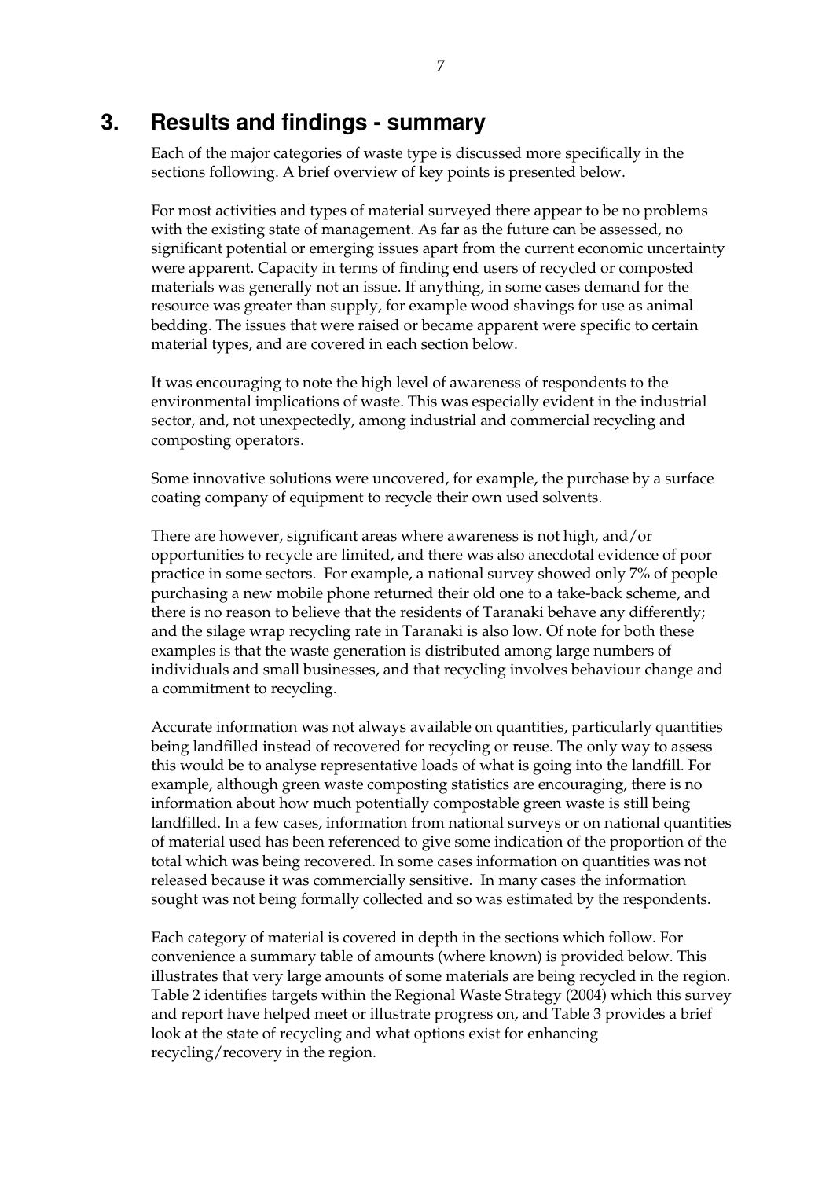# 3. Results and findings - summary

Each of the major categories of waste type is discussed more specifically in the sections following. A brief overview of key points is presented below.

For most activities and types of material surveyed there appear to be no problems with the existing state of management. As far as the future can be assessed, no significant potential or emerging issues apart from the current economic uncertainty were apparent. Capacity in terms of finding end users of recycled or composted materials was generally not an issue. If anything, in some cases demand for the resource was greater than supply, for example wood shavings for use as animal bedding. The issues that were raised or became apparent were specific to certain material types, and are covered in each section below.

It was encouraging to note the high level of awareness of respondents to the environmental implications of waste. This was especially evident in the industrial sector, and, not unexpectedly, among industrial and commercial recycling and composting operators.

Some innovative solutions were uncovered, for example, the purchase by a surface coating company of equipment to recycle their own used solvents.

There are however, significant areas where awareness is not high, and/or opportunities to recycle are limited, and there was also anecdotal evidence of poor practice in some sectors. For example, a national survey showed only 7% of people purchasing a new mobile phone returned their old one to a take-back scheme, and there is no reason to believe that the residents of Taranaki behave any differently; and the silage wrap recycling rate in Taranaki is also low. Of note for both these examples is that the waste generation is distributed among large numbers of individuals and small businesses, and that recycling involves behaviour change and a commitment to recycling.

Accurate information was not always available on quantities, particularly quantities being landfilled instead of recovered for recycling or reuse. The only way to assess this would be to analyse representative loads of what is going into the landfill. For example, although green waste composting statistics are encouraging, there is no information about how much potentially compostable green waste is still being landfilled. In a few cases, information from national surveys or on national quantities of material used has been referenced to give some indication of the proportion of the total which was being recovered. In some cases information on quantities was not released because it was commercially sensitive. In many cases the information sought was not being formally collected and so was estimated by the respondents.

Each category of material is covered in depth in the sections which follow. For convenience a summary table of amounts (where known) is provided below. This illustrates that very large amounts of some materials are being recycled in the region. Table 2 identifies targets within the Regional Waste Strategy (2004) which this survey and report have helped meet or illustrate progress on, and Table 3 provides a brief look at the state of recycling and what options exist for enhancing recycling/recovery in the region.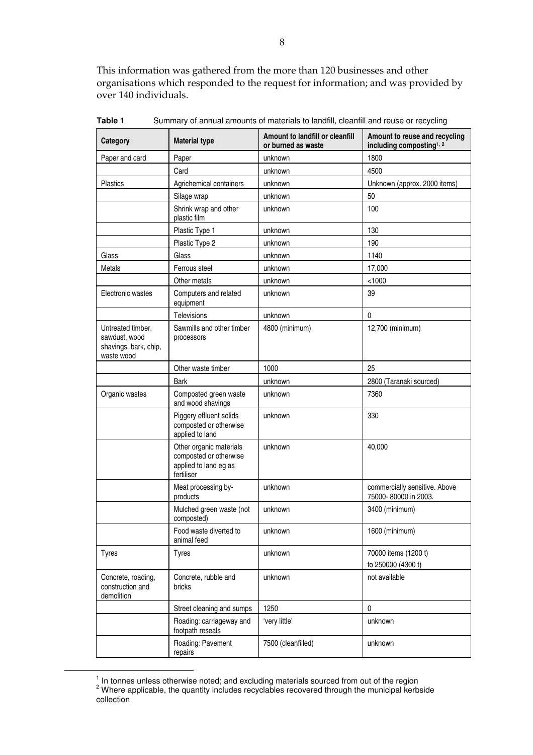This information was gathered from the more than 120 businesses and other organisations which responded to the request for information; and was provided by over 140 individuals.

**Table 1** Summary of annual amounts of materials to landfill, cleanfill and reuse or recycling

| Category | Material type | Amount to landfill or cleanfill or burned as waste | Amount to reuse and recycling including composting[1, 2] |
|---|---|---|---|
| Paper and card | Paper | unknown | 1800 |
| | Card | unknown | 4500 |
| Plastics | Agrichemical containers | unknown | Unknown (approx. 2000 items) |
| | Silage wrap | unknown | 50 |
| | Shrink wrap and other plastic film | unknown | 100 |
| | Plastic Type 1 | unknown | 130 |
| | Plastic Type 2 | unknown | 190 |
| Glass | Glass | unknown | 1140 |
| Metals | Ferrous steel | unknown | 17,000 |
| | Other metals | unknown | <1000 |
| Electronic wastes | Computers and related equipment | unknown | 39 |
| | Televisions | unknown | 0 |
| Untreated timber, sawdust, wood shavings, bark, chip, waste wood | Sawmills and other timber processors | 4800 (minimum) | 12,700 (minimum) |
| | Other waste timber | 1000 | 25 |
| | Bark | unknown | 2800 (Taranaki sourced) |
| Organic wastes | Composted green waste and wood shavings | unknown | 7360 |
| | Piggery effluent solids composted or otherwise applied to land | unknown | 330 |
| | Other organic materials composted or otherwise applied to land eg as fertiliser | unknown | 40,000 |
| | Meat processing by-products | unknown | commercially sensitive. Above 75000- 80000 in 2003. |
| | Mulched green waste (not composted) | unknown | 3400 (minimum) |
| | Food waste diverted to animal feed | unknown | 1600 (minimum) |
| Tyres | Tyres | unknown | 70000 items (1200 t) to 250000 (4300 t) |
| Concrete, roading, construction and demolition | Concrete, rubble and bricks | unknown | not available |
| | Street cleaning and sumps | 1250 | 0 |
| | Roading: carriageway and footpath reseals | 'very little' | unknown |
| | Roading: Pavement repairs | 7500 (cleanfilled) | unknown |

[1] In tonnes unless otherwise noted; and excluding materials sourced from out of the region

[2] Where applicable, the quantity includes recyclables recovered through the municipal kerbside collection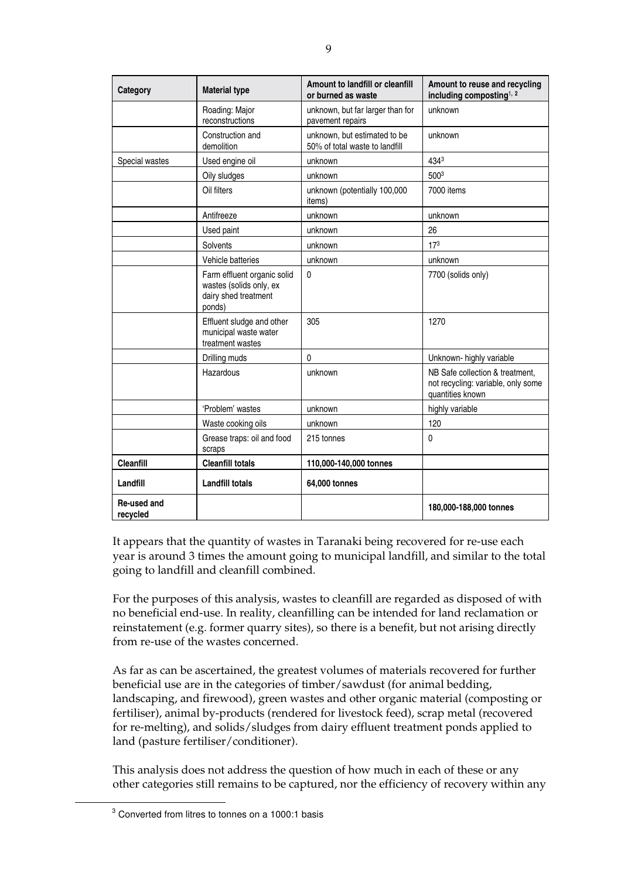| Category | Material type | Amount to landfill or cleanfill or burned as waste | Amount to reuse and recycling including composting[1, 2] |
|---|---|---|---|
| | Roading: Major reconstructions | unknown, but far larger than for pavement repairs | unknown |
| | Construction and demolition | unknown, but estimated to be 50% of total waste to landfill | unknown |
| Special wastes | Used engine oil | unknown | 434[3] |
| | Oily sludges | unknown | 500[3] |
| | Oil filters | unknown (potentially 100,000 items) | 7000 items |
| | Antifreeze | unknown | unknown |
| | Used paint | unknown | 26 |
| | Solvents | unknown | 17[3] |
| | Vehicle batteries | unknown | unknown |
| | Farm effluent organic solid wastes (solids only, ex dairy shed treatment ponds) | 0 | 7700 (solids only) |
| | Effluent sludge and other municipal waste water treatment wastes | 305 | 1270 |
| | Drilling muds | 0 | Unknown- highly variable |
| | Hazardous | unknown | NB Safe collection & treatment, not recycling: variable, only some quantities known |
| | 'Problem' wastes | unknown | highly variable |
| | Waste cooking oils | unknown | 120 |
| | Grease traps: oil and food scraps | 215 tonnes | 0 |
| **Cleanfill** | **Cleanfill totals** | **110,000-140,000 tonnes** | |
| **Landfill** | **Landfill totals** | **64,000 tonnes** | |
| **Re-used and recycled** | | | **180,000-188,000 tonnes** |

It appears that the quantity of wastes in Taranaki being recovered for re-use each year is around 3 times the amount going to municipal landfill, and similar to the total going to landfill and cleanfill combined.

For the purposes of this analysis, wastes to cleanfill are regarded as disposed of with no beneficial end-use. In reality, cleanfilling can be intended for land reclamation or reinstatement (e.g. former quarry sites), so there is a benefit, but not arising directly from re-use of the wastes concerned.

As far as can be ascertained, the greatest volumes of materials recovered for further beneficial use are in the categories of timber/sawdust (for animal bedding, landscaping, and firewood), green wastes and other organic material (composting or fertiliser), animal by-products (rendered for livestock feed), scrap metal (recovered for re-melting), and solids/sludges from dairy effluent treatment ponds applied to land (pasture fertiliser/conditioner).

This analysis does not address the question of how much in each of these or any other categories still remains to be captured, nor the efficiency of recovery within any

[3] Converted from litres to tonnes on a 1000:1 basis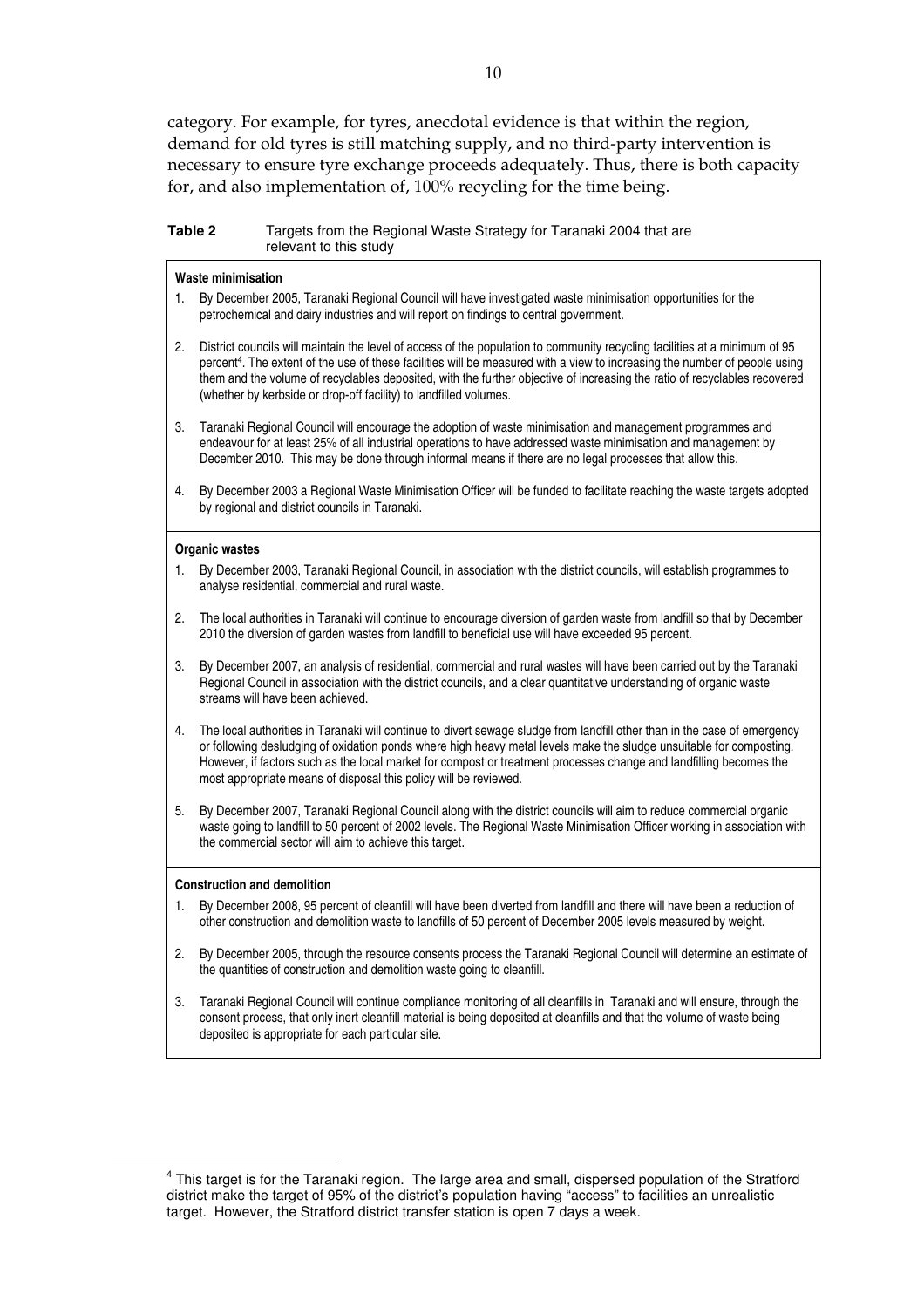category. For example, for tyres, anecdotal evidence is that within the region, demand for old tyres is still matching supply, and no third-party intervention is necessary to ensure tyre exchange proceeds adequately. Thus, there is both capacity for, and also implementation of, 100% recycling for the time being.

**Table 2** Targets from the Regional Waste Strategy for Taranaki 2004 that are relevant to this study

**Waste minimisation**

1. By December 2005, Taranaki Regional Council will have investigated waste minimisation opportunities for the petrochemical and dairy industries and will report on findings to central government.
2. District councils will maintain the level of access of the population to community recycling facilities at a minimum of 95 percent[4]. The extent of the use of these facilities will be measured with a view to increasing the number of people using them and the volume of recyclables deposited, with the further objective of increasing the ratio of recyclables recovered (whether by kerbside or drop-off facility) to landfilled volumes.
3. Taranaki Regional Council will encourage the adoption of waste minimisation and management programmes and endeavour for at least 25% of all industrial operations to have addressed waste minimisation and management by December 2010. This may be done through informal means if there are no legal processes that allow this.
4. By December 2003 a Regional Waste Minimisation Officer will be funded to facilitate reaching the waste targets adopted by regional and district councils in Taranaki.

**Organic wastes**

1. By December 2003, Taranaki Regional Council, in association with the district councils, will establish programmes to analyse residential, commercial and rural waste.
2. The local authorities in Taranaki will continue to encourage diversion of garden waste from landfill so that by December 2010 the diversion of garden wastes from landfill to beneficial use will have exceeded 95 percent.
3. By December 2007, an analysis of residential, commercial and rural wastes will have been carried out by the Taranaki Regional Council in association with the district councils, and a clear quantitative understanding of organic waste streams will have been achieved.
4. The local authorities in Taranaki will continue to divert sewage sludge from landfill other than in the case of emergency or following desludging of oxidation ponds where high heavy metal levels make the sludge unsuitable for composting. However, if factors such as the local market for compost or treatment processes change and landfilling becomes the most appropriate means of disposal this policy will be reviewed.
5. By December 2007, Taranaki Regional Council along with the district councils will aim to reduce commercial organic waste going to landfill to 50 percent of 2002 levels. The Regional Waste Minimisation Officer working in association with the commercial sector will aim to achieve this target.

**Construction and demolition**

1. By December 2008, 95 percent of cleanfill will have been diverted from landfill and there will have been a reduction of other construction and demolition waste to landfills of 50 percent of December 2005 levels measured by weight.
2. By December 2005, through the resource consents process the Taranaki Regional Council will determine an estimate of the quantities of construction and demolition waste going to cleanfill.
3. Taranaki Regional Council will continue compliance monitoring of all cleanfills in Taranaki and will ensure, through the consent process, that only inert cleanfill material is being deposited at cleanfills and that the volume of waste being deposited is appropriate for each particular site.

---

[4] This target is for the Taranaki region. The large area and small, dispersed population of the Stratford district make the target of 95% of the district's population having "access" to facilities an unrealistic target. However, the Stratford district transfer station is open 7 days a week.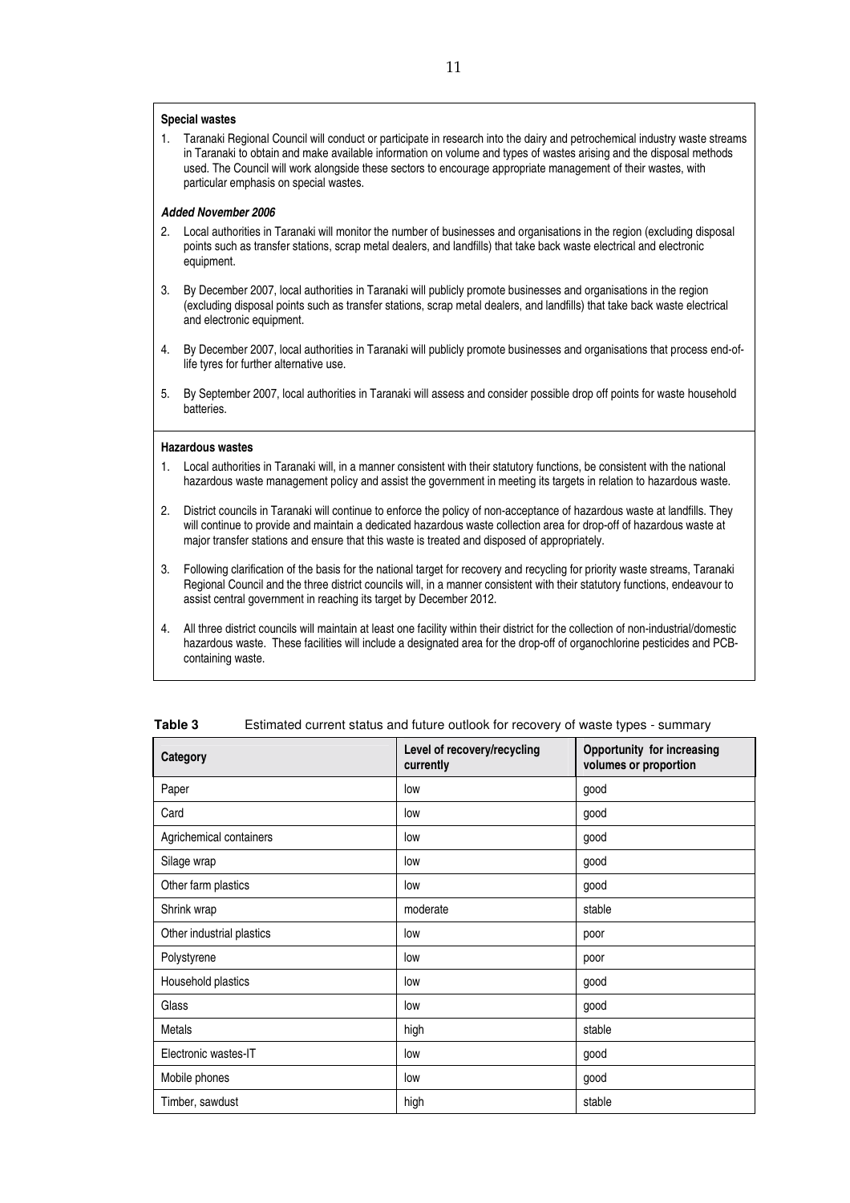**Special wastes**

1. Taranaki Regional Council will conduct or participate in research into the dairy and petrochemical industry waste streams in Taranaki to obtain and make available information on volume and types of wastes arising and the disposal methods used. The Council will work alongside these sectors to encourage appropriate management of their wastes, with particular emphasis on special wastes.

***Added November 2006***

2. Local authorities in Taranaki will monitor the number of businesses and organisations in the region (excluding disposal points such as transfer stations, scrap metal dealers, and landfills) that take back waste electrical and electronic equipment.

3. By December 2007, local authorities in Taranaki will publicly promote businesses and organisations in the region (excluding disposal points such as transfer stations, scrap metal dealers, and landfills) that take back waste electrical and electronic equipment.

4. By December 2007, local authorities in Taranaki will publicly promote businesses and organisations that process end-of-life tyres for further alternative use.

5. By September 2007, local authorities in Taranaki will assess and consider possible drop off points for waste household batteries.

**Hazardous wastes**

1. Local authorities in Taranaki will, in a manner consistent with their statutory functions, be consistent with the national hazardous waste management policy and assist the government in meeting its targets in relation to hazardous waste.

2. District councils in Taranaki will continue to enforce the policy of non-acceptance of hazardous waste at landfills. They will continue to provide and maintain a dedicated hazardous waste collection area for drop-off of hazardous waste at major transfer stations and ensure that this waste is treated and disposed of appropriately.

3. Following clarification of the basis for the national target for recovery and recycling for priority waste streams, Taranaki Regional Council and the three district councils will, in a manner consistent with their statutory functions, endeavour to assist central government in reaching its target by December 2012.

4. All three district councils will maintain at least one facility within their district for the collection of non-industrial/domestic hazardous waste. These facilities will include a designated area for the drop-off of organochlorine pesticides and PCB-containing waste.

**Table 3** Estimated current status and future outlook for recovery of waste types - summary

| Category | Level of recovery/recycling currently | Opportunity for increasing volumes or proportion |
|---|---|---|
| Paper | low | good |
| Card | low | good |
| Agrichemical containers | low | good |
| Silage wrap | low | good |
| Other farm plastics | low | good |
| Shrink wrap | moderate | stable |
| Other industrial plastics | low | poor |
| Polystyrene | low | poor |
| Household plastics | low | good |
| Glass | low | good |
| Metals | high | stable |
| Electronic wastes-IT | low | good |
| Mobile phones | low | good |
| Timber, sawdust | high | stable |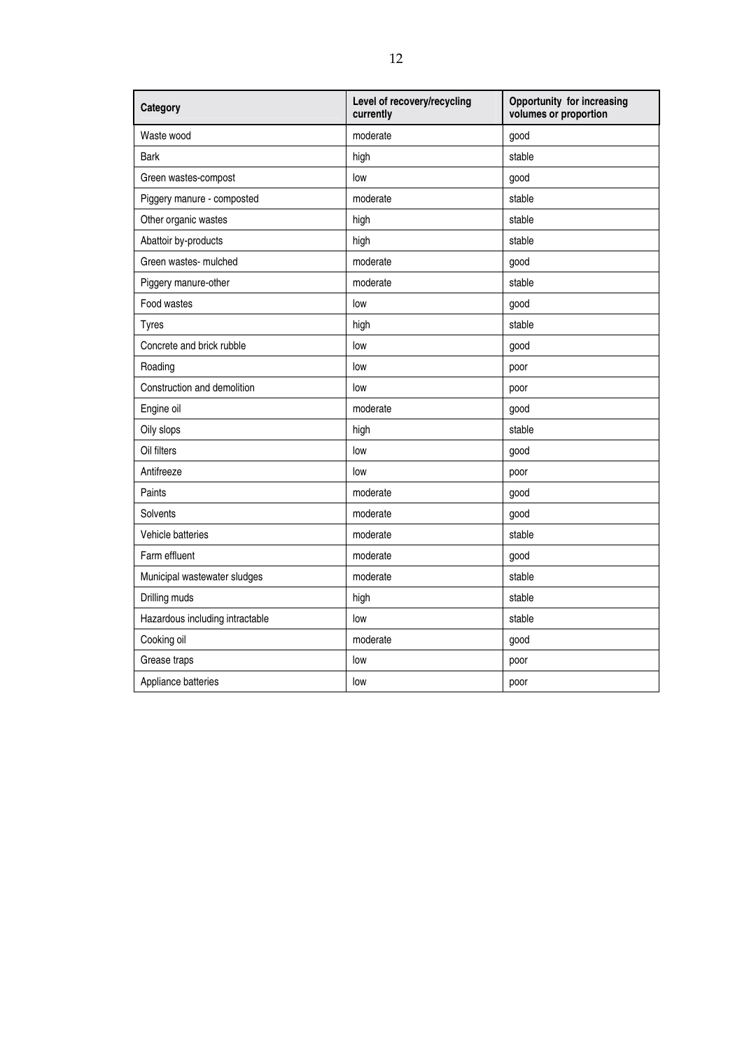| Category | Level of recovery/recycling currently | Opportunity for increasing volumes or proportion |
| --- | --- | --- |
| Waste wood | moderate | good |
| Bark | high | stable |
| Green wastes-compost | low | good |
| Piggery manure - composted | moderate | stable |
| Other organic wastes | high | stable |
| Abattoir by-products | high | stable |
| Green wastes- mulched | moderate | good |
| Piggery manure-other | moderate | stable |
| Food wastes | low | good |
| Tyres | high | stable |
| Concrete and brick rubble | low | good |
| Roading | low | poor |
| Construction and demolition | low | poor |
| Engine oil | moderate | good |
| Oily slops | high | stable |
| Oil filters | low | good |
| Antifreeze | low | poor |
| Paints | moderate | good |
| Solvents | moderate | good |
| Vehicle batteries | moderate | stable |
| Farm effluent | moderate | good |
| Municipal wastewater sludges | moderate | stable |
| Drilling muds | high | stable |
| Hazardous including intractable | low | stable |
| Cooking oil | moderate | good |
| Grease traps | low | poor |
| Appliance batteries | low | poor |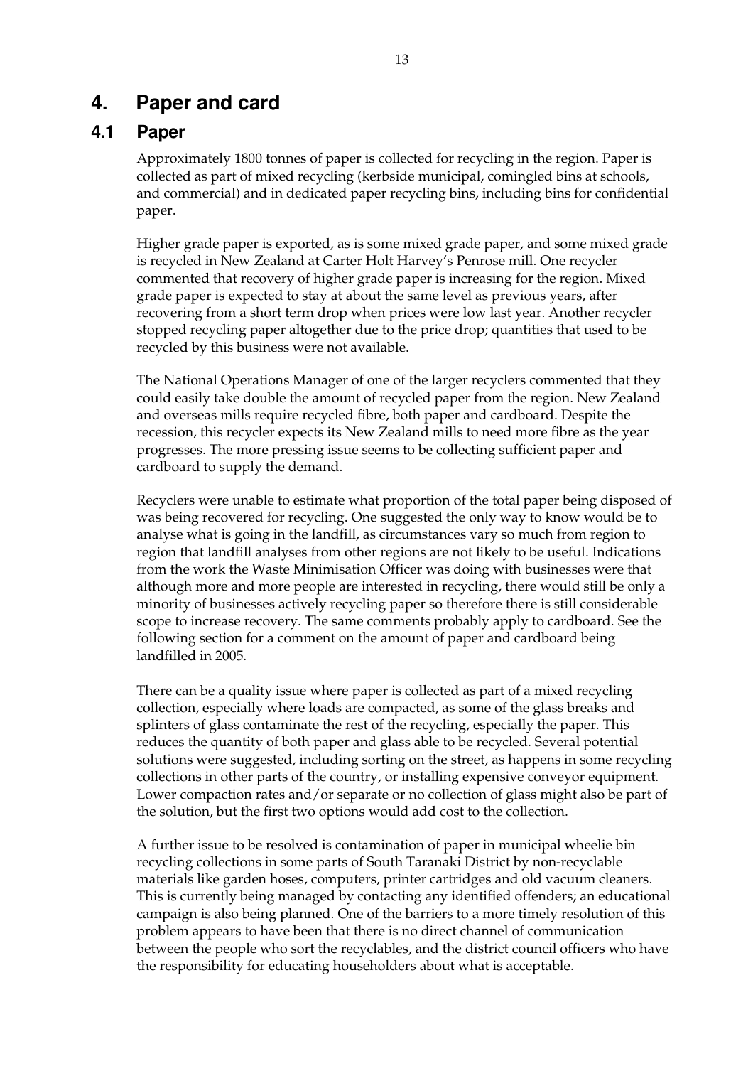# 4. Paper and card

## 4.1 Paper

Approximately 1800 tonnes of paper is collected for recycling in the region. Paper is collected as part of mixed recycling (kerbside municipal, comingled bins at schools, and commercial) and in dedicated paper recycling bins, including bins for confidential paper.

Higher grade paper is exported, as is some mixed grade paper, and some mixed grade is recycled in New Zealand at Carter Holt Harvey's Penrose mill. One recycler commented that recovery of higher grade paper is increasing for the region. Mixed grade paper is expected to stay at about the same level as previous years, after recovering from a short term drop when prices were low last year. Another recycler stopped recycling paper altogether due to the price drop; quantities that used to be recycled by this business were not available.

The National Operations Manager of one of the larger recyclers commented that they could easily take double the amount of recycled paper from the region. New Zealand and overseas mills require recycled fibre, both paper and cardboard. Despite the recession, this recycler expects its New Zealand mills to need more fibre as the year progresses. The more pressing issue seems to be collecting sufficient paper and cardboard to supply the demand.

Recyclers were unable to estimate what proportion of the total paper being disposed of was being recovered for recycling. One suggested the only way to know would be to analyse what is going in the landfill, as circumstances vary so much from region to region that landfill analyses from other regions are not likely to be useful. Indications from the work the Waste Minimisation Officer was doing with businesses were that although more and more people are interested in recycling, there would still be only a minority of businesses actively recycling paper so therefore there is still considerable scope to increase recovery. The same comments probably apply to cardboard. See the following section for a comment on the amount of paper and cardboard being landfilled in 2005.

There can be a quality issue where paper is collected as part of a mixed recycling collection, especially where loads are compacted, as some of the glass breaks and splinters of glass contaminate the rest of the recycling, especially the paper. This reduces the quantity of both paper and glass able to be recycled. Several potential solutions were suggested, including sorting on the street, as happens in some recycling collections in other parts of the country, or installing expensive conveyor equipment. Lower compaction rates and/or separate or no collection of glass might also be part of the solution, but the first two options would add cost to the collection.

A further issue to be resolved is contamination of paper in municipal wheelie bin recycling collections in some parts of South Taranaki District by non-recyclable materials like garden hoses, computers, printer cartridges and old vacuum cleaners. This is currently being managed by contacting any identified offenders; an educational campaign is also being planned. One of the barriers to a more timely resolution of this problem appears to have been that there is no direct channel of communication between the people who sort the recyclables, and the district council officers who have the responsibility for educating householders about what is acceptable.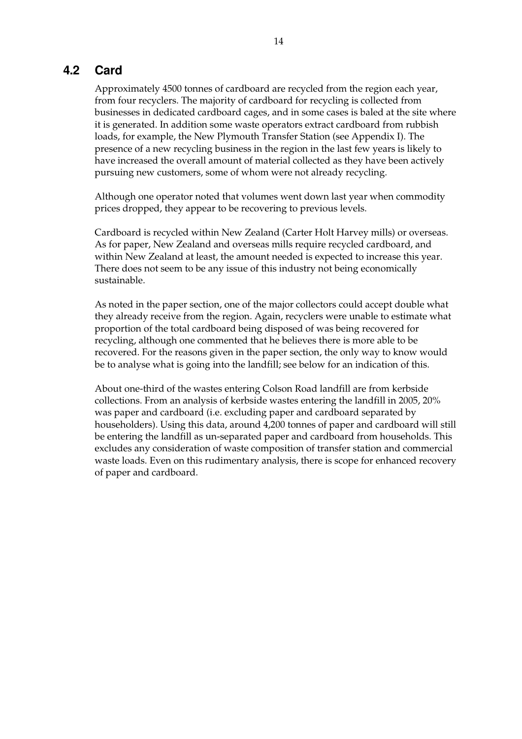## 4.2 Card

Approximately 4500 tonnes of cardboard are recycled from the region each year, from four recyclers. The majority of cardboard for recycling is collected from businesses in dedicated cardboard cages, and in some cases is baled at the site where it is generated. In addition some waste operators extract cardboard from rubbish loads, for example, the New Plymouth Transfer Station (see Appendix I). The presence of a new recycling business in the region in the last few years is likely to have increased the overall amount of material collected as they have been actively pursuing new customers, some of whom were not already recycling.

Although one operator noted that volumes went down last year when commodity prices dropped, they appear to be recovering to previous levels.

Cardboard is recycled within New Zealand (Carter Holt Harvey mills) or overseas. As for paper, New Zealand and overseas mills require recycled cardboard, and within New Zealand at least, the amount needed is expected to increase this year. There does not seem to be any issue of this industry not being economically sustainable.

As noted in the paper section, one of the major collectors could accept double what they already receive from the region. Again, recyclers were unable to estimate what proportion of the total cardboard being disposed of was being recovered for recycling, although one commented that he believes there is more able to be recovered. For the reasons given in the paper section, the only way to know would be to analyse what is going into the landfill; see below for an indication of this.

About one-third of the wastes entering Colson Road landfill are from kerbside collections. From an analysis of kerbside wastes entering the landfill in 2005, 20% was paper and cardboard (i.e. excluding paper and cardboard separated by householders). Using this data, around 4,200 tonnes of paper and cardboard will still be entering the landfill as un-separated paper and cardboard from households. This excludes any consideration of waste composition of transfer station and commercial waste loads. Even on this rudimentary analysis, there is scope for enhanced recovery of paper and cardboard.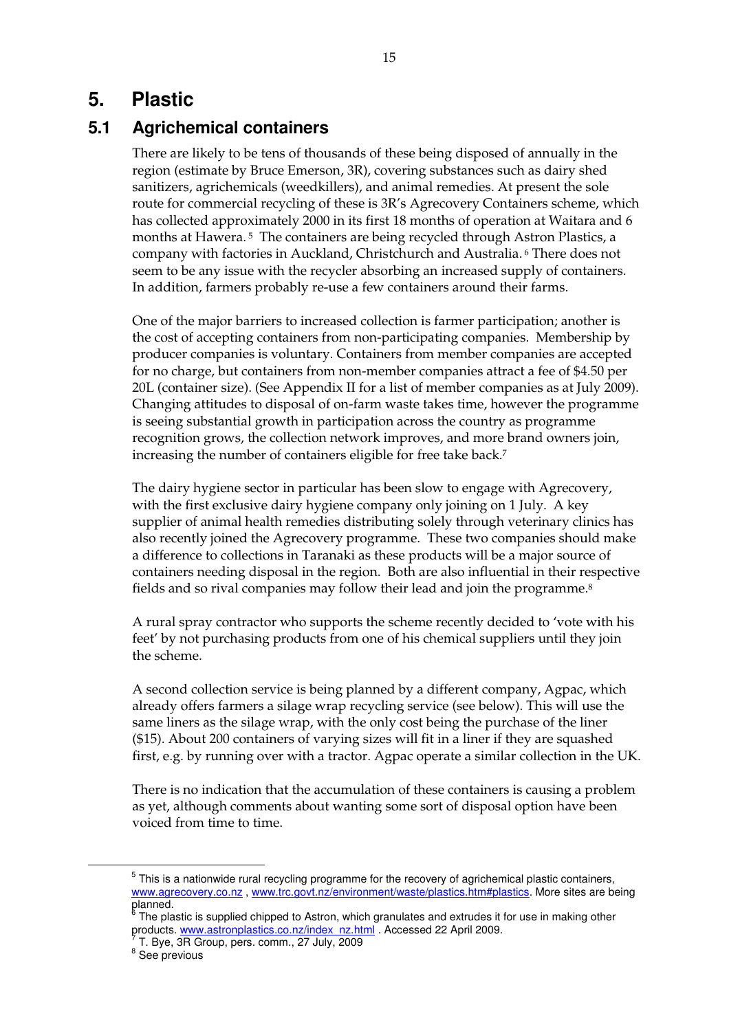# 5. Plastic

## 5.1 Agrichemical containers

There are likely to be tens of thousands of these being disposed of annually in the region (estimate by Bruce Emerson, 3R), covering substances such as dairy shed sanitizers, agrichemicals (weedkillers), and animal remedies. At present the sole route for commercial recycling of these is 3R's Agrecovery Containers scheme, which has collected approximately 2000 in its first 18 months of operation at Waitara and 6 months at Hawera.[5] The containers are being recycled through Astron Plastics, a company with factories in Auckland, Christchurch and Australia.[6] There does not seem to be any issue with the recycler absorbing an increased supply of containers. In addition, farmers probably re-use a few containers around their farms.

One of the major barriers to increased collection is farmer participation; another is the cost of accepting containers from non-participating companies. Membership by producer companies is voluntary. Containers from member companies are accepted for no charge, but containers from non-member companies attract a fee of $4.50 per 20L (container size). (See Appendix II for a list of member companies as at July 2009). Changing attitudes to disposal of on-farm waste takes time, however the programme is seeing substantial growth in participation across the country as programme recognition grows, the collection network improves, and more brand owners join, increasing the number of containers eligible for free take back.[7]

The dairy hygiene sector in particular has been slow to engage with Agrecovery, with the first exclusive dairy hygiene company only joining on 1 July. A key supplier of animal health remedies distributing solely through veterinary clinics has also recently joined the Agrecovery programme. These two companies should make a difference to collections in Taranaki as these products will be a major source of containers needing disposal in the region. Both are also influential in their respective fields and so rival companies may follow their lead and join the programme.[8]

A rural spray contractor who supports the scheme recently decided to 'vote with his feet' by not purchasing products from one of his chemical suppliers until they join the scheme.

A second collection service is being planned by a different company, Agpac, which already offers farmers a silage wrap recycling service (see below). This will use the same liners as the silage wrap, with the only cost being the purchase of the liner ($15). About 200 containers of varying sizes will fit in a liner if they are squashed first, e.g. by running over with a tractor. Agpac operate a similar collection in the UK.

There is no indication that the accumulation of these containers is causing a problem as yet, although comments about wanting some sort of disposal option have been voiced from time to time.

---

[5] This is a nationwide rural recycling programme for the recovery of agrichemical plastic containers, www.agrecovery.co.nz , www.trc.govt.nz/environment/waste/plastics.htm#plastics. More sites are being planned.

[6] The plastic is supplied chipped to Astron, which granulates and extrudes it for use in making other products. www.astronplastics.co.nz/index_nz.html . Accessed 22 April 2009.

[7] T. Bye, 3R Group, pers. comm., 27 July, 2009

[8] See previous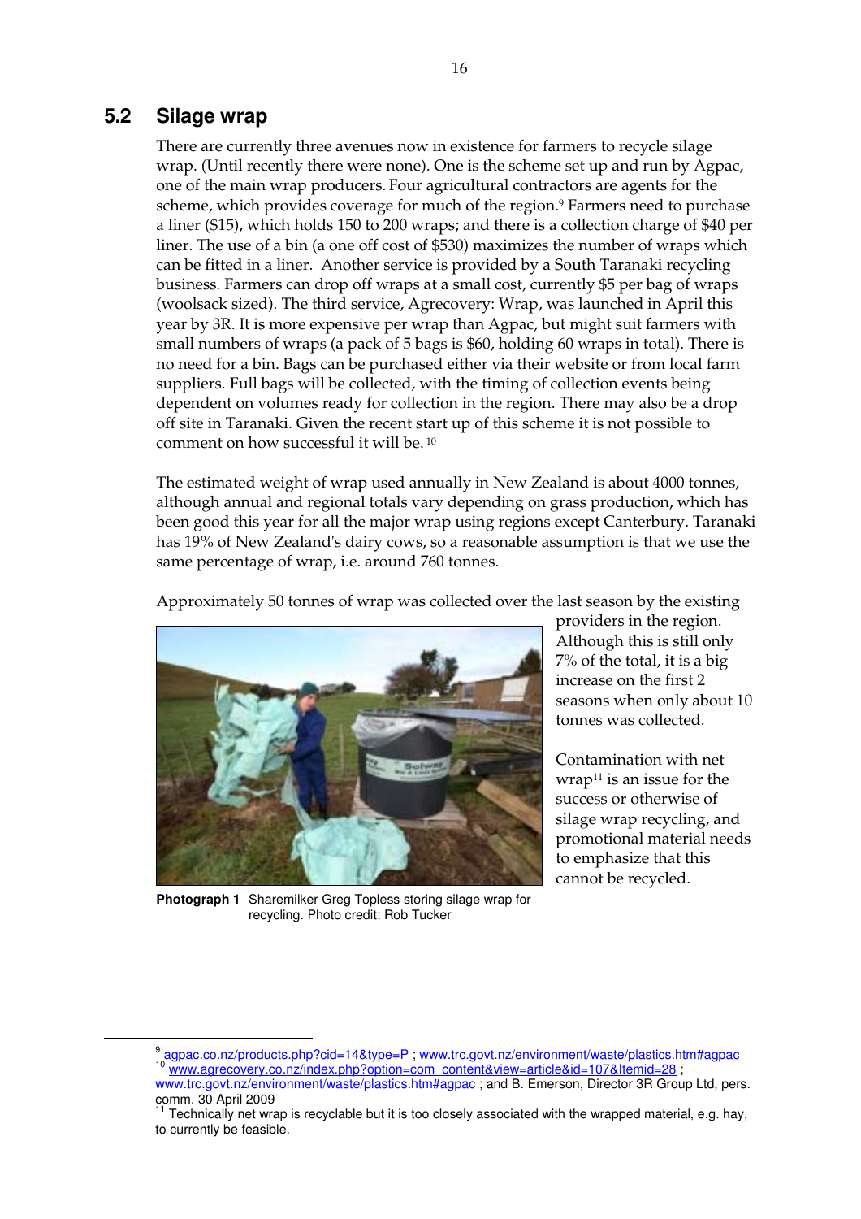## 5.2 Silage wrap

There are currently three avenues now in existence for farmers to recycle silage wrap. (Until recently there were none). One is the scheme set up and run by Agpac, one of the main wrap producers. Four agricultural contractors are agents for the scheme, which provides coverage for much of the region.[9] Farmers need to purchase a liner ($15), which holds 150 to 200 wraps; and there is a collection charge of $40 per liner. The use of a bin (a one off cost of $530) maximizes the number of wraps which can be fitted in a liner. Another service is provided by a South Taranaki recycling business. Farmers can drop off wraps at a small cost, currently $5 per bag of wraps (woolsack sized). The third service, Agrecovery: Wrap, was launched in April this year by 3R. It is more expensive per wrap than Agpac, but might suit farmers with small numbers of wraps (a pack of 5 bags is $60, holding 60 wraps in total). There is no need for a bin. Bags can be purchased either via their website or from local farm suppliers. Full bags will be collected, with the timing of collection events being dependent on volumes ready for collection in the region. There may also be a drop off site in Taranaki. Given the recent start up of this scheme it is not possible to comment on how successful it will be.[10]

The estimated weight of wrap used annually in New Zealand is about 4000 tonnes, although annual and regional totals vary depending on grass production, which has been good this year for all the major wrap using regions except Canterbury. Taranaki has 19% of New Zealand's dairy cows, so a reasonable assumption is that we use the same percentage of wrap, i.e. around 760 tonnes.

Approximately 50 tonnes of wrap was collected over the last season by the existing providers in the region. Although this is still only 7% of the total, it is a big increase on the first 2 seasons when only about 10 tonnes was collected.

**Photograph 1** Sharemilker Greg Topless storing silage wrap for recycling. Photo credit: Rob Tucker

Contamination with net wrap[11] is an issue for the success or otherwise of silage wrap recycling, and promotional material needs to emphasize that this cannot be recycled.

---

[9] agpac.co.nz/products.php?cid=14&type=P ; www.trc.govt.nz/environment/waste/plastics.htm#agpac

[10] www.agrecovery.co.nz/index.php?option=com_content&view=article&id=107&Itemid=28 ; www.trc.govt.nz/environment/waste/plastics.htm#agpac ; and B. Emerson, Director 3R Group Ltd, pers. comm. 30 April 2009

[11] Technically net wrap is recyclable but it is too closely associated with the wrapped material, e.g. hay, to currently be feasible.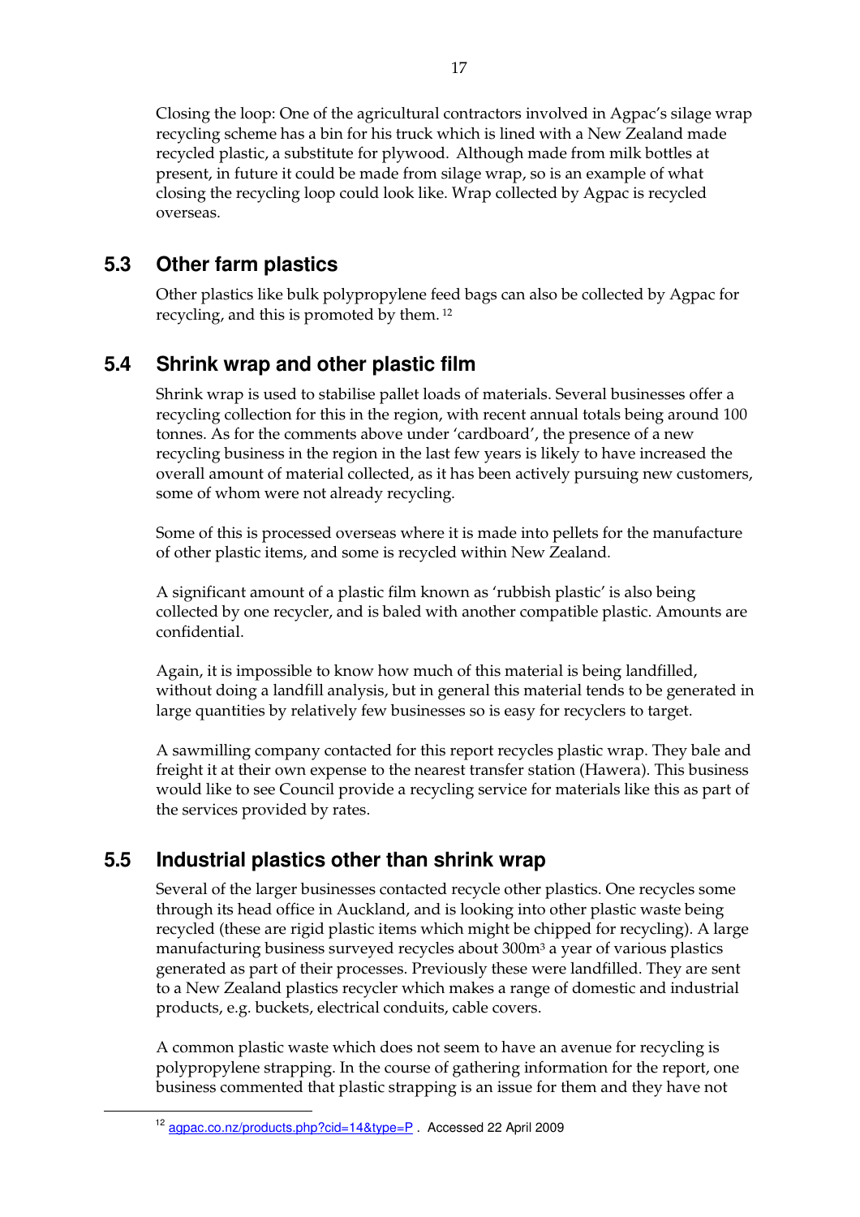Closing the loop: One of the agricultural contractors involved in Agpac's silage wrap recycling scheme has a bin for his truck which is lined with a New Zealand made recycled plastic, a substitute for plywood. Although made from milk bottles at present, in future it could be made from silage wrap, so is an example of what closing the recycling loop could look like. Wrap collected by Agpac is recycled overseas.

## 5.3 Other farm plastics

Other plastics like bulk polypropylene feed bags can also be collected by Agpac for recycling, and this is promoted by them. [12]

## 5.4 Shrink wrap and other plastic film

Shrink wrap is used to stabilise pallet loads of materials. Several businesses offer a recycling collection for this in the region, with recent annual totals being around 100 tonnes. As for the comments above under 'cardboard', the presence of a new recycling business in the region in the last few years is likely to have increased the overall amount of material collected, as it has been actively pursuing new customers, some of whom were not already recycling.

Some of this is processed overseas where it is made into pellets for the manufacture of other plastic items, and some is recycled within New Zealand.

A significant amount of a plastic film known as 'rubbish plastic' is also being collected by one recycler, and is baled with another compatible plastic. Amounts are confidential.

Again, it is impossible to know how much of this material is being landfilled, without doing a landfill analysis, but in general this material tends to be generated in large quantities by relatively few businesses so is easy for recyclers to target.

A sawmilling company contacted for this report recycles plastic wrap. They bale and freight it at their own expense to the nearest transfer station (Hawera). This business would like to see Council provide a recycling service for materials like this as part of the services provided by rates.

## 5.5 Industrial plastics other than shrink wrap

Several of the larger businesses contacted recycle other plastics. One recycles some through its head office in Auckland, and is looking into other plastic waste being recycled (these are rigid plastic items which might be chipped for recycling). A large manufacturing business surveyed recycles about 300m$^3$ a year of various plastics generated as part of their processes. Previously these were landfilled. They are sent to a New Zealand plastics recycler which makes a range of domestic and industrial products, e.g. buckets, electrical conduits, cable covers.

A common plastic waste which does not seem to have an avenue for recycling is polypropylene strapping. In the course of gathering information for the report, one business commented that plastic strapping is an issue for them and they have not

[12] agpac.co.nz/products.php?cid=14&type=P . Accessed 22 April 2009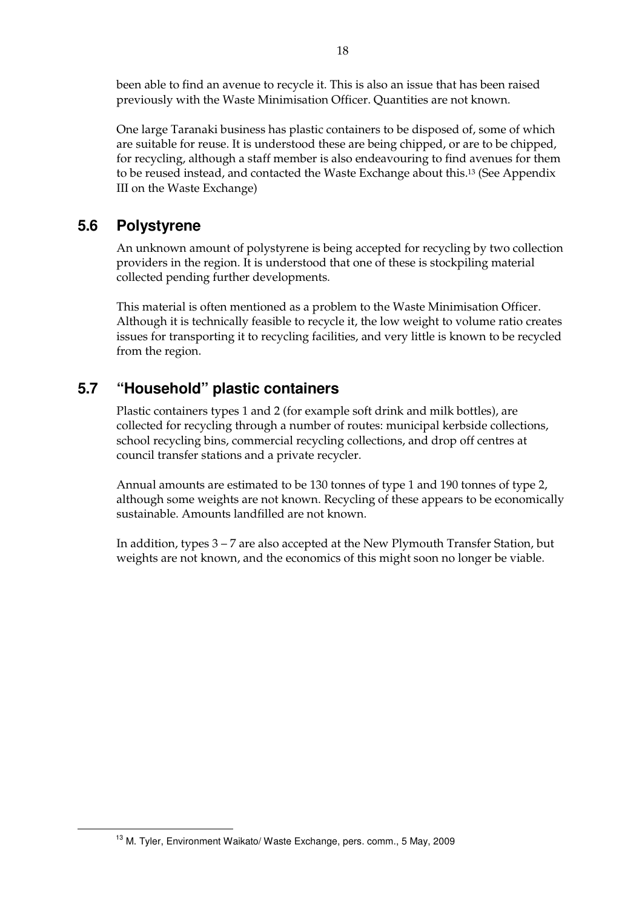been able to find an avenue to recycle it. This is also an issue that has been raised previously with the Waste Minimisation Officer. Quantities are not known.

One large Taranaki business has plastic containers to be disposed of, some of which are suitable for reuse. It is understood these are being chipped, or are to be chipped, for recycling, although a staff member is also endeavouring to find avenues for them to be reused instead, and contacted the Waste Exchange about this.[13] (See Appendix III on the Waste Exchange)

## 5.6 Polystyrene

An unknown amount of polystyrene is being accepted for recycling by two collection providers in the region. It is understood that one of these is stockpiling material collected pending further developments.

This material is often mentioned as a problem to the Waste Minimisation Officer. Although it is technically feasible to recycle it, the low weight to volume ratio creates issues for transporting it to recycling facilities, and very little is known to be recycled from the region.

## 5.7 "Household" plastic containers

Plastic containers types 1 and 2 (for example soft drink and milk bottles), are collected for recycling through a number of routes: municipal kerbside collections, school recycling bins, commercial recycling collections, and drop off centres at council transfer stations and a private recycler.

Annual amounts are estimated to be 130 tonnes of type 1 and 190 tonnes of type 2, although some weights are not known. Recycling of these appears to be economically sustainable. Amounts landfilled are not known.

In addition, types 3 – 7 are also accepted at the New Plymouth Transfer Station, but weights are not known, and the economics of this might soon no longer be viable.

[13] M. Tyler, Environment Waikato/ Waste Exchange, pers. comm., 5 May, 2009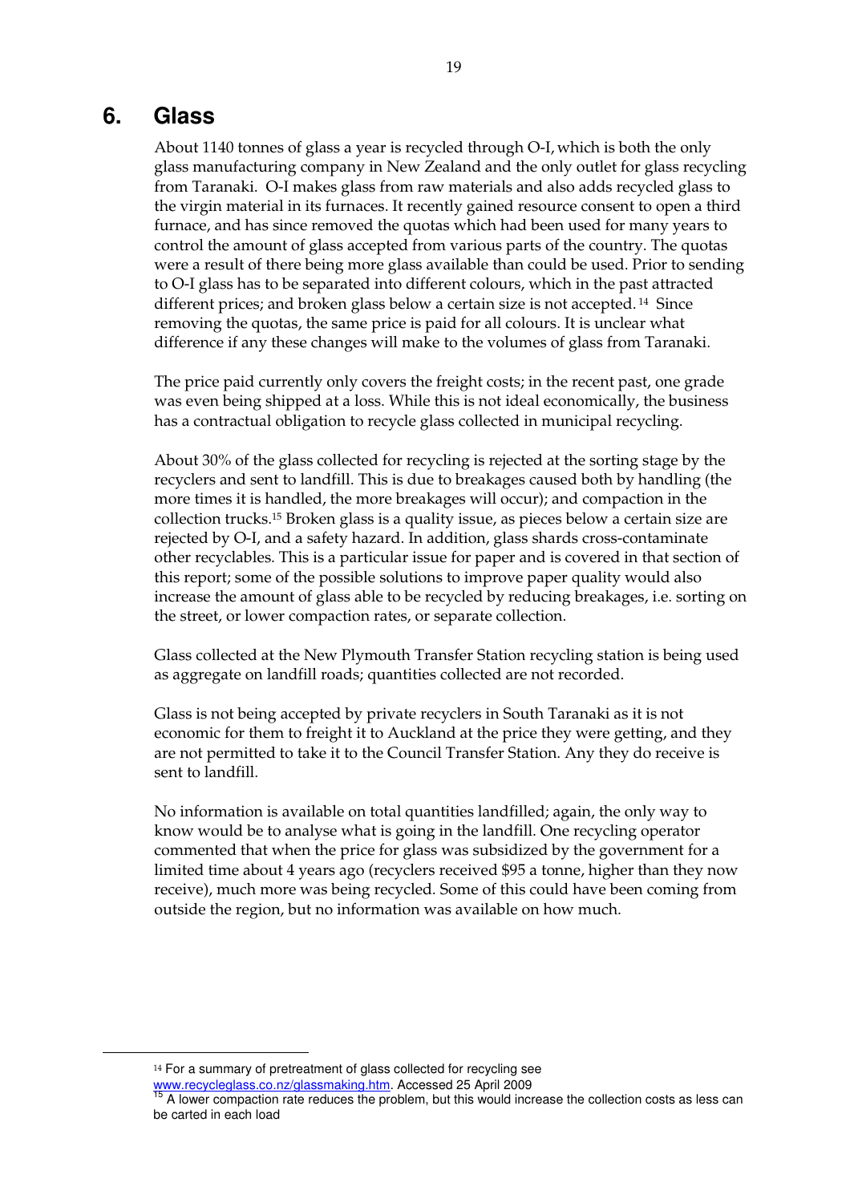# 6. Glass

About 1140 tonnes of glass a year is recycled through O-I, which is both the only glass manufacturing company in New Zealand and the only outlet for glass recycling from Taranaki. O-I makes glass from raw materials and also adds recycled glass to the virgin material in its furnaces. It recently gained resource consent to open a third furnace, and has since removed the quotas which had been used for many years to control the amount of glass accepted from various parts of the country. The quotas were a result of there being more glass available than could be used. Prior to sending to O-I glass has to be separated into different colours, which in the past attracted different prices; and broken glass below a certain size is not accepted.[14] Since removing the quotas, the same price is paid for all colours. It is unclear what difference if any these changes will make to the volumes of glass from Taranaki.

The price paid currently only covers the freight costs; in the recent past, one grade was even being shipped at a loss. While this is not ideal economically, the business has a contractual obligation to recycle glass collected in municipal recycling.

About 30% of the glass collected for recycling is rejected at the sorting stage by the recyclers and sent to landfill. This is due to breakages caused both by handling (the more times it is handled, the more breakages will occur); and compaction in the collection trucks.[15] Broken glass is a quality issue, as pieces below a certain size are rejected by O-I, and a safety hazard. In addition, glass shards cross-contaminate other recyclables. This is a particular issue for paper and is covered in that section of this report; some of the possible solutions to improve paper quality would also increase the amount of glass able to be recycled by reducing breakages, i.e. sorting on the street, or lower compaction rates, or separate collection.

Glass collected at the New Plymouth Transfer Station recycling station is being used as aggregate on landfill roads; quantities collected are not recorded.

Glass is not being accepted by private recyclers in South Taranaki as it is not economic for them to freight it to Auckland at the price they were getting, and they are not permitted to take it to the Council Transfer Station. Any they do receive is sent to landfill.

No information is available on total quantities landfilled; again, the only way to know would be to analyse what is going in the landfill. One recycling operator commented that when the price for glass was subsidized by the government for a limited time about 4 years ago (recyclers received $95 a tonne, higher than they now receive), much more was being recycled. Some of this could have been coming from outside the region, but no information was available on how much.

---

[14] For a summary of pretreatment of glass collected for recycling see www.recycleglass.co.nz/glassmaking.htm. Accessed 25 April 2009

[15] A lower compaction rate reduces the problem, but this would increase the collection costs as less can be carted in each load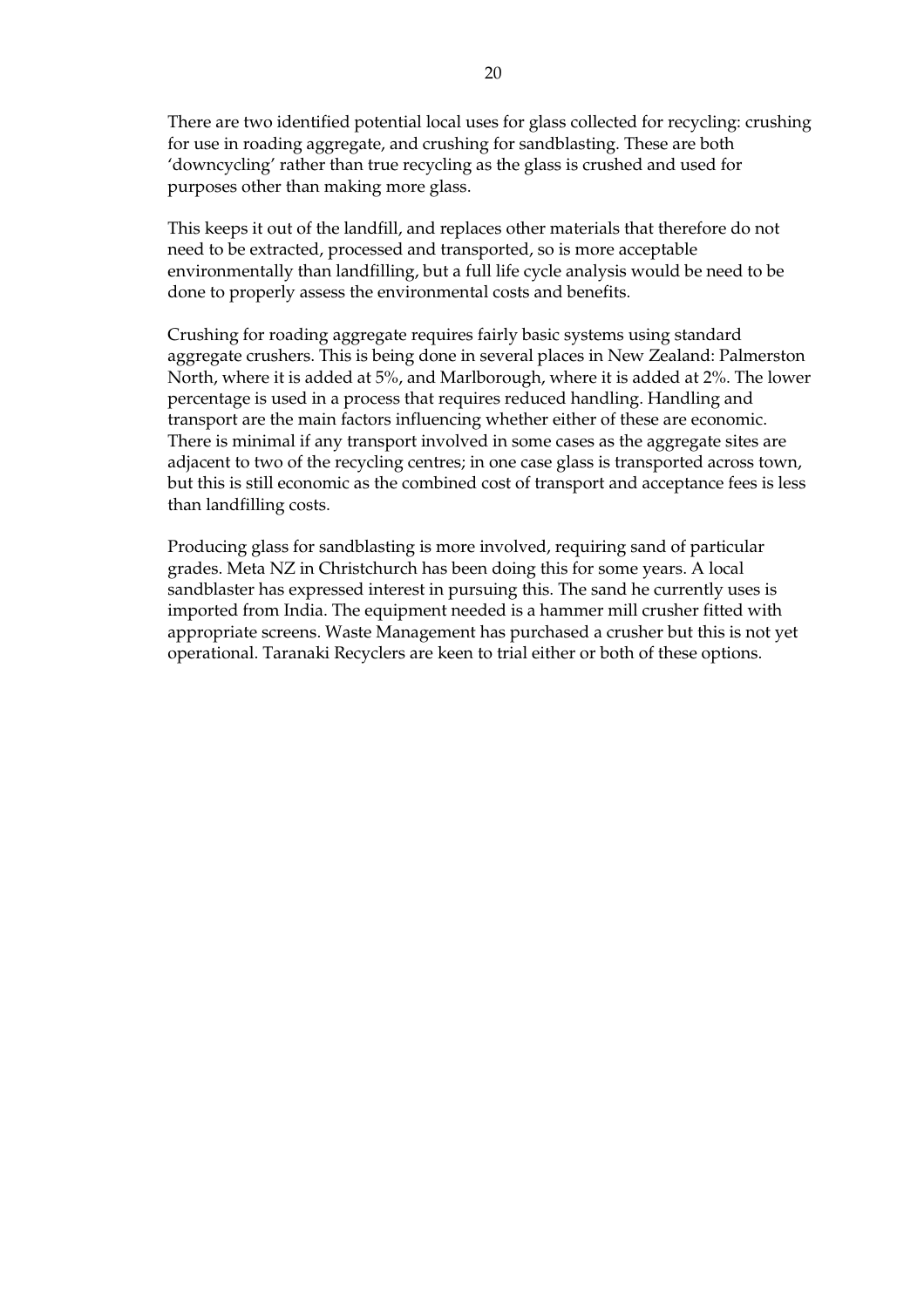There are two identified potential local uses for glass collected for recycling: crushing for use in roading aggregate, and crushing for sandblasting. These are both 'downcycling' rather than true recycling as the glass is crushed and used for purposes other than making more glass.

This keeps it out of the landfill, and replaces other materials that therefore do not need to be extracted, processed and transported, so is more acceptable environmentally than landfilling, but a full life cycle analysis would be need to be done to properly assess the environmental costs and benefits.

Crushing for roading aggregate requires fairly basic systems using standard aggregate crushers. This is being done in several places in New Zealand: Palmerston North, where it is added at 5%, and Marlborough, where it is added at 2%. The lower percentage is used in a process that requires reduced handling. Handling and transport are the main factors influencing whether either of these are economic. There is minimal if any transport involved in some cases as the aggregate sites are adjacent to two of the recycling centres; in one case glass is transported across town, but this is still economic as the combined cost of transport and acceptance fees is less than landfilling costs.

Producing glass for sandblasting is more involved, requiring sand of particular grades. Meta NZ in Christchurch has been doing this for some years. A local sandblaster has expressed interest in pursuing this. The sand he currently uses is imported from India. The equipment needed is a hammer mill crusher fitted with appropriate screens. Waste Management has purchased a crusher but this is not yet operational. Taranaki Recyclers are keen to trial either or both of these options.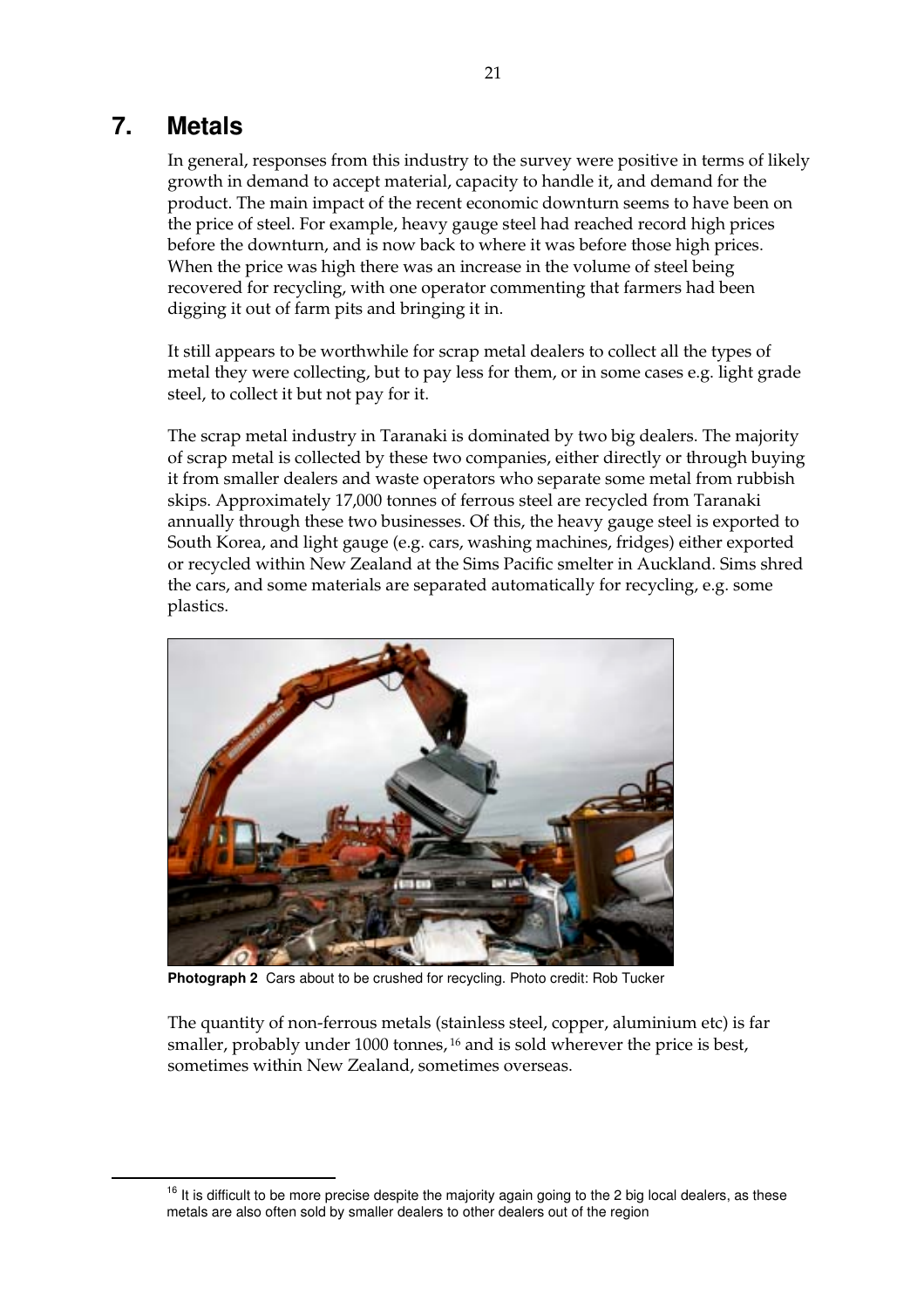# 7. Metals

In general, responses from this industry to the survey were positive in terms of likely growth in demand to accept material, capacity to handle it, and demand for the product. The main impact of the recent economic downturn seems to have been on the price of steel. For example, heavy gauge steel had reached record high prices before the downturn, and is now back to where it was before those high prices. When the price was high there was an increase in the volume of steel being recovered for recycling, with one operator commenting that farmers had been digging it out of farm pits and bringing it in.

It still appears to be worthwhile for scrap metal dealers to collect all the types of metal they were collecting, but to pay less for them, or in some cases e.g. light grade steel, to collect it but not pay for it.

The scrap metal industry in Taranaki is dominated by two big dealers. The majority of scrap metal is collected by these two companies, either directly or through buying it from smaller dealers and waste operators who separate some metal from rubbish skips. Approximately 17,000 tonnes of ferrous steel are recycled from Taranaki annually through these two businesses. Of this, the heavy gauge steel is exported to South Korea, and light gauge (e.g. cars, washing machines, fridges) either exported or recycled within New Zealand at the Sims Pacific smelter in Auckland. Sims shred the cars, and some materials are separated automatically for recycling, e.g. some plastics.

**Photograph 2** Cars about to be crushed for recycling. Photo credit: Rob Tucker

The quantity of non-ferrous metals (stainless steel, copper, aluminium etc) is far smaller, probably under 1000 tonnes,[16] and is sold wherever the price is best, sometimes within New Zealand, sometimes overseas.

[16] It is difficult to be more precise despite the majority again going to the 2 big local dealers, as these metals are also often sold by smaller dealers to other dealers out of the region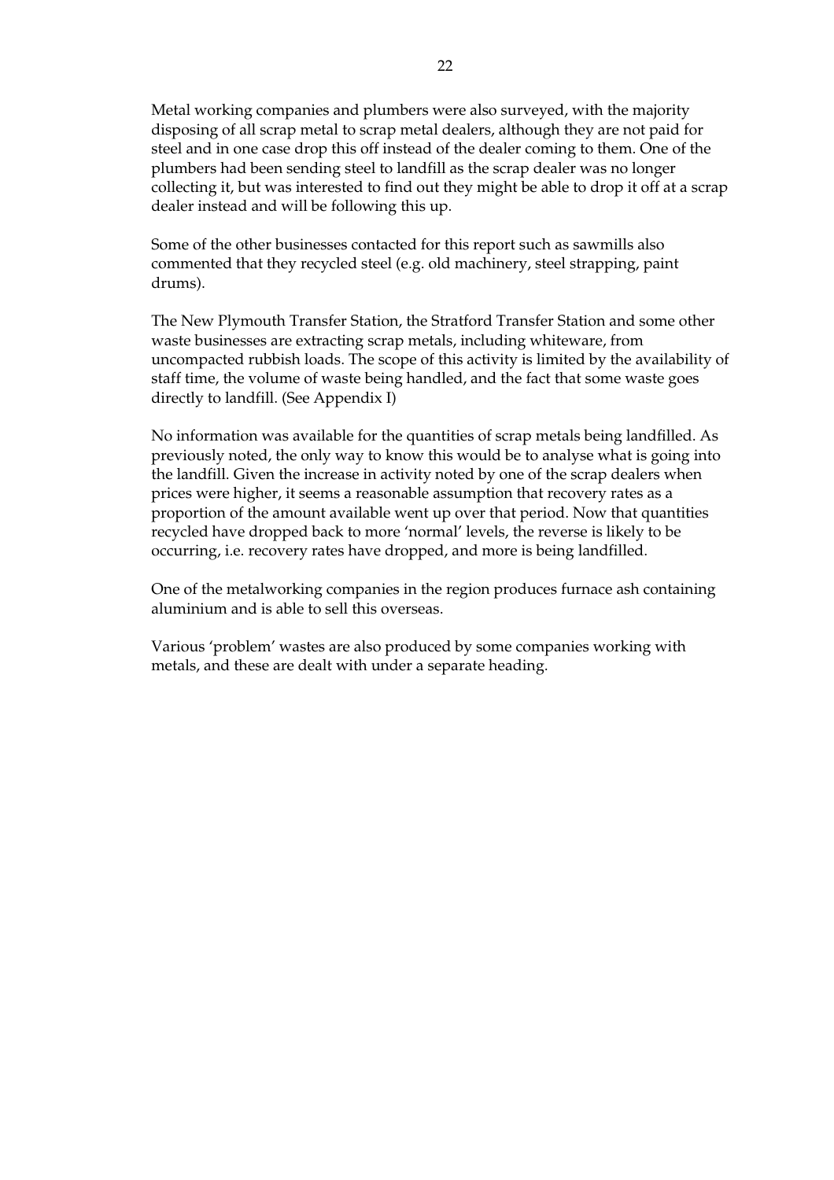Metal working companies and plumbers were also surveyed, with the majority disposing of all scrap metal to scrap metal dealers, although they are not paid for steel and in one case drop this off instead of the dealer coming to them. One of the plumbers had been sending steel to landfill as the scrap dealer was no longer collecting it, but was interested to find out they might be able to drop it off at a scrap dealer instead and will be following this up.

Some of the other businesses contacted for this report such as sawmills also commented that they recycled steel (e.g. old machinery, steel strapping, paint drums).

The New Plymouth Transfer Station, the Stratford Transfer Station and some other waste businesses are extracting scrap metals, including whiteware, from uncompacted rubbish loads. The scope of this activity is limited by the availability of staff time, the volume of waste being handled, and the fact that some waste goes directly to landfill. (See Appendix I)

No information was available for the quantities of scrap metals being landfilled. As previously noted, the only way to know this would be to analyse what is going into the landfill. Given the increase in activity noted by one of the scrap dealers when prices were higher, it seems a reasonable assumption that recovery rates as a proportion of the amount available went up over that period. Now that quantities recycled have dropped back to more 'normal' levels, the reverse is likely to be occurring, i.e. recovery rates have dropped, and more is being landfilled.

One of the metalworking companies in the region produces furnace ash containing aluminium and is able to sell this overseas.

Various 'problem' wastes are also produced by some companies working with metals, and these are dealt with under a separate heading.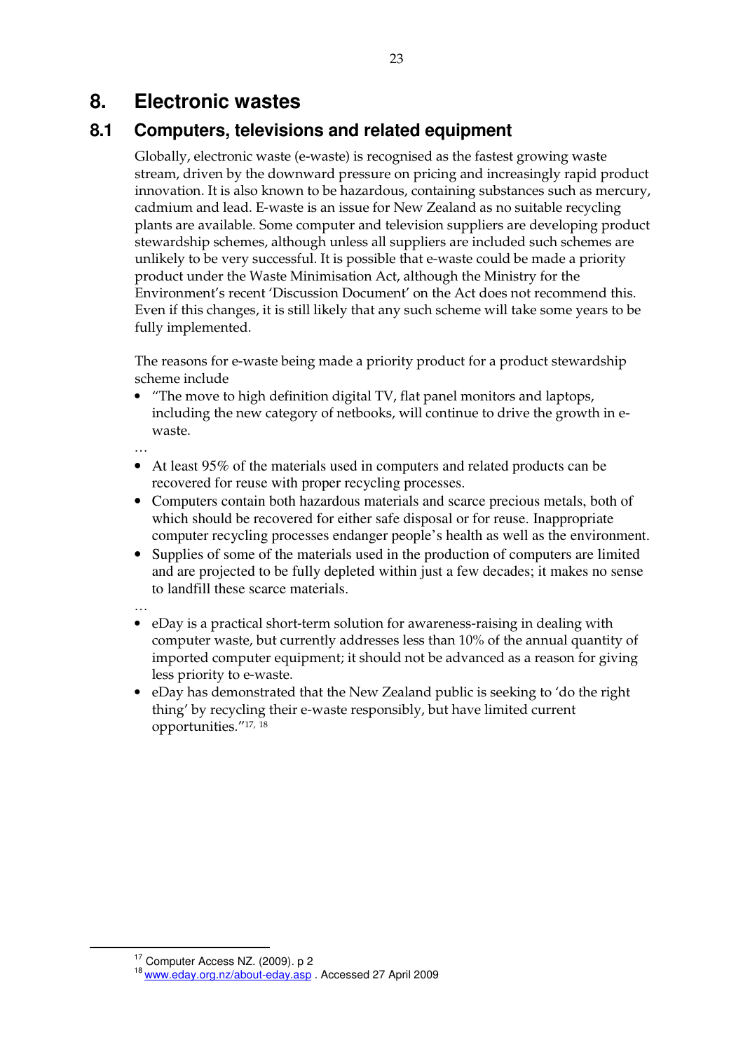# 8. Electronic wastes

## 8.1 Computers, televisions and related equipment

Globally, electronic waste (e-waste) is recognised as the fastest growing waste stream, driven by the downward pressure on pricing and increasingly rapid product innovation. It is also known to be hazardous, containing substances such as mercury, cadmium and lead. E-waste is an issue for New Zealand as no suitable recycling plants are available. Some computer and television suppliers are developing product stewardship schemes, although unless all suppliers are included such schemes are unlikely to be very successful. It is possible that e-waste could be made a priority product under the Waste Minimisation Act, although the Ministry for the Environment's recent 'Discussion Document' on the Act does not recommend this. Even if this changes, it is still likely that any such scheme will take some years to be fully implemented.

The reasons for e-waste being made a priority product for a product stewardship scheme include

- "The move to high definition digital TV, flat panel monitors and laptops, including the new category of netbooks, will continue to drive the growth in e-waste.

…

- At least 95% of the materials used in computers and related products can be recovered for reuse with proper recycling processes.
- Computers contain both hazardous materials and scarce precious metals, both of which should be recovered for either safe disposal or for reuse. Inappropriate computer recycling processes endanger people's health as well as the environment.
- Supplies of some of the materials used in the production of computers are limited and are projected to be fully depleted within just a few decades; it makes no sense to landfill these scarce materials.

…

- eDay is a practical short-term solution for awareness-raising in dealing with computer waste, but currently addresses less than 10% of the annual quantity of imported computer equipment; it should not be advanced as a reason for giving less priority to e-waste.
- eDay has demonstrated that the New Zealand public is seeking to 'do the right thing' by recycling their e-waste responsibly, but have limited current opportunities."[17, 18]

---

[17] Computer Access NZ. (2009). p 2

[18] www.eday.org.nz/about-eday.asp . Accessed 27 April 2009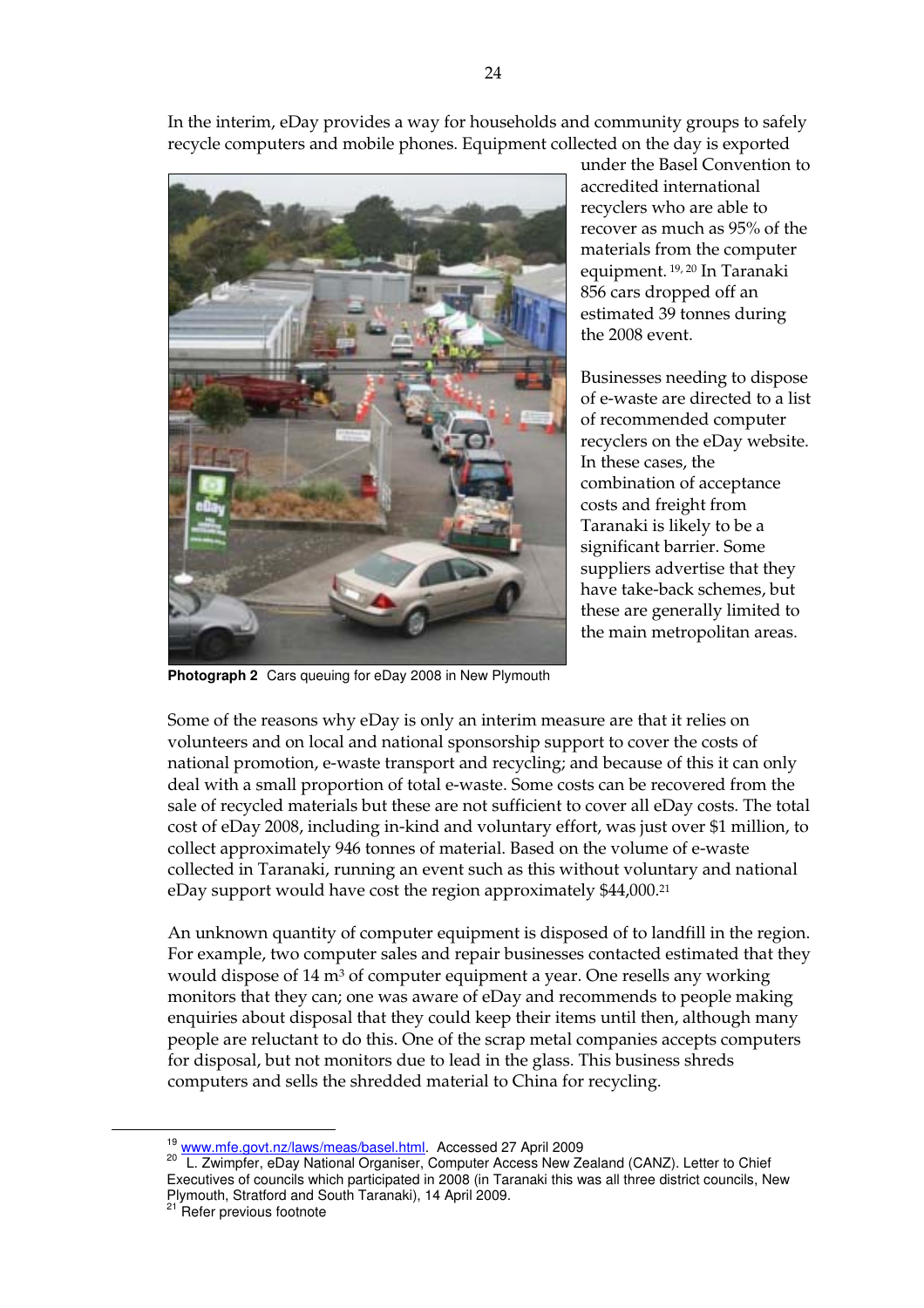In the interim, eDay provides a way for households and community groups to safely recycle computers and mobile phones. Equipment collected on the day is exported under the Basel Convention to accredited international recyclers who are able to recover as much as 95% of the materials from the computer equipment. [19, 20] In Taranaki 856 cars dropped off an estimated 39 tonnes during the 2008 event.

Businesses needing to dispose of e-waste are directed to a list of recommended computer recyclers on the eDay website. In these cases, the combination of acceptance costs and freight from Taranaki is likely to be a significant barrier. Some suppliers advertise that they have take-back schemes, but these are generally limited to the main metropolitan areas.

**Photograph 2** Cars queuing for eDay 2008 in New Plymouth

Some of the reasons why eDay is only an interim measure are that it relies on volunteers and on local and national sponsorship support to cover the costs of national promotion, e-waste transport and recycling; and because of this it can only deal with a small proportion of total e-waste. Some costs can be recovered from the sale of recycled materials but these are not sufficient to cover all eDay costs. The total cost of eDay 2008, including in-kind and voluntary effort, was just over $1 million, to collect approximately 946 tonnes of material. Based on the volume of e-waste collected in Taranaki, running an event such as this without voluntary and national eDay support would have cost the region approximately $44,000.[21]

An unknown quantity of computer equipment is disposed of to landfill in the region. For example, two computer sales and repair businesses contacted estimated that they would dispose of 14 m$^3$ of computer equipment a year. One resells any working monitors that they can; one was aware of eDay and recommends to people making enquiries about disposal that they could keep their items until then, although many people are reluctant to do this. One of the scrap metal companies accepts computers for disposal, but not monitors due to lead in the glass. This business shreds computers and sells the shredded material to China for recycling.

---

[19] www.mfe.govt.nz/laws/meas/basel.html. Accessed 27 April 2009

[20] L. Zwimpfer, eDay National Organiser, Computer Access New Zealand (CANZ). Letter to Chief Executives of councils which participated in 2008 (in Taranaki this was all three district councils, New Plymouth, Stratford and South Taranaki), 14 April 2009.

[21] Refer previous footnote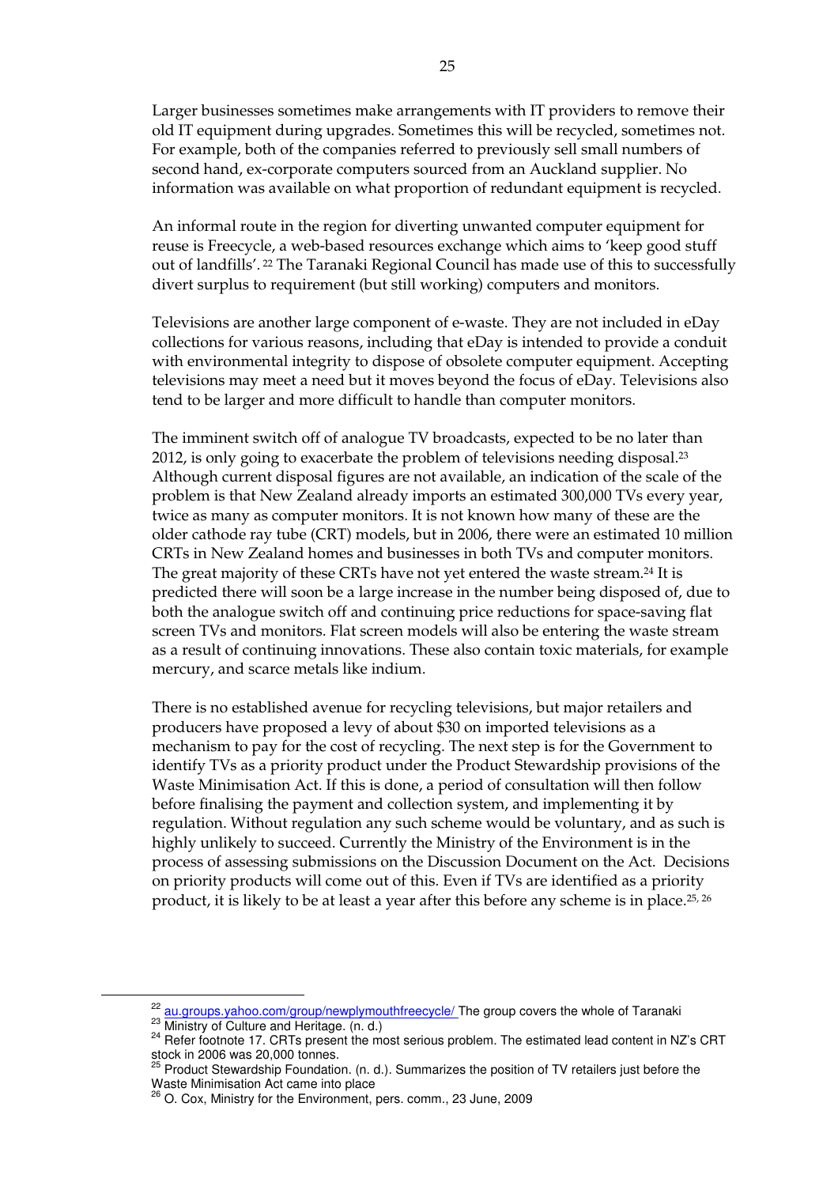Larger businesses sometimes make arrangements with IT providers to remove their old IT equipment during upgrades. Sometimes this will be recycled, sometimes not. For example, both of the companies referred to previously sell small numbers of second hand, ex-corporate computers sourced from an Auckland supplier. No information was available on what proportion of redundant equipment is recycled.

An informal route in the region for diverting unwanted computer equipment for reuse is Freecycle, a web-based resources exchange which aims to 'keep good stuff out of landfills'. [22] The Taranaki Regional Council has made use of this to successfully divert surplus to requirement (but still working) computers and monitors.

Televisions are another large component of e-waste. They are not included in eDay collections for various reasons, including that eDay is intended to provide a conduit with environmental integrity to dispose of obsolete computer equipment. Accepting televisions may meet a need but it moves beyond the focus of eDay. Televisions also tend to be larger and more difficult to handle than computer monitors.

The imminent switch off of analogue TV broadcasts, expected to be no later than 2012, is only going to exacerbate the problem of televisions needing disposal.[23] Although current disposal figures are not available, an indication of the scale of the problem is that New Zealand already imports an estimated 300,000 TVs every year, twice as many as computer monitors. It is not known how many of these are the older cathode ray tube (CRT) models, but in 2006, there were an estimated 10 million CRTs in New Zealand homes and businesses in both TVs and computer monitors. The great majority of these CRTs have not yet entered the waste stream.[24] It is predicted there will soon be a large increase in the number being disposed of, due to both the analogue switch off and continuing price reductions for space-saving flat screen TVs and monitors. Flat screen models will also be entering the waste stream as a result of continuing innovations. These also contain toxic materials, for example mercury, and scarce metals like indium.

There is no established avenue for recycling televisions, but major retailers and producers have proposed a levy of about $30 on imported televisions as a mechanism to pay for the cost of recycling. The next step is for the Government to identify TVs as a priority product under the Product Stewardship provisions of the Waste Minimisation Act. If this is done, a period of consultation will then follow before finalising the payment and collection system, and implementing it by regulation. Without regulation any such scheme would be voluntary, and as such is highly unlikely to succeed. Currently the Ministry of the Environment is in the process of assessing submissions on the Discussion Document on the Act. Decisions on priority products will come out of this. Even if TVs are identified as a priority product, it is likely to be at least a year after this before any scheme is in place.[25, 26]

---

[22] au.groups.yahoo.com/group/newplymouthfreecycle/ The group covers the whole of Taranaki

[23] Ministry of Culture and Heritage. (n. d.)

[24] Refer footnote 17. CRTs present the most serious problem. The estimated lead content in NZ's CRT stock in 2006 was 20,000 tonnes.

[25] Product Stewardship Foundation. (n. d.). Summarizes the position of TV retailers just before the Waste Minimisation Act came into place

[26] O. Cox, Ministry for the Environment, pers. comm., 23 June, 2009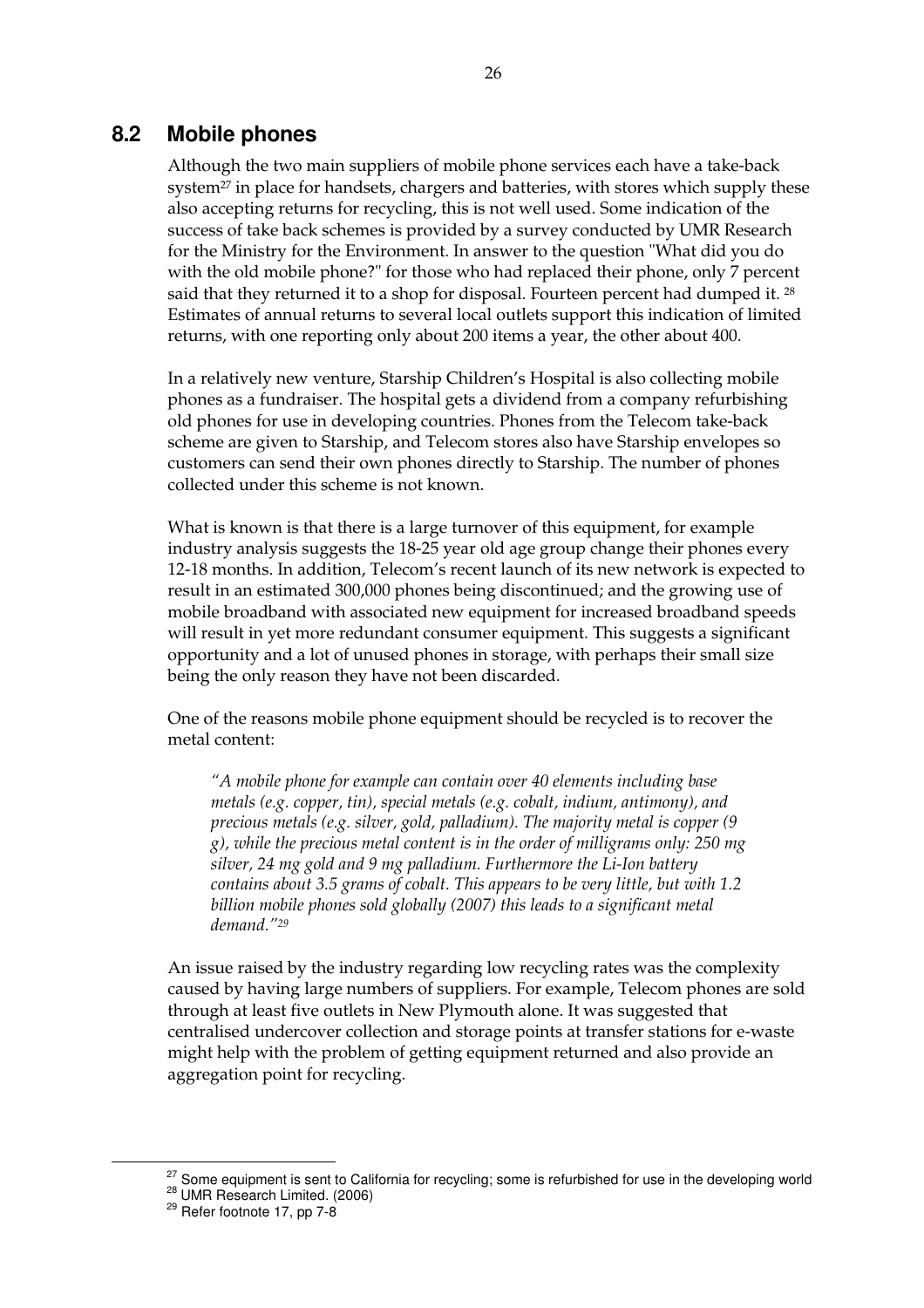## 8.2 Mobile phones

Although the two main suppliers of mobile phone services each have a take-back system[27] in place for handsets, chargers and batteries, with stores which supply these also accepting returns for recycling, this is not well used. Some indication of the success of take back schemes is provided by a survey conducted by UMR Research for the Ministry for the Environment. In answer to the question "What did you do with the old mobile phone?" for those who had replaced their phone, only 7 percent said that they returned it to a shop for disposal. Fourteen percent had dumped it. [28] Estimates of annual returns to several local outlets support this indication of limited returns, with one reporting only about 200 items a year, the other about 400.

In a relatively new venture, Starship Children's Hospital is also collecting mobile phones as a fundraiser. The hospital gets a dividend from a company refurbishing old phones for use in developing countries. Phones from the Telecom take-back scheme are given to Starship, and Telecom stores also have Starship envelopes so customers can send their own phones directly to Starship. The number of phones collected under this scheme is not known.

What is known is that there is a large turnover of this equipment, for example industry analysis suggests the 18-25 year old age group change their phones every 12-18 months. In addition, Telecom's recent launch of its new network is expected to result in an estimated 300,000 phones being discontinued; and the growing use of mobile broadband with associated new equipment for increased broadband speeds will result in yet more redundant consumer equipment. This suggests a significant opportunity and a lot of unused phones in storage, with perhaps their small size being the only reason they have not been discarded.

One of the reasons mobile phone equipment should be recycled is to recover the metal content:

> *"A mobile phone for example can contain over 40 elements including base metals (e.g. copper, tin), special metals (e.g. cobalt, indium, antimony), and precious metals (e.g. silver, gold, palladium). The majority metal is copper (9 g), while the precious metal content is in the order of milligrams only: 250 mg silver, 24 mg gold and 9 mg palladium. Furthermore the Li-Ion battery contains about 3.5 grams of cobalt. This appears to be very little, but with 1.2 billion mobile phones sold globally (2007) this leads to a significant metal demand."*[29]

An issue raised by the industry regarding low recycling rates was the complexity caused by having large numbers of suppliers. For example, Telecom phones are sold through at least five outlets in New Plymouth alone. It was suggested that centralised undercover collection and storage points at transfer stations for e-waste might help with the problem of getting equipment returned and also provide an aggregation point for recycling.

---

[27] Some equipment is sent to California for recycling; some is refurbished for use in the developing world

[28] UMR Research Limited. (2006)

[29] Refer footnote 17, pp 7-8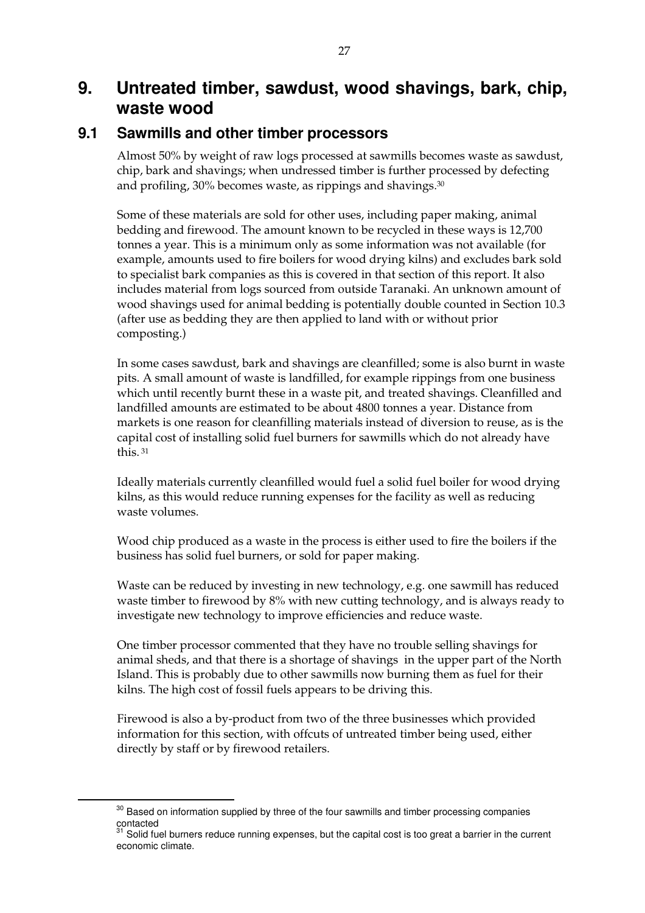# 9. Untreated timber, sawdust, wood shavings, bark, chip, waste wood

## 9.1 Sawmills and other timber processors

Almost 50% by weight of raw logs processed at sawmills becomes waste as sawdust, chip, bark and shavings; when undressed timber is further processed by defecting and profiling, 30% becomes waste, as rippings and shavings.[30]

Some of these materials are sold for other uses, including paper making, animal bedding and firewood. The amount known to be recycled in these ways is 12,700 tonnes a year. This is a minimum only as some information was not available (for example, amounts used to fire boilers for wood drying kilns) and excludes bark sold to specialist bark companies as this is covered in that section of this report. It also includes material from logs sourced from outside Taranaki. An unknown amount of wood shavings used for animal bedding is potentially double counted in Section 10.3 (after use as bedding they are then applied to land with or without prior composting.)

In some cases sawdust, bark and shavings are cleanfilled; some is also burnt in waste pits. A small amount of waste is landfilled, for example rippings from one business which until recently burnt these in a waste pit, and treated shavings. Cleanfilled and landfilled amounts are estimated to be about 4800 tonnes a year. Distance from markets is one reason for cleanfilling materials instead of diversion to reuse, as is the capital cost of installing solid fuel burners for sawmills which do not already have this.[31]

Ideally materials currently cleanfilled would fuel a solid fuel boiler for wood drying kilns, as this would reduce running expenses for the facility as well as reducing waste volumes.

Wood chip produced as a waste in the process is either used to fire the boilers if the business has solid fuel burners, or sold for paper making.

Waste can be reduced by investing in new technology, e.g. one sawmill has reduced waste timber to firewood by 8% with new cutting technology, and is always ready to investigate new technology to improve efficiencies and reduce waste.

One timber processor commented that they have no trouble selling shavings for animal sheds, and that there is a shortage of shavings in the upper part of the North Island. This is probably due to other sawmills now burning them as fuel for their kilns. The high cost of fossil fuels appears to be driving this.

Firewood is also a by-product from two of the three businesses which provided information for this section, with offcuts of untreated timber being used, either directly by staff or by firewood retailers.

---

[30] Based on information supplied by three of the four sawmills and timber processing companies contacted

[31] Solid fuel burners reduce running expenses, but the capital cost is too great a barrier in the current economic climate.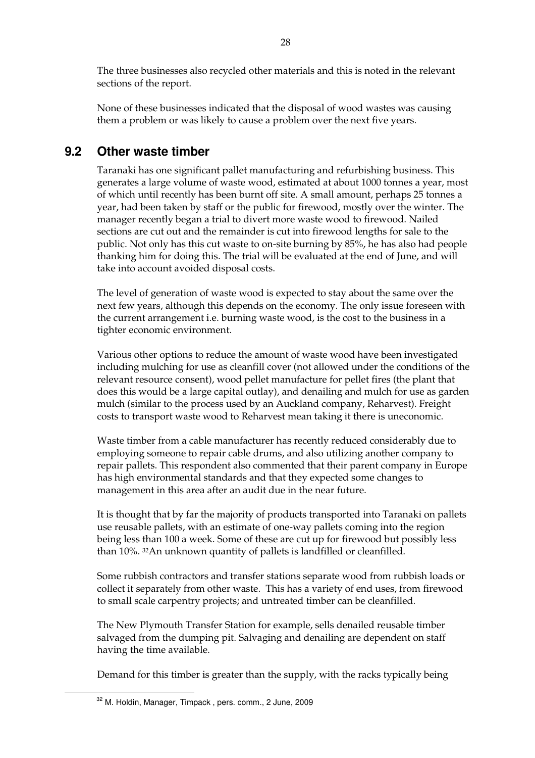The three businesses also recycled other materials and this is noted in the relevant sections of the report.

None of these businesses indicated that the disposal of wood wastes was causing them a problem or was likely to cause a problem over the next five years.

## 9.2 Other waste timber

Taranaki has one significant pallet manufacturing and refurbishing business. This generates a large volume of waste wood, estimated at about 1000 tonnes a year, most of which until recently has been burnt off site. A small amount, perhaps 25 tonnes a year, had been taken by staff or the public for firewood, mostly over the winter. The manager recently began a trial to divert more waste wood to firewood. Nailed sections are cut out and the remainder is cut into firewood lengths for sale to the public. Not only has this cut waste to on-site burning by 85%, he has also had people thanking him for doing this. The trial will be evaluated at the end of June, and will take into account avoided disposal costs.

The level of generation of waste wood is expected to stay about the same over the next few years, although this depends on the economy. The only issue foreseen with the current arrangement i.e. burning waste wood, is the cost to the business in a tighter economic environment.

Various other options to reduce the amount of waste wood have been investigated including mulching for use as cleanfill cover (not allowed under the conditions of the relevant resource consent), wood pellet manufacture for pellet fires (the plant that does this would be a large capital outlay), and denailing and mulch for use as garden mulch (similar to the process used by an Auckland company, Reharvest). Freight costs to transport waste wood to Reharvest mean taking it there is uneconomic.

Waste timber from a cable manufacturer has recently reduced considerably due to employing someone to repair cable drums, and also utilizing another company to repair pallets. This respondent also commented that their parent company in Europe has high environmental standards and that they expected some changes to management in this area after an audit due in the near future.

It is thought that by far the majority of products transported into Taranaki on pallets use reusable pallets, with an estimate of one-way pallets coming into the region being less than 100 a week. Some of these are cut up for firewood but possibly less than 10%. [32]An unknown quantity of pallets is landfilled or cleanfilled.

Some rubbish contractors and transfer stations separate wood from rubbish loads or collect it separately from other waste. This has a variety of end uses, from firewood to small scale carpentry projects; and untreated timber can be cleanfilled.

The New Plymouth Transfer Station for example, sells denailed reusable timber salvaged from the dumping pit. Salvaging and denailing are dependent on staff having the time available.

Demand for this timber is greater than the supply, with the racks typically being

[32] M. Holdin, Manager, Timpack , pers. comm., 2 June, 2009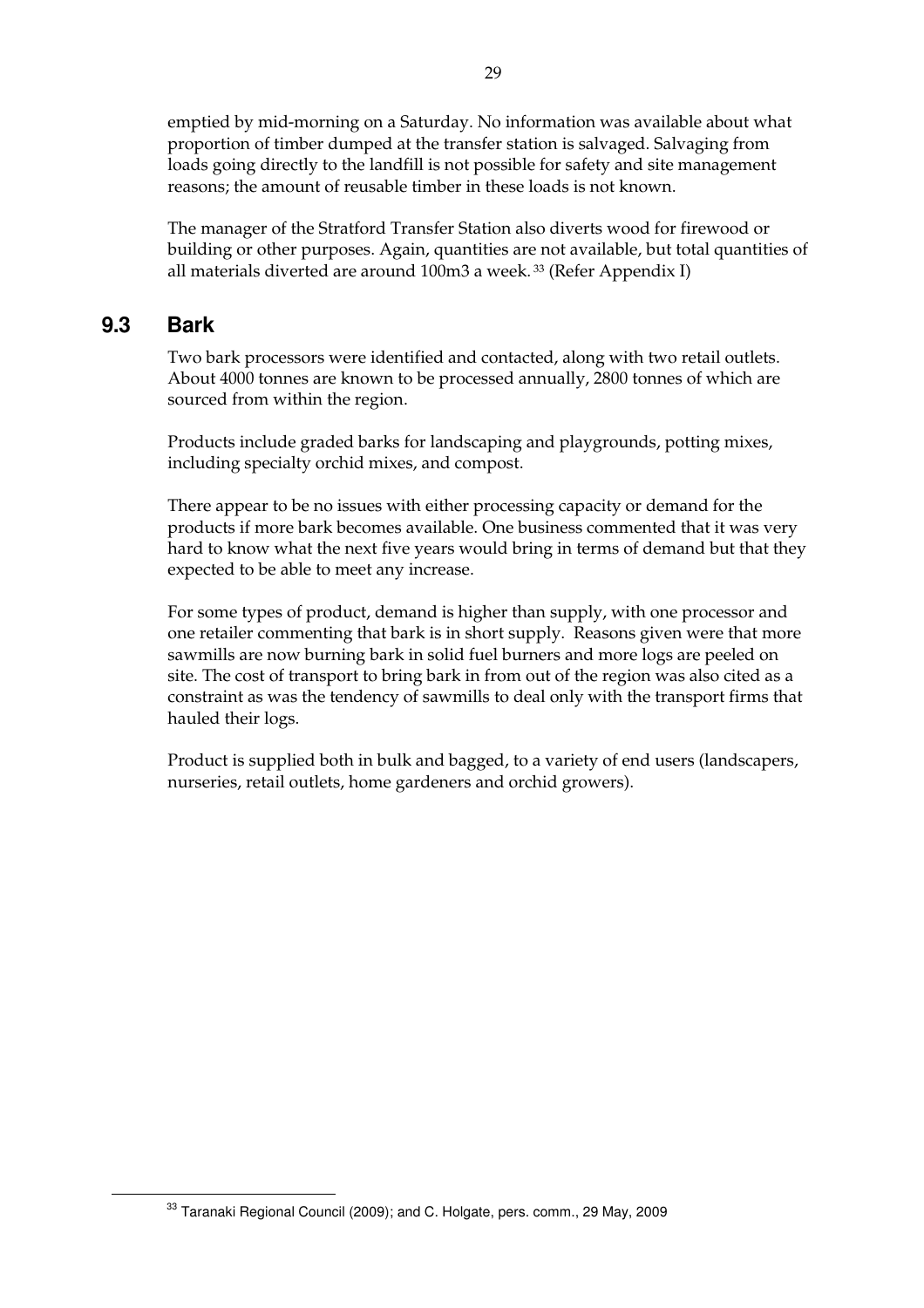emptied by mid-morning on a Saturday. No information was available about what proportion of timber dumped at the transfer station is salvaged. Salvaging from loads going directly to the landfill is not possible for safety and site management reasons; the amount of reusable timber in these loads is not known.

The manager of the Stratford Transfer Station also diverts wood for firewood or building or other purposes. Again, quantities are not available, but total quantities of all materials diverted are around 100m3 a week.[33] (Refer Appendix I)

## 9.3 Bark

Two bark processors were identified and contacted, along with two retail outlets. About 4000 tonnes are known to be processed annually, 2800 tonnes of which are sourced from within the region.

Products include graded barks for landscaping and playgrounds, potting mixes, including specialty orchid mixes, and compost.

There appear to be no issues with either processing capacity or demand for the products if more bark becomes available. One business commented that it was very hard to know what the next five years would bring in terms of demand but that they expected to be able to meet any increase.

For some types of product, demand is higher than supply, with one processor and one retailer commenting that bark is in short supply. Reasons given were that more sawmills are now burning bark in solid fuel burners and more logs are peeled on site. The cost of transport to bring bark in from out of the region was also cited as a constraint as was the tendency of sawmills to deal only with the transport firms that hauled their logs.

Product is supplied both in bulk and bagged, to a variety of end users (landscapers, nurseries, retail outlets, home gardeners and orchid growers).

[33] Taranaki Regional Council (2009); and C. Holgate, pers. comm., 29 May, 2009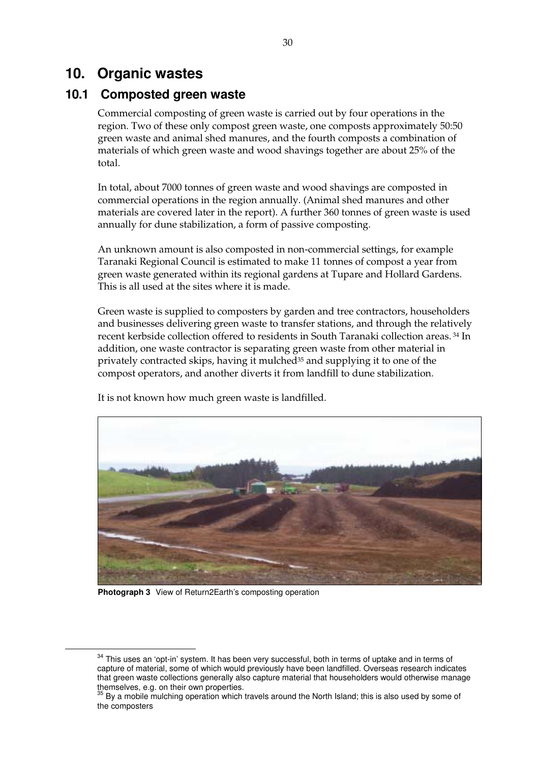# 10. Organic wastes

## 10.1 Composted green waste

Commercial composting of green waste is carried out by four operations in the region. Two of these only compost green waste, one composts approximately 50:50 green waste and animal shed manures, and the fourth composts a combination of materials of which green waste and wood shavings together are about 25% of the total.

In total, about 7000 tonnes of green waste and wood shavings are composted in commercial operations in the region annually. (Animal shed manures and other materials are covered later in the report). A further 360 tonnes of green waste is used annually for dune stabilization, a form of passive composting.

An unknown amount is also composted in non-commercial settings, for example Taranaki Regional Council is estimated to make 11 tonnes of compost a year from green waste generated within its regional gardens at Tupare and Hollard Gardens. This is all used at the sites where it is made.

Green waste is supplied to composters by garden and tree contractors, householders and businesses delivering green waste to transfer stations, and through the relatively recent kerbside collection offered to residents in South Taranaki collection areas. [34] In addition, one waste contractor is separating green waste from other material in privately contracted skips, having it mulched[35] and supplying it to one of the compost operators, and another diverts it from landfill to dune stabilization.

It is not known how much green waste is landfilled.

**Photograph 3** View of Return2Earth's composting operation

[34] This uses an 'opt-in' system. It has been very successful, both in terms of uptake and in terms of capture of material, some of which would previously have been landfilled. Overseas research indicates that green waste collections generally also capture material that householders would otherwise manage themselves, e.g. on their own properties.

[35] By a mobile mulching operation which travels around the North Island; this is also used by some of the composters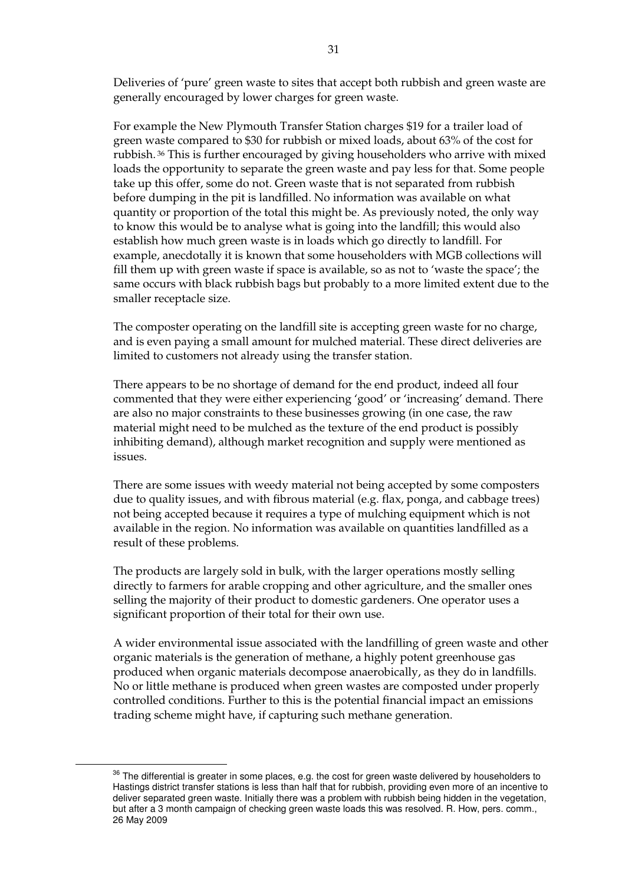Deliveries of 'pure' green waste to sites that accept both rubbish and green waste are generally encouraged by lower charges for green waste.

For example the New Plymouth Transfer Station charges $19 for a trailer load of green waste compared to $30 for rubbish or mixed loads, about 63% of the cost for rubbish.[36] This is further encouraged by giving householders who arrive with mixed loads the opportunity to separate the green waste and pay less for that. Some people take up this offer, some do not. Green waste that is not separated from rubbish before dumping in the pit is landfilled. No information was available on what quantity or proportion of the total this might be. As previously noted, the only way to know this would be to analyse what is going into the landfill; this would also establish how much green waste is in loads which go directly to landfill. For example, anecdotally it is known that some householders with MGB collections will fill them up with green waste if space is available, so as not to 'waste the space'; the same occurs with black rubbish bags but probably to a more limited extent due to the smaller receptacle size.

The composter operating on the landfill site is accepting green waste for no charge, and is even paying a small amount for mulched material. These direct deliveries are limited to customers not already using the transfer station.

There appears to be no shortage of demand for the end product, indeed all four commented that they were either experiencing 'good' or 'increasing' demand. There are also no major constraints to these businesses growing (in one case, the raw material might need to be mulched as the texture of the end product is possibly inhibiting demand), although market recognition and supply were mentioned as issues.

There are some issues with weedy material not being accepted by some composters due to quality issues, and with fibrous material (e.g. flax, ponga, and cabbage trees) not being accepted because it requires a type of mulching equipment which is not available in the region. No information was available on quantities landfilled as a result of these problems.

The products are largely sold in bulk, with the larger operations mostly selling directly to farmers for arable cropping and other agriculture, and the smaller ones selling the majority of their product to domestic gardeners. One operator uses a significant proportion of their total for their own use.

A wider environmental issue associated with the landfilling of green waste and other organic materials is the generation of methane, a highly potent greenhouse gas produced when organic materials decompose anaerobically, as they do in landfills. No or little methane is produced when green wastes are composted under properly controlled conditions. Further to this is the potential financial impact an emissions trading scheme might have, if capturing such methane generation.

---

[36] The differential is greater in some places, e.g. the cost for green waste delivered by householders to Hastings district transfer stations is less than half that for rubbish, providing even more of an incentive to deliver separated green waste. Initially there was a problem with rubbish being hidden in the vegetation, but after a 3 month campaign of checking green waste loads this was resolved. R. How, pers. comm., 26 May 2009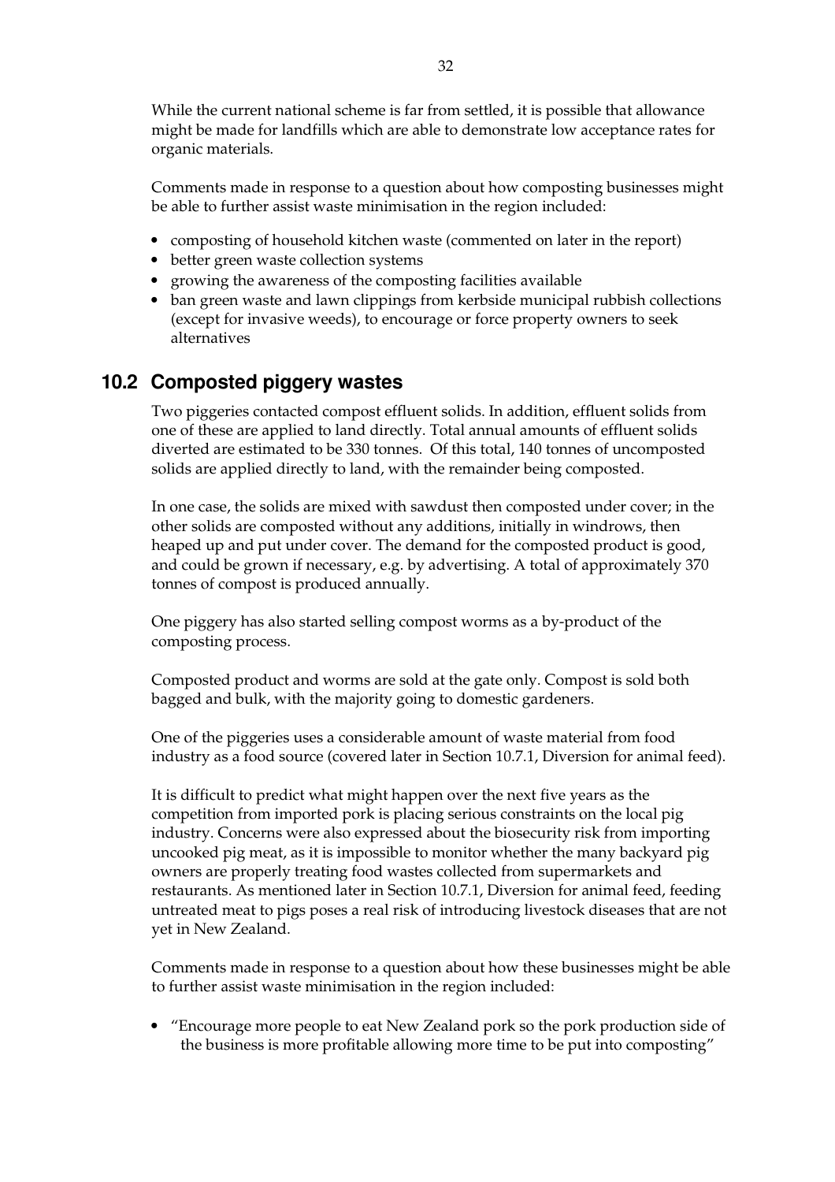While the current national scheme is far from settled, it is possible that allowance might be made for landfills which are able to demonstrate low acceptance rates for organic materials.

Comments made in response to a question about how composting businesses might be able to further assist waste minimisation in the region included:

- composting of household kitchen waste (commented on later in the report)
- better green waste collection systems
- growing the awareness of the composting facilities available
- ban green waste and lawn clippings from kerbside municipal rubbish collections (except for invasive weeds), to encourage or force property owners to seek alternatives

## 10.2 Composted piggery wastes

Two piggeries contacted compost effluent solids. In addition, effluent solids from one of these are applied to land directly. Total annual amounts of effluent solids diverted are estimated to be 330 tonnes. Of this total, 140 tonnes of uncomposted solids are applied directly to land, with the remainder being composted.

In one case, the solids are mixed with sawdust then composted under cover; in the other solids are composted without any additions, initially in windrows, then heaped up and put under cover. The demand for the composted product is good, and could be grown if necessary, e.g. by advertising. A total of approximately 370 tonnes of compost is produced annually.

One piggery has also started selling compost worms as a by-product of the composting process.

Composted product and worms are sold at the gate only. Compost is sold both bagged and bulk, with the majority going to domestic gardeners.

One of the piggeries uses a considerable amount of waste material from food industry as a food source (covered later in Section 10.7.1, Diversion for animal feed).

It is difficult to predict what might happen over the next five years as the competition from imported pork is placing serious constraints on the local pig industry. Concerns were also expressed about the biosecurity risk from importing uncooked pig meat, as it is impossible to monitor whether the many backyard pig owners are properly treating food wastes collected from supermarkets and restaurants. As mentioned later in Section 10.7.1, Diversion for animal feed, feeding untreated meat to pigs poses a real risk of introducing livestock diseases that are not yet in New Zealand.

Comments made in response to a question about how these businesses might be able to further assist waste minimisation in the region included:

- "Encourage more people to eat New Zealand pork so the pork production side of the business is more profitable allowing more time to be put into composting"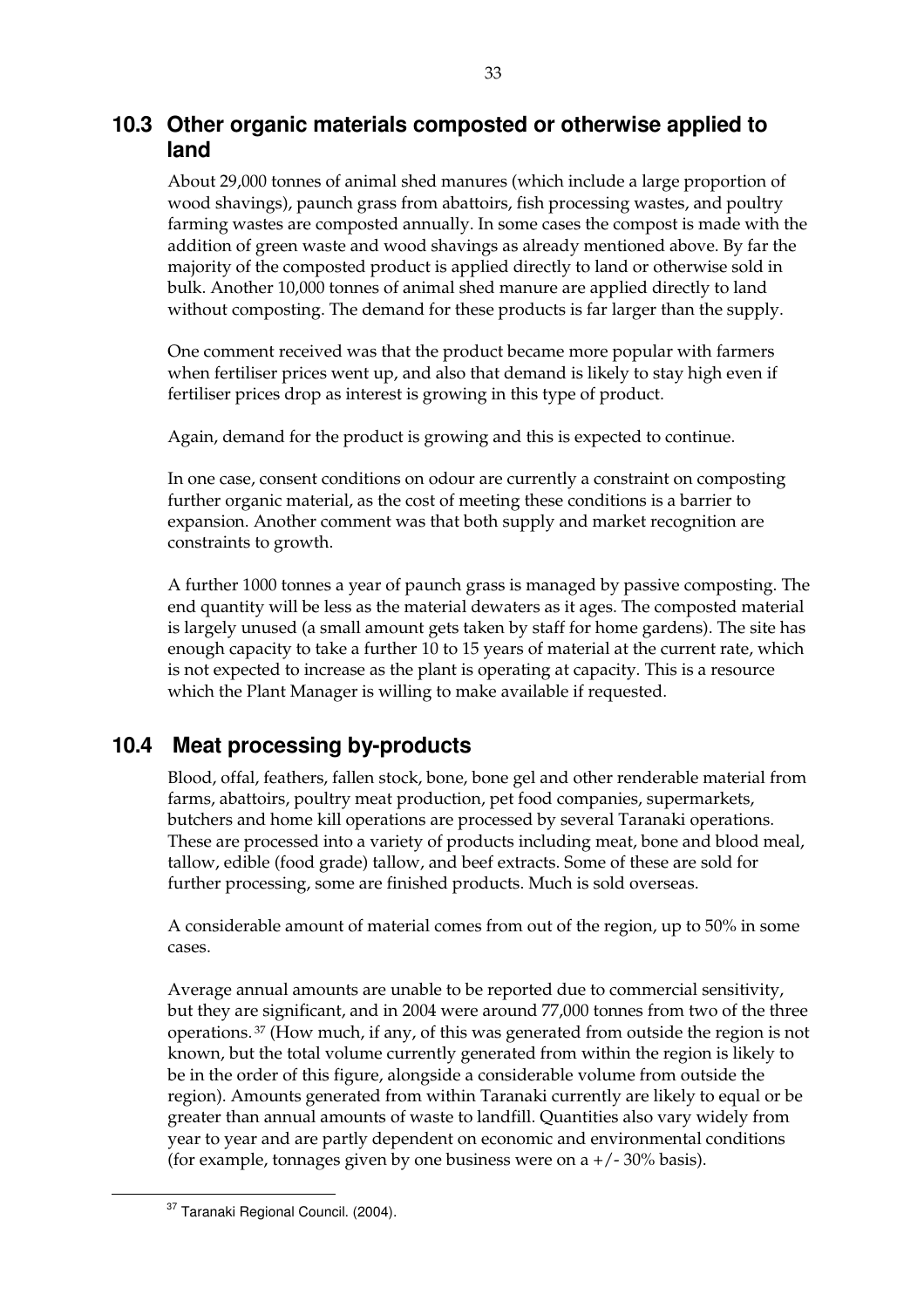## 10.3 Other organic materials composted or otherwise applied to land

About 29,000 tonnes of animal shed manures (which include a large proportion of wood shavings), paunch grass from abattoirs, fish processing wastes, and poultry farming wastes are composted annually. In some cases the compost is made with the addition of green waste and wood shavings as already mentioned above. By far the majority of the composted product is applied directly to land or otherwise sold in bulk. Another 10,000 tonnes of animal shed manure are applied directly to land without composting. The demand for these products is far larger than the supply.

One comment received was that the product became more popular with farmers when fertiliser prices went up, and also that demand is likely to stay high even if fertiliser prices drop as interest is growing in this type of product.

Again, demand for the product is growing and this is expected to continue.

In one case, consent conditions on odour are currently a constraint on composting further organic material, as the cost of meeting these conditions is a barrier to expansion. Another comment was that both supply and market recognition are constraints to growth.

A further 1000 tonnes a year of paunch grass is managed by passive composting. The end quantity will be less as the material dewaters as it ages. The composted material is largely unused (a small amount gets taken by staff for home gardens). The site has enough capacity to take a further 10 to 15 years of material at the current rate, which is not expected to increase as the plant is operating at capacity. This is a resource which the Plant Manager is willing to make available if requested.

## 10.4 Meat processing by-products

Blood, offal, feathers, fallen stock, bone, bone gel and other renderable material from farms, abattoirs, poultry meat production, pet food companies, supermarkets, butchers and home kill operations are processed by several Taranaki operations. These are processed into a variety of products including meat, bone and blood meal, tallow, edible (food grade) tallow, and beef extracts. Some of these are sold for further processing, some are finished products. Much is sold overseas.

A considerable amount of material comes from out of the region, up to 50% in some cases.

Average annual amounts are unable to be reported due to commercial sensitivity, but they are significant, and in 2004 were around 77,000 tonnes from two of the three operations.[37] (How much, if any, of this was generated from outside the region is not known, but the total volume currently generated from within the region is likely to be in the order of this figure, alongside a considerable volume from outside the region). Amounts generated from within Taranaki currently are likely to equal or be greater than annual amounts of waste to landfill. Quantities also vary widely from year to year and are partly dependent on economic and environmental conditions (for example, tonnages given by one business were on a +/- 30% basis).

[37] Taranaki Regional Council. (2004).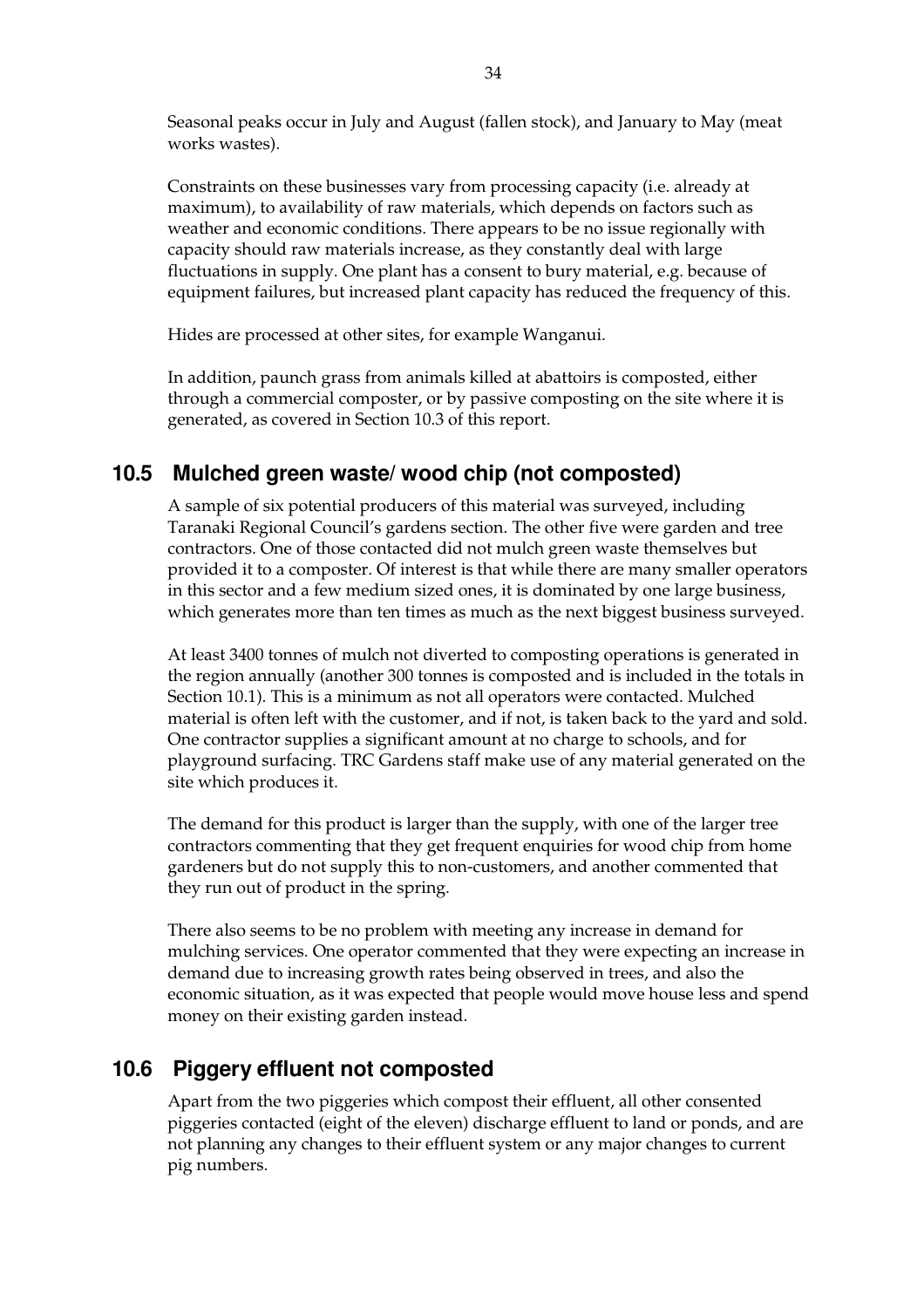Seasonal peaks occur in July and August (fallen stock), and January to May (meat works wastes).

Constraints on these businesses vary from processing capacity (i.e. already at maximum), to availability of raw materials, which depends on factors such as weather and economic conditions. There appears to be no issue regionally with capacity should raw materials increase, as they constantly deal with large fluctuations in supply. One plant has a consent to bury material, e.g. because of equipment failures, but increased plant capacity has reduced the frequency of this.

Hides are processed at other sites, for example Wanganui.

In addition, paunch grass from animals killed at abattoirs is composted, either through a commercial composter, or by passive composting on the site where it is generated, as covered in Section 10.3 of this report.

## 10.5 Mulched green waste/ wood chip (not composted)

A sample of six potential producers of this material was surveyed, including Taranaki Regional Council's gardens section. The other five were garden and tree contractors. One of those contacted did not mulch green waste themselves but provided it to a composter. Of interest is that while there are many smaller operators in this sector and a few medium sized ones, it is dominated by one large business, which generates more than ten times as much as the next biggest business surveyed.

At least 3400 tonnes of mulch not diverted to composting operations is generated in the region annually (another 300 tonnes is composted and is included in the totals in Section 10.1). This is a minimum as not all operators were contacted. Mulched material is often left with the customer, and if not, is taken back to the yard and sold. One contractor supplies a significant amount at no charge to schools, and for playground surfacing. TRC Gardens staff make use of any material generated on the site which produces it.

The demand for this product is larger than the supply, with one of the larger tree contractors commenting that they get frequent enquiries for wood chip from home gardeners but do not supply this to non-customers, and another commented that they run out of product in the spring.

There also seems to be no problem with meeting any increase in demand for mulching services. One operator commented that they were expecting an increase in demand due to increasing growth rates being observed in trees, and also the economic situation, as it was expected that people would move house less and spend money on their existing garden instead.

## 10.6 Piggery effluent not composted

Apart from the two piggeries which compost their effluent, all other consented piggeries contacted (eight of the eleven) discharge effluent to land or ponds, and are not planning any changes to their effluent system or any major changes to current pig numbers.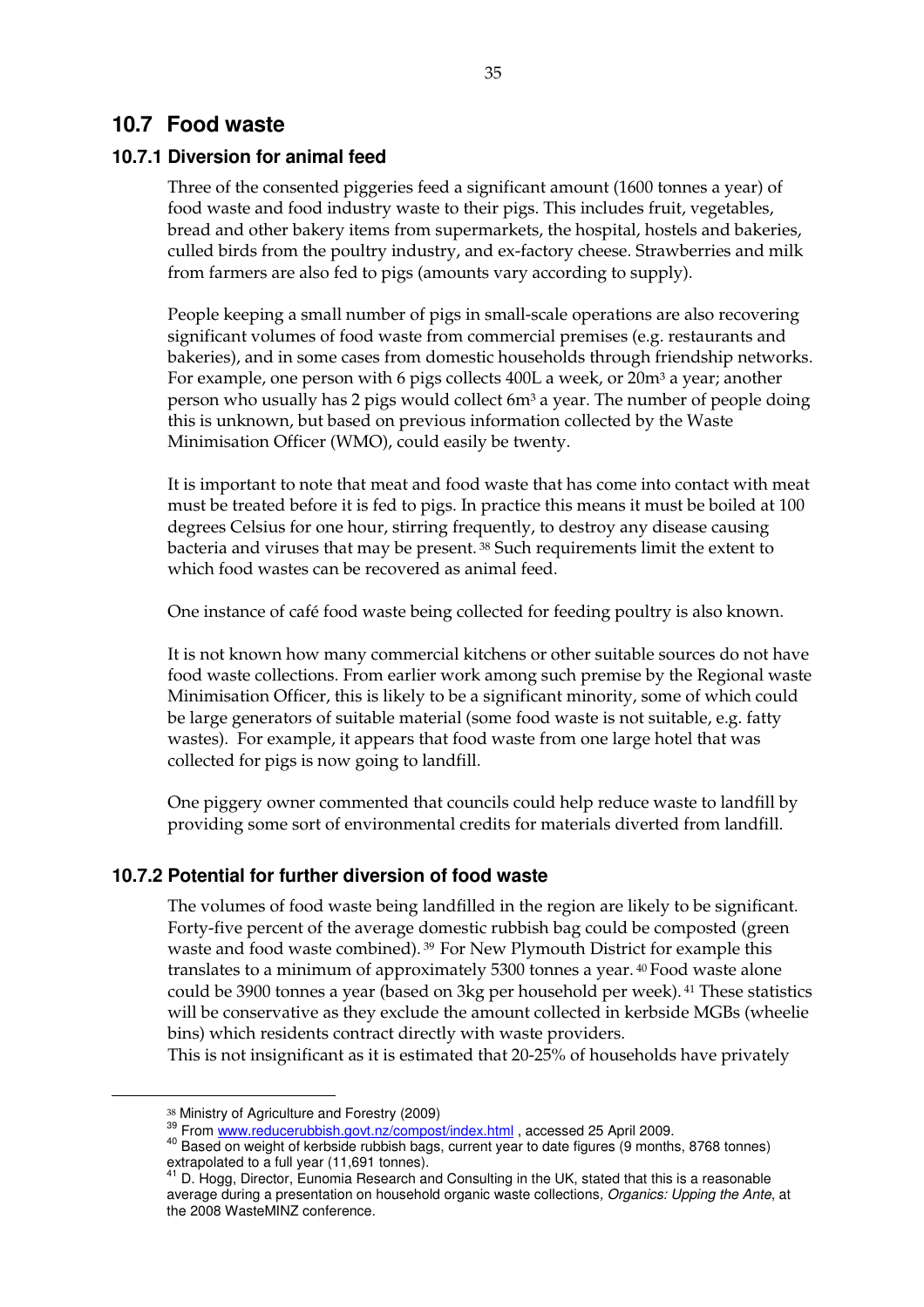## 10.7 Food waste

### 10.7.1 Diversion for animal feed

Three of the consented piggeries feed a significant amount (1600 tonnes a year) of food waste and food industry waste to their pigs. This includes fruit, vegetables, bread and other bakery items from supermarkets, the hospital, hostels and bakeries, culled birds from the poultry industry, and ex-factory cheese. Strawberries and milk from farmers are also fed to pigs (amounts vary according to supply).

People keeping a small number of pigs in small-scale operations are also recovering significant volumes of food waste from commercial premises (e.g. restaurants and bakeries), and in some cases from domestic households through friendship networks. For example, one person with 6 pigs collects 400L a week, or $20m^3$ a year; another person who usually has 2 pigs would collect $6m^3$ a year. The number of people doing this is unknown, but based on previous information collected by the Waste Minimisation Officer (WMO), could easily be twenty.

It is important to note that meat and food waste that has come into contact with meat must be treated before it is fed to pigs. In practice this means it must be boiled at 100 degrees Celsius for one hour, stirring frequently, to destroy any disease causing bacteria and viruses that may be present. [38] Such requirements limit the extent to which food wastes can be recovered as animal feed.

One instance of café food waste being collected for feeding poultry is also known.

It is not known how many commercial kitchens or other suitable sources do not have food waste collections. From earlier work among such premise by the Regional waste Minimisation Officer, this is likely to be a significant minority, some of which could be large generators of suitable material (some food waste is not suitable, e.g. fatty wastes). For example, it appears that food waste from one large hotel that was collected for pigs is now going to landfill.

One piggery owner commented that councils could help reduce waste to landfill by providing some sort of environmental credits for materials diverted from landfill.

### 10.7.2 Potential for further diversion of food waste

The volumes of food waste being landfilled in the region are likely to be significant. Forty-five percent of the average domestic rubbish bag could be composted (green waste and food waste combined). [39] For New Plymouth District for example this translates to a minimum of approximately 5300 tonnes a year. [40] Food waste alone could be 3900 tonnes a year (based on 3kg per household per week). [41] These statistics will be conservative as they exclude the amount collected in kerbside MGBs (wheelie bins) which residents contract directly with waste providers.
This is not insignificant as it is estimated that 20-25% of households have privately

---

[38] Ministry of Agriculture and Forestry (2009)

[39] From www.reducerubbish.govt.nz/compost/index.html , accessed 25 April 2009.

[40] Based on weight of kerbside rubbish bags, current year to date figures (9 months, 8768 tonnes) extrapolated to a full year (11,691 tonnes).

[41] D. Hogg, Director, Eunomia Research and Consulting in the UK, stated that this is a reasonable average during a presentation on household organic waste collections, *Organics: Upping the Ante*, at the 2008 WasteMINZ conference.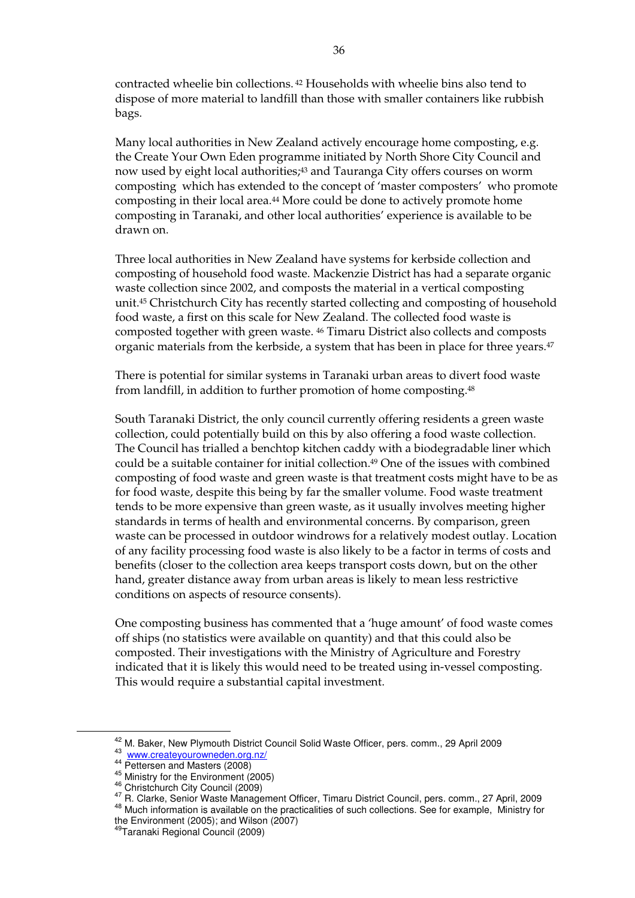contracted wheelie bin collections.[42] Households with wheelie bins also tend to dispose of more material to landfill than those with smaller containers like rubbish bags.

Many local authorities in New Zealand actively encourage home composting, e.g. the Create Your Own Eden programme initiated by North Shore City Council and now used by eight local authorities;[43] and Tauranga City offers courses on worm composting which has extended to the concept of 'master composters' who promote composting in their local area.[44] More could be done to actively promote home composting in Taranaki, and other local authorities' experience is available to be drawn on.

Three local authorities in New Zealand have systems for kerbside collection and composting of household food waste. Mackenzie District has had a separate organic waste collection since 2002, and composts the material in a vertical composting unit.[45] Christchurch City has recently started collecting and composting of household food waste, a first on this scale for New Zealand. The collected food waste is composted together with green waste.[46] Timaru District also collects and composts organic materials from the kerbside, a system that has been in place for three years.[47]

There is potential for similar systems in Taranaki urban areas to divert food waste from landfill, in addition to further promotion of home composting.[48]

South Taranaki District, the only council currently offering residents a green waste collection, could potentially build on this by also offering a food waste collection. The Council has trialled a benchtop kitchen caddy with a biodegradable liner which could be a suitable container for initial collection.[49] One of the issues with combined composting of food waste and green waste is that treatment costs might have to be as for food waste, despite this being by far the smaller volume. Food waste treatment tends to be more expensive than green waste, as it usually involves meeting higher standards in terms of health and environmental concerns. By comparison, green waste can be processed in outdoor windrows for a relatively modest outlay. Location of any facility processing food waste is also likely to be a factor in terms of costs and benefits (closer to the collection area keeps transport costs down, but on the other hand, greater distance away from urban areas is likely to mean less restrictive conditions on aspects of resource consents).

One composting business has commented that a 'huge amount' of food waste comes off ships (no statistics were available on quantity) and that this could also be composted. Their investigations with the Ministry of Agriculture and Forestry indicated that it is likely this would need to be treated using in-vessel composting. This would require a substantial capital investment.

---

[42] M. Baker, New Plymouth District Council Solid Waste Officer, pers. comm., 29 April 2009

[43] www.createyourowneden.org.nz/

[44] Pettersen and Masters (2008)

[45] Ministry for the Environment (2005)

[46] Christchurch City Council (2009)

[47] R. Clarke, Senior Waste Management Officer, Timaru District Council, pers. comm., 27 April, 2009

[48] Much information is available on the practicalities of such collections. See for example, Ministry for the Environment (2005); and Wilson (2007)

[49] Taranaki Regional Council (2009)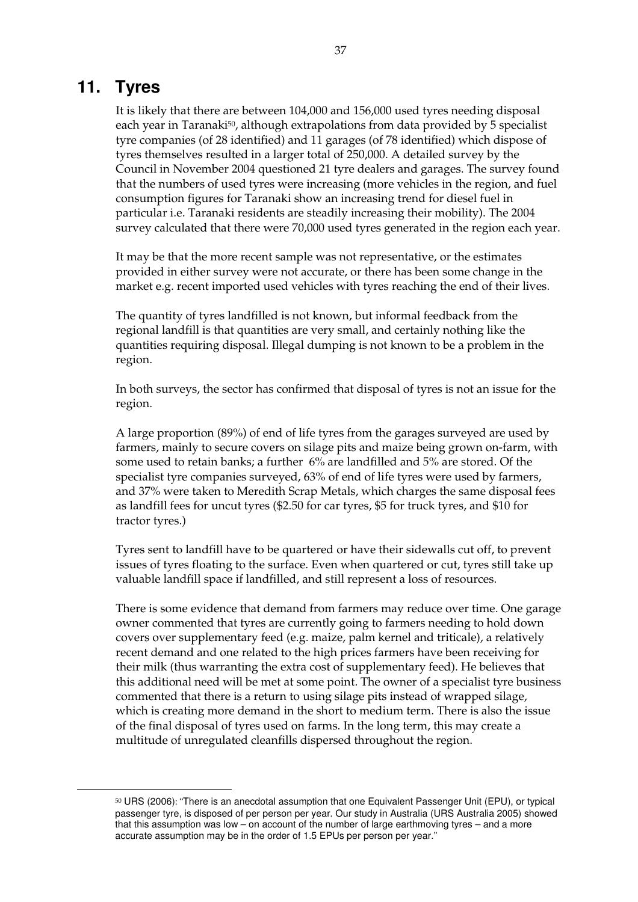# 11. Tyres

It is likely that there are between 104,000 and 156,000 used tyres needing disposal each year in Taranaki[50], although extrapolations from data provided by 5 specialist tyre companies (of 28 identified) and 11 garages (of 78 identified) which dispose of tyres themselves resulted in a larger total of 250,000. A detailed survey by the Council in November 2004 questioned 21 tyre dealers and garages. The survey found that the numbers of used tyres were increasing (more vehicles in the region, and fuel consumption figures for Taranaki show an increasing trend for diesel fuel in particular i.e. Taranaki residents are steadily increasing their mobility). The 2004 survey calculated that there were 70,000 used tyres generated in the region each year.

It may be that the more recent sample was not representative, or the estimates provided in either survey were not accurate, or there has been some change in the market e.g. recent imported used vehicles with tyres reaching the end of their lives.

The quantity of tyres landfilled is not known, but informal feedback from the regional landfill is that quantities are very small, and certainly nothing like the quantities requiring disposal. Illegal dumping is not known to be a problem in the region.

In both surveys, the sector has confirmed that disposal of tyres is not an issue for the region.

A large proportion (89%) of end of life tyres from the garages surveyed are used by farmers, mainly to secure covers on silage pits and maize being grown on-farm, with some used to retain banks; a further 6% are landfilled and 5% are stored. Of the specialist tyre companies surveyed, 63% of end of life tyres were used by farmers, and 37% were taken to Meredith Scrap Metals, which charges the same disposal fees as landfill fees for uncut tyres ($2.50 for car tyres, $5 for truck tyres, and $10 for tractor tyres.)

Tyres sent to landfill have to be quartered or have their sidewalls cut off, to prevent issues of tyres floating to the surface. Even when quartered or cut, tyres still take up valuable landfill space if landfilled, and still represent a loss of resources.

There is some evidence that demand from farmers may reduce over time. One garage owner commented that tyres are currently going to farmers needing to hold down covers over supplementary feed (e.g. maize, palm kernel and triticale), a relatively recent demand and one related to the high prices farmers have been receiving for their milk (thus warranting the extra cost of supplementary feed). He believes that this additional need will be met at some point. The owner of a specialist tyre business commented that there is a return to using silage pits instead of wrapped silage, which is creating more demand in the short to medium term. There is also the issue of the final disposal of tyres used on farms. In the long term, this may create a multitude of unregulated cleanfills dispersed throughout the region.

---

[50] URS (2006): "There is an anecdotal assumption that one Equivalent Passenger Unit (EPU), or typical passenger tyre, is disposed of per person per year. Our study in Australia (URS Australia 2005) showed that this assumption was low – on account of the number of large earthmoving tyres – and a more accurate assumption may be in the order of 1.5 EPUs per person per year."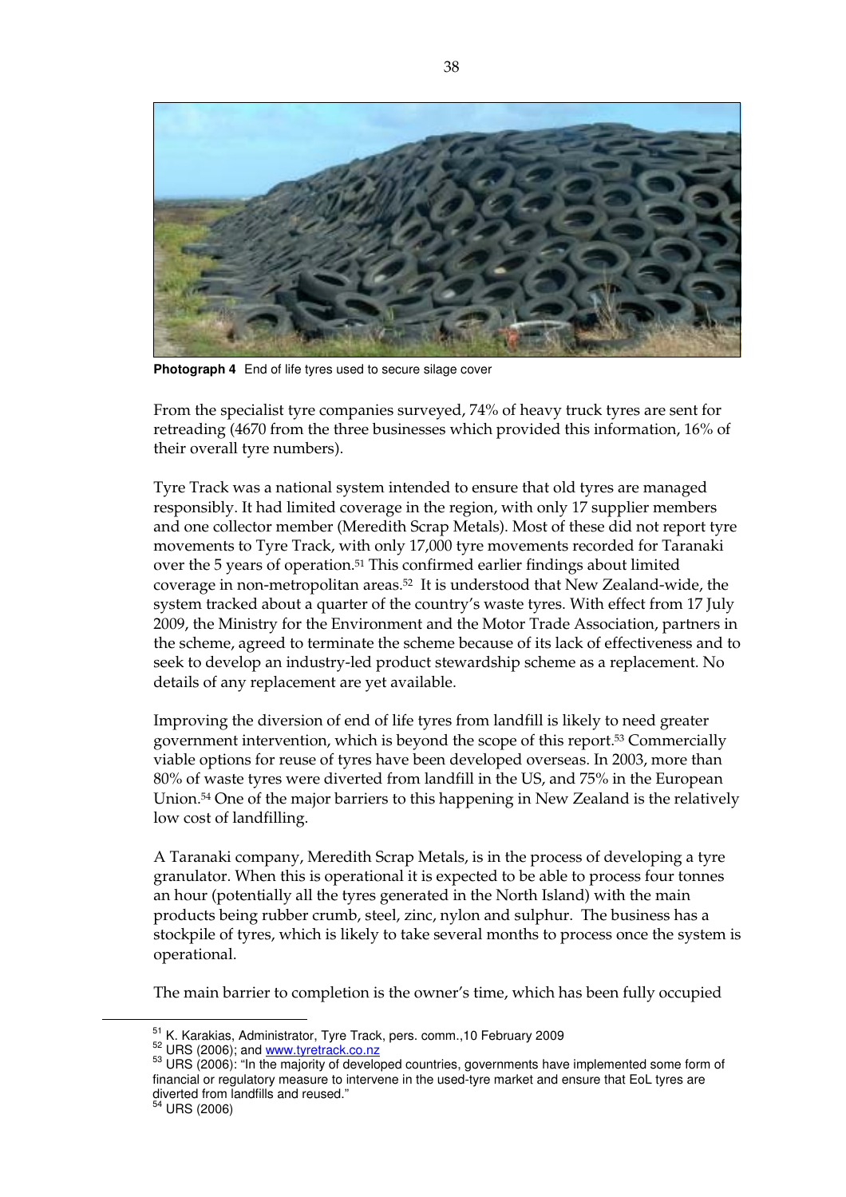**Photograph 4** End of life tyres used to secure silage cover

From the specialist tyre companies surveyed, 74% of heavy truck tyres are sent for retreading (4670 from the three businesses which provided this information, 16% of their overall tyre numbers).

Tyre Track was a national system intended to ensure that old tyres are managed responsibly. It had limited coverage in the region, with only 17 supplier members and one collector member (Meredith Scrap Metals). Most of these did not report tyre movements to Tyre Track, with only 17,000 tyre movements recorded for Taranaki over the 5 years of operation.[51] This confirmed earlier findings about limited coverage in non-metropolitan areas.[52] It is understood that New Zealand-wide, the system tracked about a quarter of the country's waste tyres. With effect from 17 July 2009, the Ministry for the Environment and the Motor Trade Association, partners in the scheme, agreed to terminate the scheme because of its lack of effectiveness and to seek to develop an industry-led product stewardship scheme as a replacement. No details of any replacement are yet available.

Improving the diversion of end of life tyres from landfill is likely to need greater government intervention, which is beyond the scope of this report.[53] Commercially viable options for reuse of tyres have been developed overseas. In 2003, more than 80% of waste tyres were diverted from landfill in the US, and 75% in the European Union.[54] One of the major barriers to this happening in New Zealand is the relatively low cost of landfilling.

A Taranaki company, Meredith Scrap Metals, is in the process of developing a tyre granulator. When this is operational it is expected to be able to process four tonnes an hour (potentially all the tyres generated in the North Island) with the main products being rubber crumb, steel, zinc, nylon and sulphur. The business has a stockpile of tyres, which is likely to take several months to process once the system is operational.

The main barrier to completion is the owner's time, which has been fully occupied

[51] K. Karakias, Administrator, Tyre Track, pers. comm.,10 February 2009

[52] URS (2006); and www.tyretrack.co.nz

[53] URS (2006): "In the majority of developed countries, governments have implemented some form of financial or regulatory measure to intervene in the used-tyre market and ensure that EoL tyres are diverted from landfills and reused."

[54] URS (2006)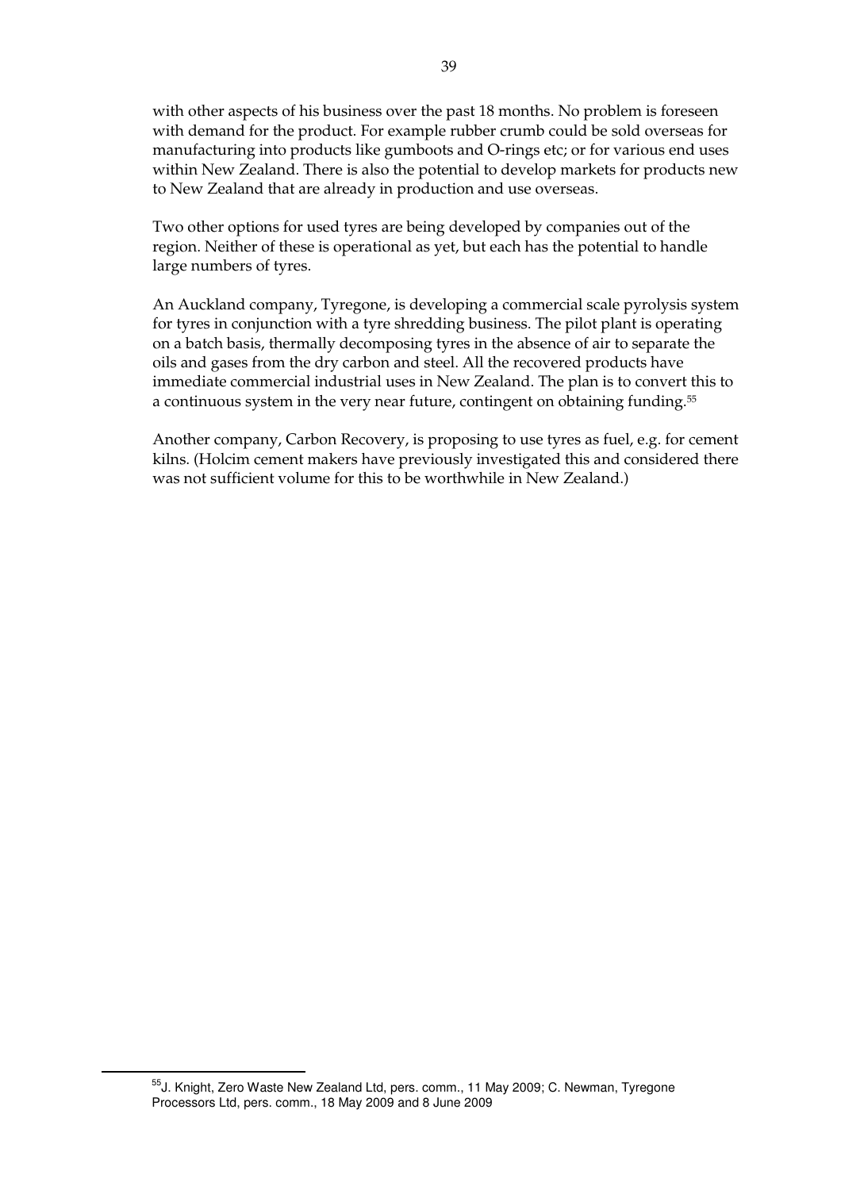with other aspects of his business over the past 18 months. No problem is foreseen with demand for the product. For example rubber crumb could be sold overseas for manufacturing into products like gumboots and O-rings etc; or for various end uses within New Zealand. There is also the potential to develop markets for products new to New Zealand that are already in production and use overseas.

Two other options for used tyres are being developed by companies out of the region. Neither of these is operational as yet, but each has the potential to handle large numbers of tyres.

An Auckland company, Tyregone, is developing a commercial scale pyrolysis system for tyres in conjunction with a tyre shredding business. The pilot plant is operating on a batch basis, thermally decomposing tyres in the absence of air to separate the oils and gases from the dry carbon and steel. All the recovered products have immediate commercial industrial uses in New Zealand. The plan is to convert this to a continuous system in the very near future, contingent on obtaining funding.[55]

Another company, Carbon Recovery, is proposing to use tyres as fuel, e.g. for cement kilns. (Holcim cement makers have previously investigated this and considered there was not sufficient volume for this to be worthwhile in New Zealand.)

[55] J. Knight, Zero Waste New Zealand Ltd, pers. comm., 11 May 2009; C. Newman, Tyregone Processors Ltd, pers. comm., 18 May 2009 and 8 June 2009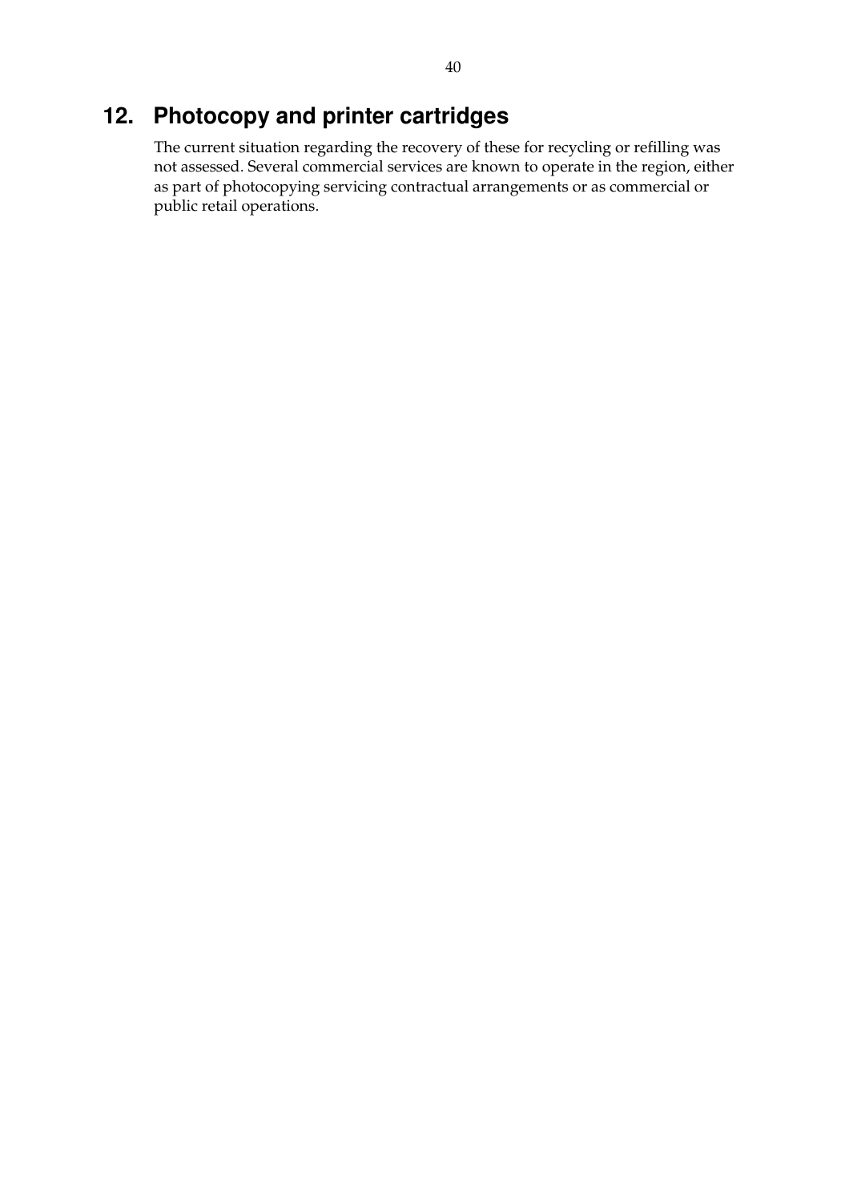# 12. Photocopy and printer cartridges

The current situation regarding the recovery of these for recycling or refilling was not assessed. Several commercial services are known to operate in the region, either as part of photocopying servicing contractual arrangements or as commercial or public retail operations.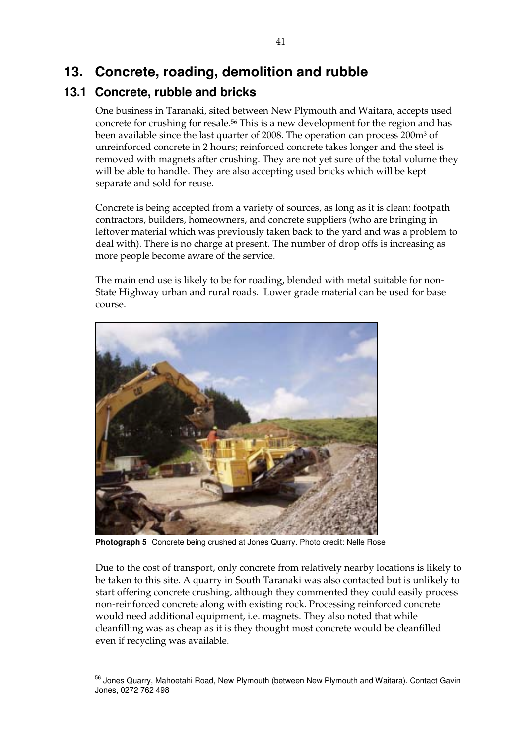# 13. Concrete, roading, demolition and rubble

## 13.1 Concrete, rubble and bricks

One business in Taranaki, sited between New Plymouth and Waitara, accepts used concrete for crushing for resale.[56] This is a new development for the region and has been available since the last quarter of 2008. The operation can process 200m$^3$ of unreinforced concrete in 2 hours; reinforced concrete takes longer and the steel is removed with magnets after crushing. They are not yet sure of the total volume they will be able to handle. They are also accepting used bricks which will be kept separate and sold for reuse.

Concrete is being accepted from a variety of sources, as long as it is clean: footpath contractors, builders, homeowners, and concrete suppliers (who are bringing in leftover material which was previously taken back to the yard and was a problem to deal with). There is no charge at present. The number of drop offs is increasing as more people become aware of the service.

The main end use is likely to be for roading, blended with metal suitable for non-State Highway urban and rural roads. Lower grade material can be used for base course.

**Photograph 5** Concrete being crushed at Jones Quarry. Photo credit: Nelle Rose

Due to the cost of transport, only concrete from relatively nearby locations is likely to be taken to this site. A quarry in South Taranaki was also contacted but is unlikely to start offering concrete crushing, although they commented they could easily process non-reinforced concrete along with existing rock. Processing reinforced concrete would need additional equipment, i.e. magnets. They also noted that while cleanfilling was as cheap as it is they thought most concrete would be cleanfilled even if recycling was available.

---

[56] Jones Quarry, Mahoetahi Road, New Plymouth (between New Plymouth and Waitara). Contact Gavin Jones, 0272 762 498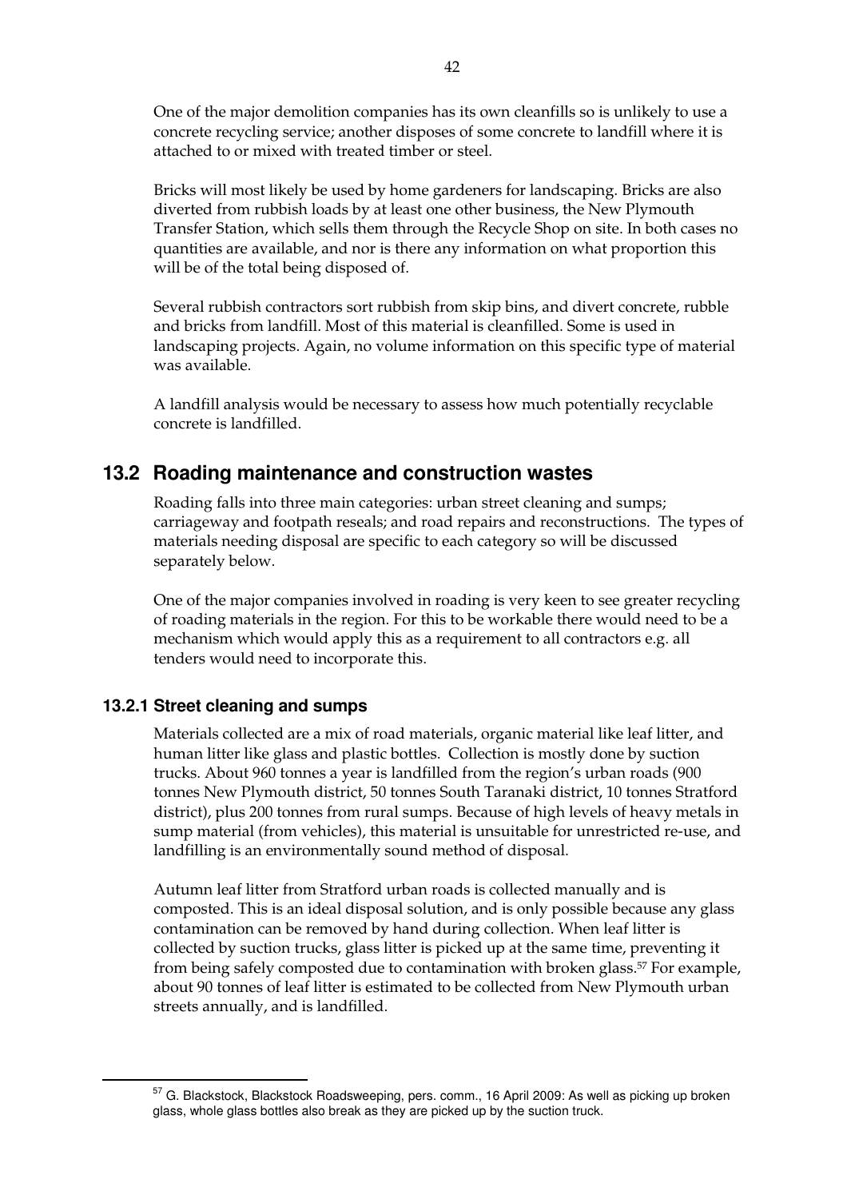One of the major demolition companies has its own cleanfills so is unlikely to use a concrete recycling service; another disposes of some concrete to landfill where it is attached to or mixed with treated timber or steel.

Bricks will most likely be used by home gardeners for landscaping. Bricks are also diverted from rubbish loads by at least one other business, the New Plymouth Transfer Station, which sells them through the Recycle Shop on site. In both cases no quantities are available, and nor is there any information on what proportion this will be of the total being disposed of.

Several rubbish contractors sort rubbish from skip bins, and divert concrete, rubble and bricks from landfill. Most of this material is cleanfilled. Some is used in landscaping projects. Again, no volume information on this specific type of material was available.

A landfill analysis would be necessary to assess how much potentially recyclable concrete is landfilled.

## 13.2 Roading maintenance and construction wastes

Roading falls into three main categories: urban street cleaning and sumps; carriageway and footpath reseals; and road repairs and reconstructions. The types of materials needing disposal are specific to each category so will be discussed separately below.

One of the major companies involved in roading is very keen to see greater recycling of roading materials in the region. For this to be workable there would need to be a mechanism which would apply this as a requirement to all contractors e.g. all tenders would need to incorporate this.

### 13.2.1 Street cleaning and sumps

Materials collected are a mix of road materials, organic material like leaf litter, and human litter like glass and plastic bottles. Collection is mostly done by suction trucks. About 960 tonnes a year is landfilled from the region's urban roads (900 tonnes New Plymouth district, 50 tonnes South Taranaki district, 10 tonnes Stratford district), plus 200 tonnes from rural sumps. Because of high levels of heavy metals in sump material (from vehicles), this material is unsuitable for unrestricted re-use, and landfilling is an environmentally sound method of disposal.

Autumn leaf litter from Stratford urban roads is collected manually and is composted. This is an ideal disposal solution, and is only possible because any glass contamination can be removed by hand during collection. When leaf litter is collected by suction trucks, glass litter is picked up at the same time, preventing it from being safely composted due to contamination with broken glass.[57] For example, about 90 tonnes of leaf litter is estimated to be collected from New Plymouth urban streets annually, and is landfilled.

[57] G. Blackstock, Blackstock Roadsweeping, pers. comm., 16 April 2009: As well as picking up broken glass, whole glass bottles also break as they are picked up by the suction truck.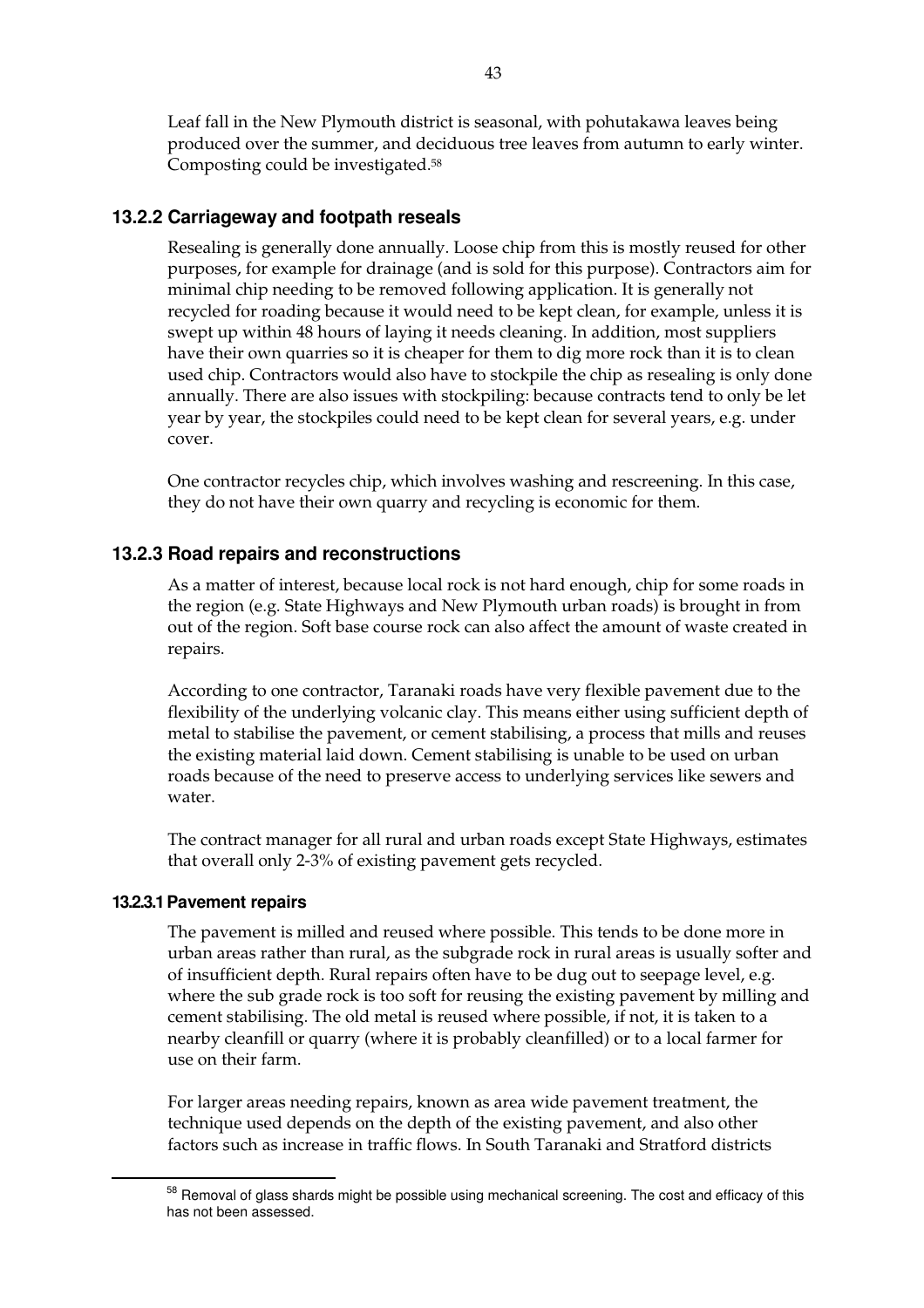Leaf fall in the New Plymouth district is seasonal, with pohutakawa leaves being produced over the summer, and deciduous tree leaves from autumn to early winter. Composting could be investigated.[58]

### 13.2.2 Carriageway and footpath reseals

Resealing is generally done annually. Loose chip from this is mostly reused for other purposes, for example for drainage (and is sold for this purpose). Contractors aim for minimal chip needing to be removed following application. It is generally not recycled for roading because it would need to be kept clean, for example, unless it is swept up within 48 hours of laying it needs cleaning. In addition, most suppliers have their own quarries so it is cheaper for them to dig more rock than it is to clean used chip. Contractors would also have to stockpile the chip as resealing is only done annually. There are also issues with stockpiling: because contracts tend to only be let year by year, the stockpiles could need to be kept clean for several years, e.g. under cover.

One contractor recycles chip, which involves washing and rescreening. In this case, they do not have their own quarry and recycling is economic for them.

### 13.2.3 Road repairs and reconstructions

As a matter of interest, because local rock is not hard enough, chip for some roads in the region (e.g. State Highways and New Plymouth urban roads) is brought in from out of the region. Soft base course rock can also affect the amount of waste created in repairs.

According to one contractor, Taranaki roads have very flexible pavement due to the flexibility of the underlying volcanic clay. This means either using sufficient depth of metal to stabilise the pavement, or cement stabilising, a process that mills and reuses the existing material laid down. Cement stabilising is unable to be used on urban roads because of the need to preserve access to underlying services like sewers and water.

The contract manager for all rural and urban roads except State Highways, estimates that overall only 2-3% of existing pavement gets recycled.

#### 13.2.3.1 Pavement repairs

The pavement is milled and reused where possible. This tends to be done more in urban areas rather than rural, as the subgrade rock in rural areas is usually softer and of insufficient depth. Rural repairs often have to be dug out to seepage level, e.g. where the sub grade rock is too soft for reusing the existing pavement by milling and cement stabilising. The old metal is reused where possible, if not, it is taken to a nearby cleanfill or quarry (where it is probably cleanfilled) or to a local farmer for use on their farm.

For larger areas needing repairs, known as area wide pavement treatment, the technique used depends on the depth of the existing pavement, and also other factors such as increase in traffic flows. In South Taranaki and Stratford districts

---

[58] Removal of glass shards might be possible using mechanical screening. The cost and efficacy of this has not been assessed.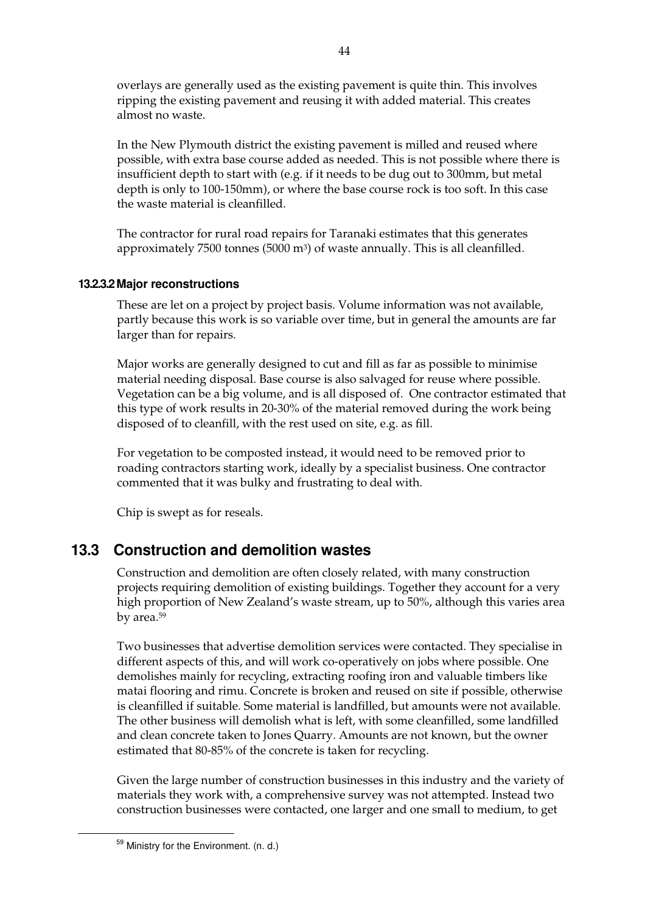overlays are generally used as the existing pavement is quite thin. This involves ripping the existing pavement and reusing it with added material. This creates almost no waste.

In the New Plymouth district the existing pavement is milled and reused where possible, with extra base course added as needed. This is not possible where there is insufficient depth to start with (e.g. if it needs to be dug out to 300mm, but metal depth is only to 100-150mm), or where the base course rock is too soft. In this case the waste material is cleanfilled.

The contractor for rural road repairs for Taranaki estimates that this generates approximately 7500 tonnes (5000 m$^3$) of waste annually. This is all cleanfilled.

#### 13.2.3.2 Major reconstructions

These are let on a project by project basis. Volume information was not available, partly because this work is so variable over time, but in general the amounts are far larger than for repairs.

Major works are generally designed to cut and fill as far as possible to minimise material needing disposal. Base course is also salvaged for reuse where possible. Vegetation can be a big volume, and is all disposed of. One contractor estimated that this type of work results in 20-30% of the material removed during the work being disposed of to cleanfill, with the rest used on site, e.g. as fill.

For vegetation to be composted instead, it would need to be removed prior to roading contractors starting work, ideally by a specialist business. One contractor commented that it was bulky and frustrating to deal with.

Chip is swept as for reseals.

## 13.3 Construction and demolition wastes

Construction and demolition are often closely related, with many construction projects requiring demolition of existing buildings. Together they account for a very high proportion of New Zealand's waste stream, up to 50%, although this varies area by area.[59]

Two businesses that advertise demolition services were contacted. They specialise in different aspects of this, and will work co-operatively on jobs where possible. One demolishes mainly for recycling, extracting roofing iron and valuable timbers like matai flooring and rimu. Concrete is broken and reused on site if possible, otherwise is cleanfilled if suitable. Some material is landfilled, but amounts were not available. The other business will demolish what is left, with some cleanfilled, some landfilled and clean concrete taken to Jones Quarry. Amounts are not known, but the owner estimated that 80-85% of the concrete is taken for recycling.

Given the large number of construction businesses in this industry and the variety of materials they work with, a comprehensive survey was not attempted. Instead two construction businesses were contacted, one larger and one small to medium, to get

[59] Ministry for the Environment. (n. d.)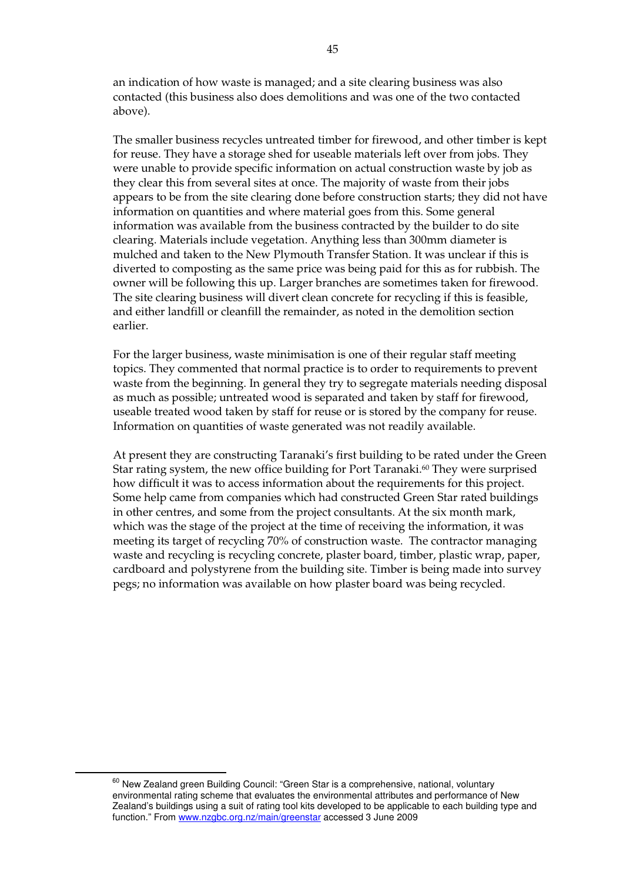an indication of how waste is managed; and a site clearing business was also contacted (this business also does demolitions and was one of the two contacted above).

The smaller business recycles untreated timber for firewood, and other timber is kept for reuse. They have a storage shed for useable materials left over from jobs. They were unable to provide specific information on actual construction waste by job as they clear this from several sites at once. The majority of waste from their jobs appears to be from the site clearing done before construction starts; they did not have information on quantities and where material goes from this. Some general information was available from the business contracted by the builder to do site clearing. Materials include vegetation. Anything less than 300mm diameter is mulched and taken to the New Plymouth Transfer Station. It was unclear if this is diverted to composting as the same price was being paid for this as for rubbish. The owner will be following this up. Larger branches are sometimes taken for firewood. The site clearing business will divert clean concrete for recycling if this is feasible, and either landfill or cleanfill the remainder, as noted in the demolition section earlier.

For the larger business, waste minimisation is one of their regular staff meeting topics. They commented that normal practice is to order to requirements to prevent waste from the beginning. In general they try to segregate materials needing disposal as much as possible; untreated wood is separated and taken by staff for firewood, useable treated wood taken by staff for reuse or is stored by the company for reuse. Information on quantities of waste generated was not readily available.

At present they are constructing Taranaki's first building to be rated under the Green Star rating system, the new office building for Port Taranaki.[60] They were surprised how difficult it was to access information about the requirements for this project. Some help came from companies which had constructed Green Star rated buildings in other centres, and some from the project consultants. At the six month mark, which was the stage of the project at the time of receiving the information, it was meeting its target of recycling 70% of construction waste. The contractor managing waste and recycling is recycling concrete, plaster board, timber, plastic wrap, paper, cardboard and polystyrene from the building site. Timber is being made into survey pegs; no information was available on how plaster board was being recycled.

---

[60] New Zealand green Building Council: "Green Star is a comprehensive, national, voluntary environmental rating scheme that evaluates the environmental attributes and performance of New Zealand's buildings using a suit of rating tool kits developed to be applicable to each building type and function." From www.nzgbc.org.nz/main/greenstar accessed 3 June 2009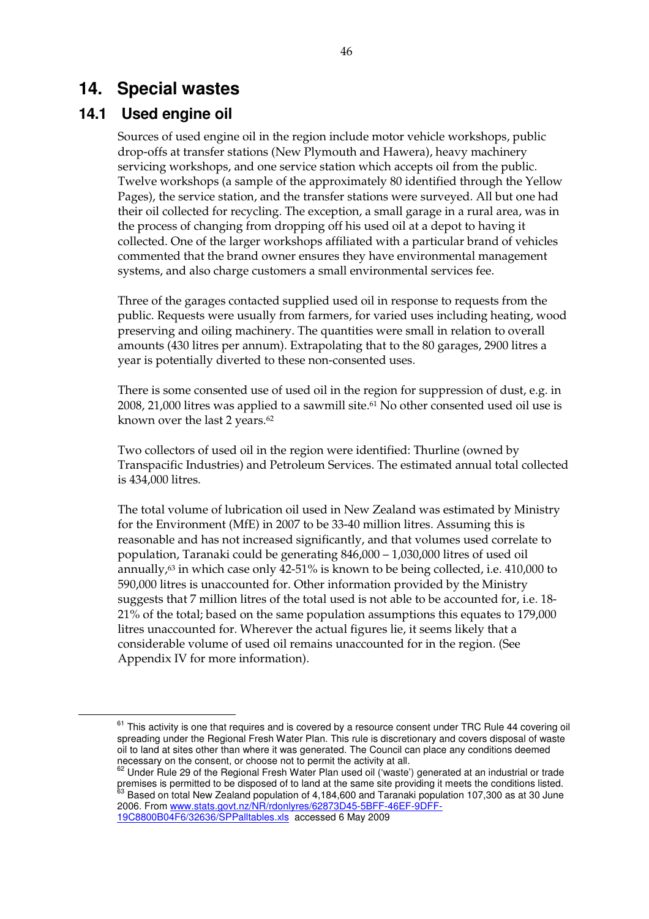# 14. Special wastes

## 14.1 Used engine oil

Sources of used engine oil in the region include motor vehicle workshops, public drop-offs at transfer stations (New Plymouth and Hawera), heavy machinery servicing workshops, and one service station which accepts oil from the public. Twelve workshops (a sample of the approximately 80 identified through the Yellow Pages), the service station, and the transfer stations were surveyed. All but one had their oil collected for recycling. The exception, a small garage in a rural area, was in the process of changing from dropping off his used oil at a depot to having it collected. One of the larger workshops affiliated with a particular brand of vehicles commented that the brand owner ensures they have environmental management systems, and also charge customers a small environmental services fee.

Three of the garages contacted supplied used oil in response to requests from the public. Requests were usually from farmers, for varied uses including heating, wood preserving and oiling machinery. The quantities were small in relation to overall amounts (430 litres per annum). Extrapolating that to the 80 garages, 2900 litres a year is potentially diverted to these non-consented uses.

There is some consented use of used oil in the region for suppression of dust, e.g. in 2008, 21,000 litres was applied to a sawmill site.[61] No other consented used oil use is known over the last 2 years.[62]

Two collectors of used oil in the region were identified: Thurline (owned by Transpacific Industries) and Petroleum Services. The estimated annual total collected is 434,000 litres.

The total volume of lubrication oil used in New Zealand was estimated by Ministry for the Environment (MfE) in 2007 to be 33-40 million litres. Assuming this is reasonable and has not increased significantly, and that volumes used correlate to population, Taranaki could be generating 846,000 – 1,030,000 litres of used oil annually,[63] in which case only 42-51% is known to be being collected, i.e. 410,000 to 590,000 litres is unaccounted for. Other information provided by the Ministry suggests that 7 million litres of the total used is not able to be accounted for, i.e. 18-21% of the total; based on the same population assumptions this equates to 179,000 litres unaccounted for. Wherever the actual figures lie, it seems likely that a considerable volume of used oil remains unaccounted for in the region. (See Appendix IV for more information).

---

[61] This activity is one that requires and is covered by a resource consent under TRC Rule 44 covering oil spreading under the Regional Fresh Water Plan. This rule is discretionary and covers disposal of waste oil to land at sites other than where it was generated. The Council can place any conditions deemed necessary on the consent, or choose not to permit the activity at all.

[62] Under Rule 29 of the Regional Fresh Water Plan used oil ('waste') generated at an industrial or trade premises is permitted to be disposed of to land at the same site providing it meets the conditions listed.

[63] Based on total New Zealand population of 4,184,600 and Taranaki population 107,300 as at 30 June 2006. From www.stats.govt.nz/NR/rdonlyres/62873D45-5BFF-46EF-9DFF-19C8800B04F6/32636/SPPalltables.xls accessed 6 May 2009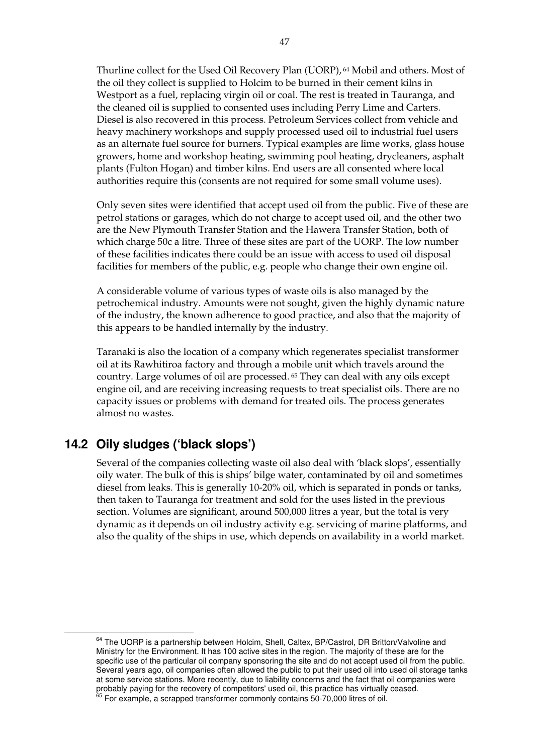Thurline collect for the Used Oil Recovery Plan (UORP), [64] Mobil and others. Most of the oil they collect is supplied to Holcim to be burned in their cement kilns in Westport as a fuel, replacing virgin oil or coal. The rest is treated in Tauranga, and the cleaned oil is supplied to consented uses including Perry Lime and Carters. Diesel is also recovered in this process. Petroleum Services collect from vehicle and heavy machinery workshops and supply processed used oil to industrial fuel users as an alternate fuel source for burners. Typical examples are lime works, glass house growers, home and workshop heating, swimming pool heating, drycleaners, asphalt plants (Fulton Hogan) and timber kilns. End users are all consented where local authorities require this (consents are not required for some small volume uses).

Only seven sites were identified that accept used oil from the public. Five of these are petrol stations or garages, which do not charge to accept used oil, and the other two are the New Plymouth Transfer Station and the Hawera Transfer Station, both of which charge 50c a litre. Three of these sites are part of the UORP. The low number of these facilities indicates there could be an issue with access to used oil disposal facilities for members of the public, e.g. people who change their own engine oil.

A considerable volume of various types of waste oils is also managed by the petrochemical industry. Amounts were not sought, given the highly dynamic nature of the industry, the known adherence to good practice, and also that the majority of this appears to be handled internally by the industry.

Taranaki is also the location of a company which regenerates specialist transformer oil at its Rawhitiroa factory and through a mobile unit which travels around the country. Large volumes of oil are processed. [65] They can deal with any oils except engine oil, and are receiving increasing requests to treat specialist oils. There are no capacity issues or problems with demand for treated oils. The process generates almost no wastes.

## 14.2 Oily sludges ('black slops')

Several of the companies collecting waste oil also deal with 'black slops', essentially oily water. The bulk of this is ships' bilge water, contaminated by oil and sometimes diesel from leaks. This is generally 10-20% oil, which is separated in ponds or tanks, then taken to Tauranga for treatment and sold for the uses listed in the previous section. Volumes are significant, around 500,000 litres a year, but the total is very dynamic as it depends on oil industry activity e.g. servicing of marine platforms, and also the quality of the ships in use, which depends on availability in a world market.

---

[64] The UORP is a partnership between Holcim, Shell, Caltex, BP/Castrol, DR Britton/Valvoline and Ministry for the Environment. It has 100 active sites in the region. The majority of these are for the specific use of the particular oil company sponsoring the site and do not accept used oil from the public. Several years ago, oil companies often allowed the public to put their used oil into used oil storage tanks at some service stations. More recently, due to liability concerns and the fact that oil companies were probably paying for the recovery of competitors' used oil, this practice has virtually ceased.

[65] For example, a scrapped transformer commonly contains 50-70,000 litres of oil.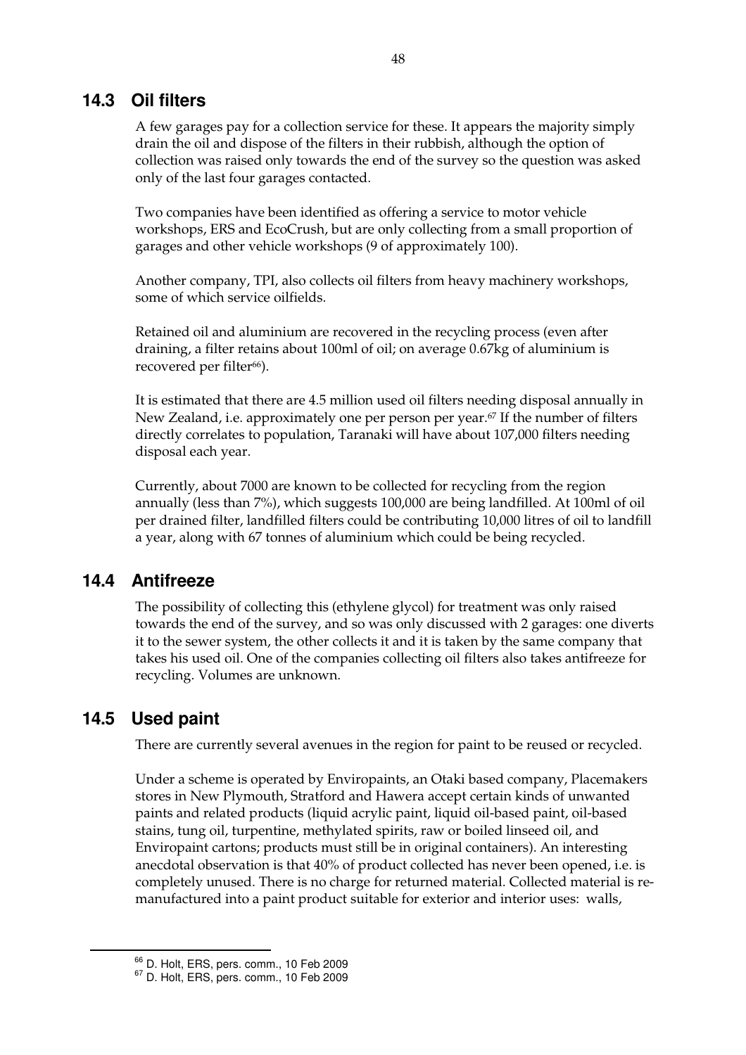## 14.3 Oil filters

A few garages pay for a collection service for these. It appears the majority simply drain the oil and dispose of the filters in their rubbish, although the option of collection was raised only towards the end of the survey so the question was asked only of the last four garages contacted.

Two companies have been identified as offering a service to motor vehicle workshops, ERS and EcoCrush, but are only collecting from a small proportion of garages and other vehicle workshops (9 of approximately 100).

Another company, TPI, also collects oil filters from heavy machinery workshops, some of which service oilfields.

Retained oil and aluminium are recovered in the recycling process (even after draining, a filter retains about 100ml of oil; on average 0.67kg of aluminium is recovered per filter[66]).

It is estimated that there are 4.5 million used oil filters needing disposal annually in New Zealand, i.e. approximately one per person per year.[67] If the number of filters directly correlates to population, Taranaki will have about 107,000 filters needing disposal each year.

Currently, about 7000 are known to be collected for recycling from the region annually (less than 7%), which suggests 100,000 are being landfilled. At 100ml of oil per drained filter, landfilled filters could be contributing 10,000 litres of oil to landfill a year, along with 67 tonnes of aluminium which could be being recycled.

## 14.4 Antifreeze

The possibility of collecting this (ethylene glycol) for treatment was only raised towards the end of the survey, and so was only discussed with 2 garages: one diverts it to the sewer system, the other collects it and it is taken by the same company that takes his used oil. One of the companies collecting oil filters also takes antifreeze for recycling. Volumes are unknown.

## 14.5 Used paint

There are currently several avenues in the region for paint to be reused or recycled.

Under a scheme is operated by Enviropaints, an Otaki based company, Placemakers stores in New Plymouth, Stratford and Hawera accept certain kinds of unwanted paints and related products (liquid acrylic paint, liquid oil-based paint, oil-based stains, tung oil, turpentine, methylated spirits, raw or boiled linseed oil, and Enviropaint cartons; products must still be in original containers). An interesting anecdotal observation is that 40% of product collected has never been opened, i.e. is completely unused. There is no charge for returned material. Collected material is re-manufactured into a paint product suitable for exterior and interior uses: walls,

[66] D. Holt, ERS, pers. comm., 10 Feb 2009

[67] D. Holt, ERS, pers. comm., 10 Feb 2009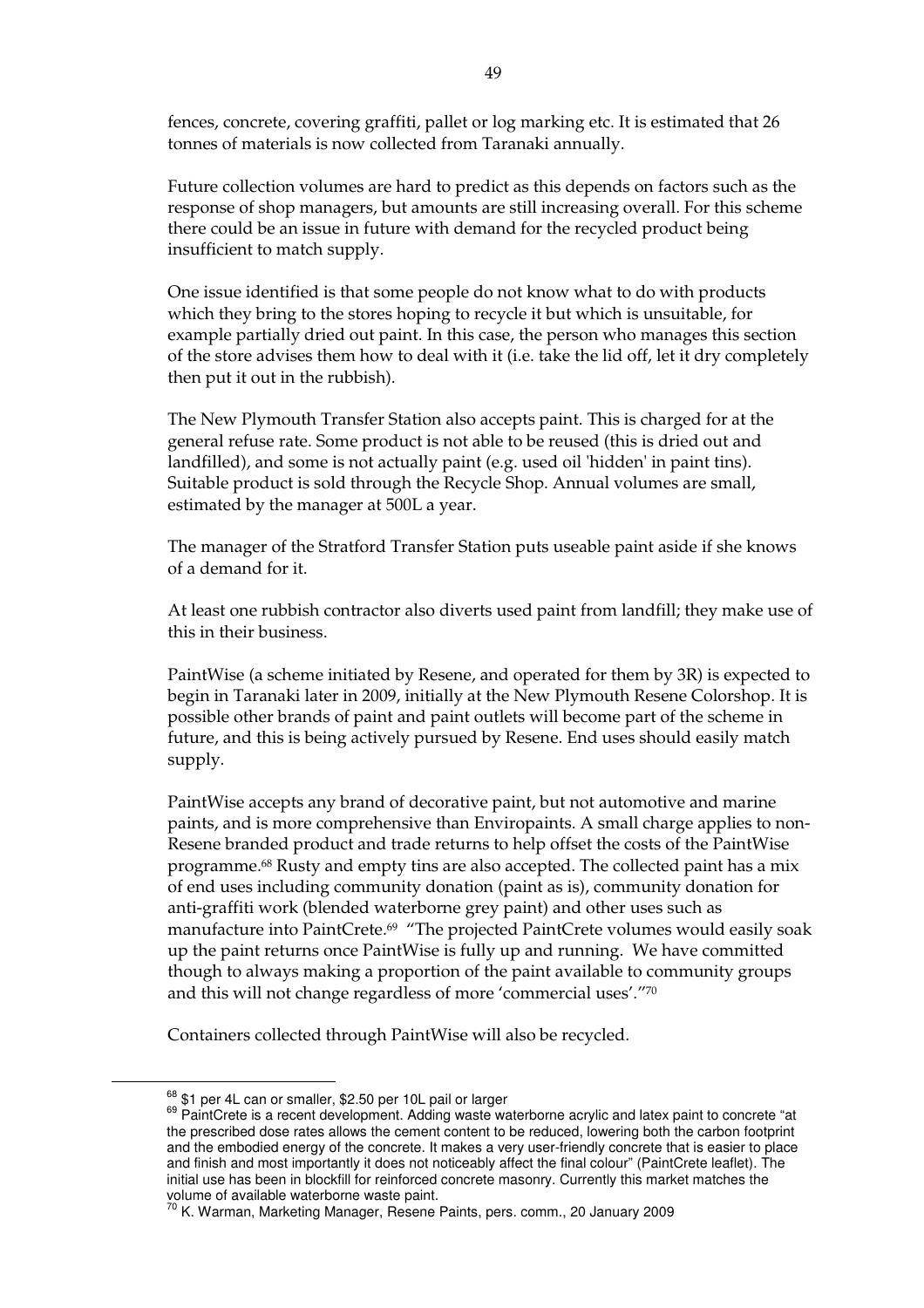fences, concrete, covering graffiti, pallet or log marking etc. It is estimated that 26 tonnes of materials is now collected from Taranaki annually.

Future collection volumes are hard to predict as this depends on factors such as the response of shop managers, but amounts are still increasing overall. For this scheme there could be an issue in future with demand for the recycled product being insufficient to match supply.

One issue identified is that some people do not know what to do with products which they bring to the stores hoping to recycle it but which is unsuitable, for example partially dried out paint. In this case, the person who manages this section of the store advises them how to deal with it (i.e. take the lid off, let it dry completely then put it out in the rubbish).

The New Plymouth Transfer Station also accepts paint. This is charged for at the general refuse rate. Some product is not able to be reused (this is dried out and landfilled), and some is not actually paint (e.g. used oil 'hidden' in paint tins). Suitable product is sold through the Recycle Shop. Annual volumes are small, estimated by the manager at 500L a year.

The manager of the Stratford Transfer Station puts useable paint aside if she knows of a demand for it.

At least one rubbish contractor also diverts used paint from landfill; they make use of this in their business.

PaintWise (a scheme initiated by Resene, and operated for them by 3R) is expected to begin in Taranaki later in 2009, initially at the New Plymouth Resene Colorshop. It is possible other brands of paint and paint outlets will become part of the scheme in future, and this is being actively pursued by Resene. End uses should easily match supply.

PaintWise accepts any brand of decorative paint, but not automotive and marine paints, and is more comprehensive than Enviropaints. A small charge applies to non-Resene branded product and trade returns to help offset the costs of the PaintWise programme.[68] Rusty and empty tins are also accepted. The collected paint has a mix of end uses including community donation (paint as is), community donation for anti-graffiti work (blended waterborne grey paint) and other uses such as manufacture into PaintCrete.[69] "The projected PaintCrete volumes would easily soak up the paint returns once PaintWise is fully up and running. We have committed though to always making a proportion of the paint available to community groups and this will not change regardless of more 'commercial uses'."[70]

Containers collected through PaintWise will also be recycled.

---

[68] $1 per 4L can or smaller, $2.50 per 10L pail or larger

[69] PaintCrete is a recent development. Adding waste waterborne acrylic and latex paint to concrete "at the prescribed dose rates allows the cement content to be reduced, lowering both the carbon footprint and the embodied energy of the concrete. It makes a very user-friendly concrete that is easier to place and finish and most importantly it does not noticeably affect the final colour" (PaintCrete leaflet). The initial use has been in blockfill for reinforced concrete masonry. Currently this market matches the volume of available waterborne waste paint.

[70] K. Warman, Marketing Manager, Resene Paints, pers. comm., 20 January 2009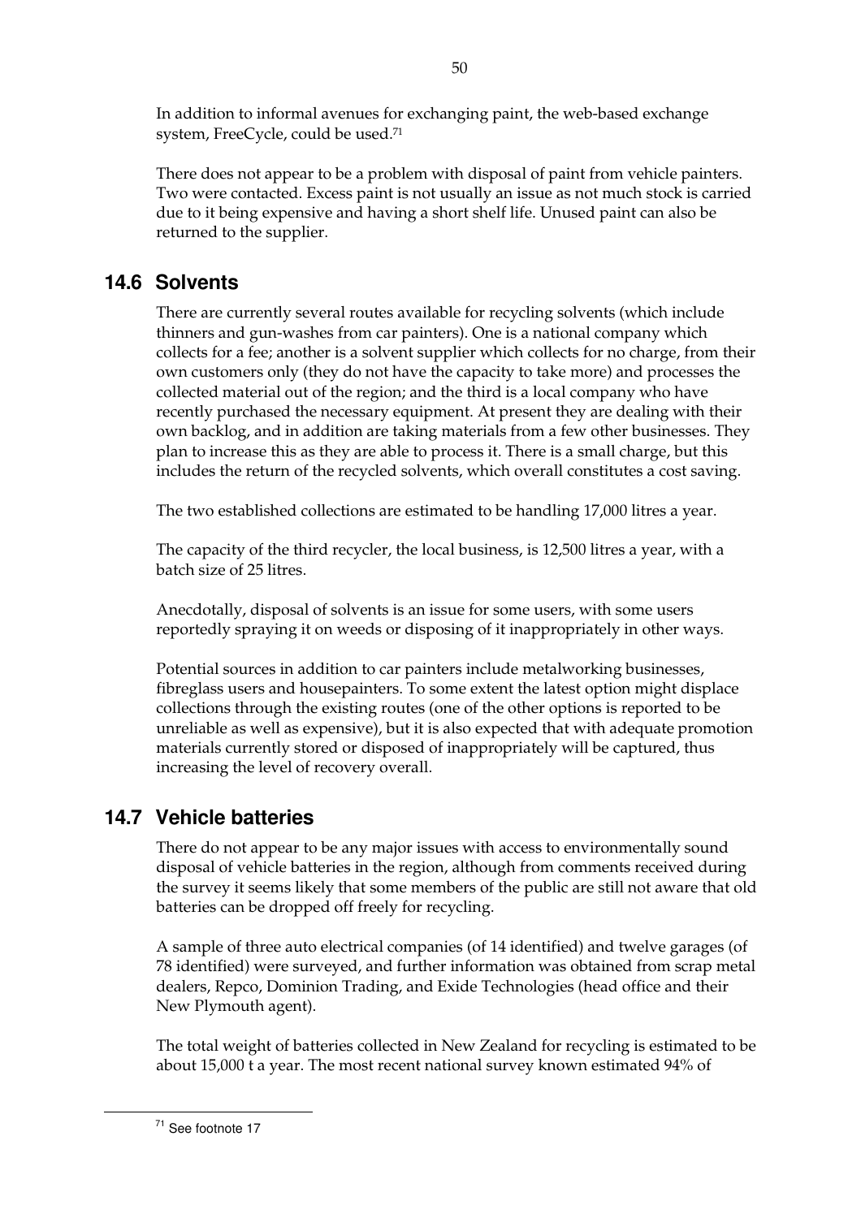In addition to informal avenues for exchanging paint, the web-based exchange system, FreeCycle, could be used.[71]

There does not appear to be a problem with disposal of paint from vehicle painters. Two were contacted. Excess paint is not usually an issue as not much stock is carried due to it being expensive and having a short shelf life. Unused paint can also be returned to the supplier.

## 14.6 Solvents

There are currently several routes available for recycling solvents (which include thinners and gun-washes from car painters). One is a national company which collects for a fee; another is a solvent supplier which collects for no charge, from their own customers only (they do not have the capacity to take more) and processes the collected material out of the region; and the third is a local company who have recently purchased the necessary equipment. At present they are dealing with their own backlog, and in addition are taking materials from a few other businesses. They plan to increase this as they are able to process it. There is a small charge, but this includes the return of the recycled solvents, which overall constitutes a cost saving.

The two established collections are estimated to be handling 17,000 litres a year.

The capacity of the third recycler, the local business, is 12,500 litres a year, with a batch size of 25 litres.

Anecdotally, disposal of solvents is an issue for some users, with some users reportedly spraying it on weeds or disposing of it inappropriately in other ways.

Potential sources in addition to car painters include metalworking businesses, fibreglass users and housepainters. To some extent the latest option might displace collections through the existing routes (one of the other options is reported to be unreliable as well as expensive), but it is also expected that with adequate promotion materials currently stored or disposed of inappropriately will be captured, thus increasing the level of recovery overall.

## 14.7 Vehicle batteries

There do not appear to be any major issues with access to environmentally sound disposal of vehicle batteries in the region, although from comments received during the survey it seems likely that some members of the public are still not aware that old batteries can be dropped off freely for recycling.

A sample of three auto electrical companies (of 14 identified) and twelve garages (of 78 identified) were surveyed, and further information was obtained from scrap metal dealers, Repco, Dominion Trading, and Exide Technologies (head office and their New Plymouth agent).

The total weight of batteries collected in New Zealand for recycling is estimated to be about 15,000 t a year. The most recent national survey known estimated 94% of

[71] See footnote 17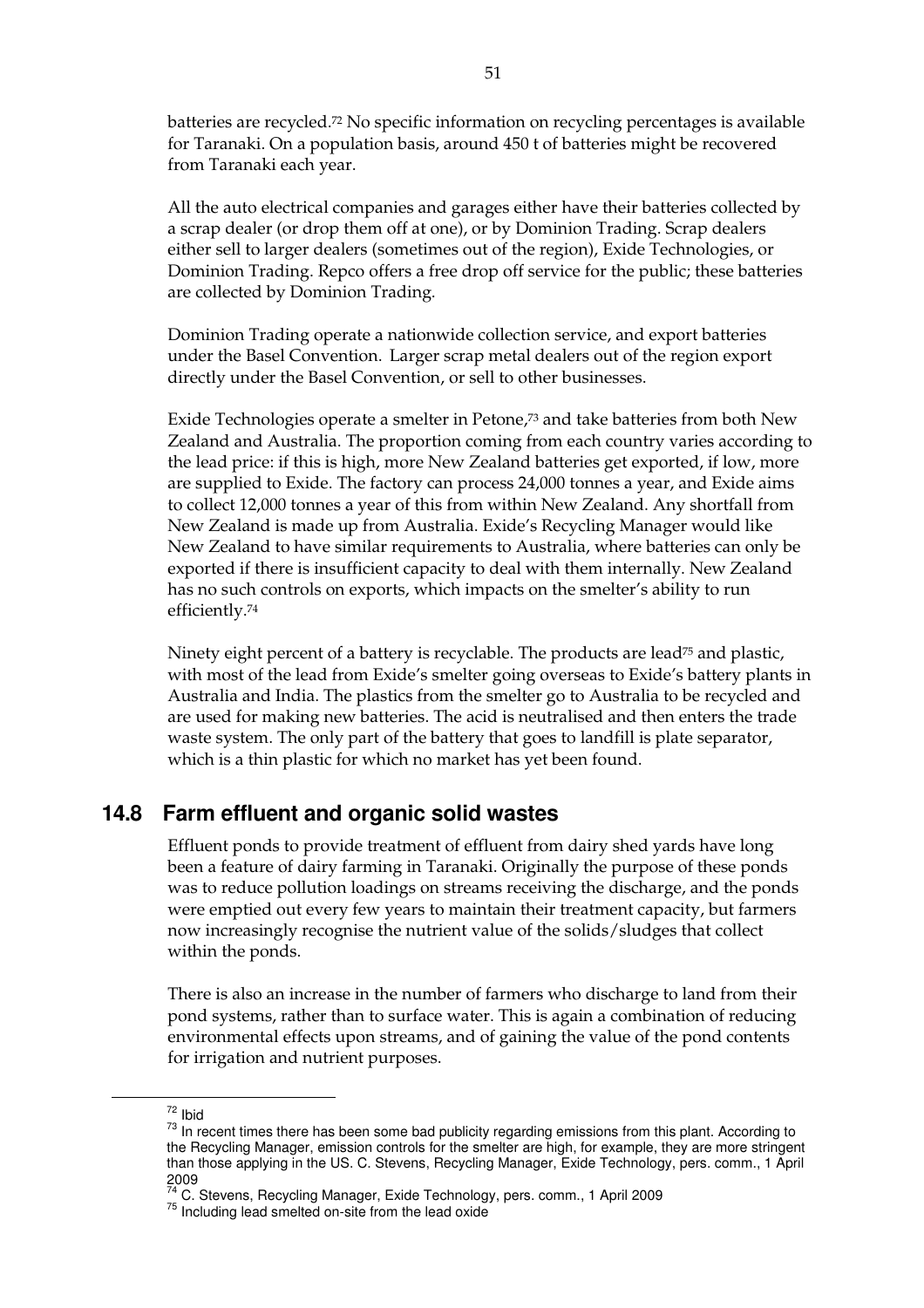batteries are recycled.[72] No specific information on recycling percentages is available for Taranaki. On a population basis, around 450 t of batteries might be recovered from Taranaki each year.

All the auto electrical companies and garages either have their batteries collected by a scrap dealer (or drop them off at one), or by Dominion Trading. Scrap dealers either sell to larger dealers (sometimes out of the region), Exide Technologies, or Dominion Trading. Repco offers a free drop off service for the public; these batteries are collected by Dominion Trading.

Dominion Trading operate a nationwide collection service, and export batteries under the Basel Convention. Larger scrap metal dealers out of the region export directly under the Basel Convention, or sell to other businesses.

Exide Technologies operate a smelter in Petone,[73] and take batteries from both New Zealand and Australia. The proportion coming from each country varies according to the lead price: if this is high, more New Zealand batteries get exported, if low, more are supplied to Exide. The factory can process 24,000 tonnes a year, and Exide aims to collect 12,000 tonnes a year of this from within New Zealand. Any shortfall from New Zealand is made up from Australia. Exide's Recycling Manager would like New Zealand to have similar requirements to Australia, where batteries can only be exported if there is insufficient capacity to deal with them internally. New Zealand has no such controls on exports, which impacts on the smelter's ability to run efficiently.[74]

Ninety eight percent of a battery is recyclable. The products are lead[75] and plastic, with most of the lead from Exide's smelter going overseas to Exide's battery plants in Australia and India. The plastics from the smelter go to Australia to be recycled and are used for making new batteries. The acid is neutralised and then enters the trade waste system. The only part of the battery that goes to landfill is plate separator, which is a thin plastic for which no market has yet been found.

## 14.8 Farm effluent and organic solid wastes

Effluent ponds to provide treatment of effluent from dairy shed yards have long been a feature of dairy farming in Taranaki. Originally the purpose of these ponds was to reduce pollution loadings on streams receiving the discharge, and the ponds were emptied out every few years to maintain their treatment capacity, but farmers now increasingly recognise the nutrient value of the solids/sludges that collect within the ponds.

There is also an increase in the number of farmers who discharge to land from their pond systems, rather than to surface water. This is again a combination of reducing environmental effects upon streams, and of gaining the value of the pond contents for irrigation and nutrient purposes.

---

[72] Ibid

[73] In recent times there has been some bad publicity regarding emissions from this plant. According to the Recycling Manager, emission controls for the smelter are high, for example, they are more stringent than those applying in the US. C. Stevens, Recycling Manager, Exide Technology, pers. comm., 1 April 2009

[74] C. Stevens, Recycling Manager, Exide Technology, pers. comm., 1 April 2009

[75] Including lead smelted on-site from the lead oxide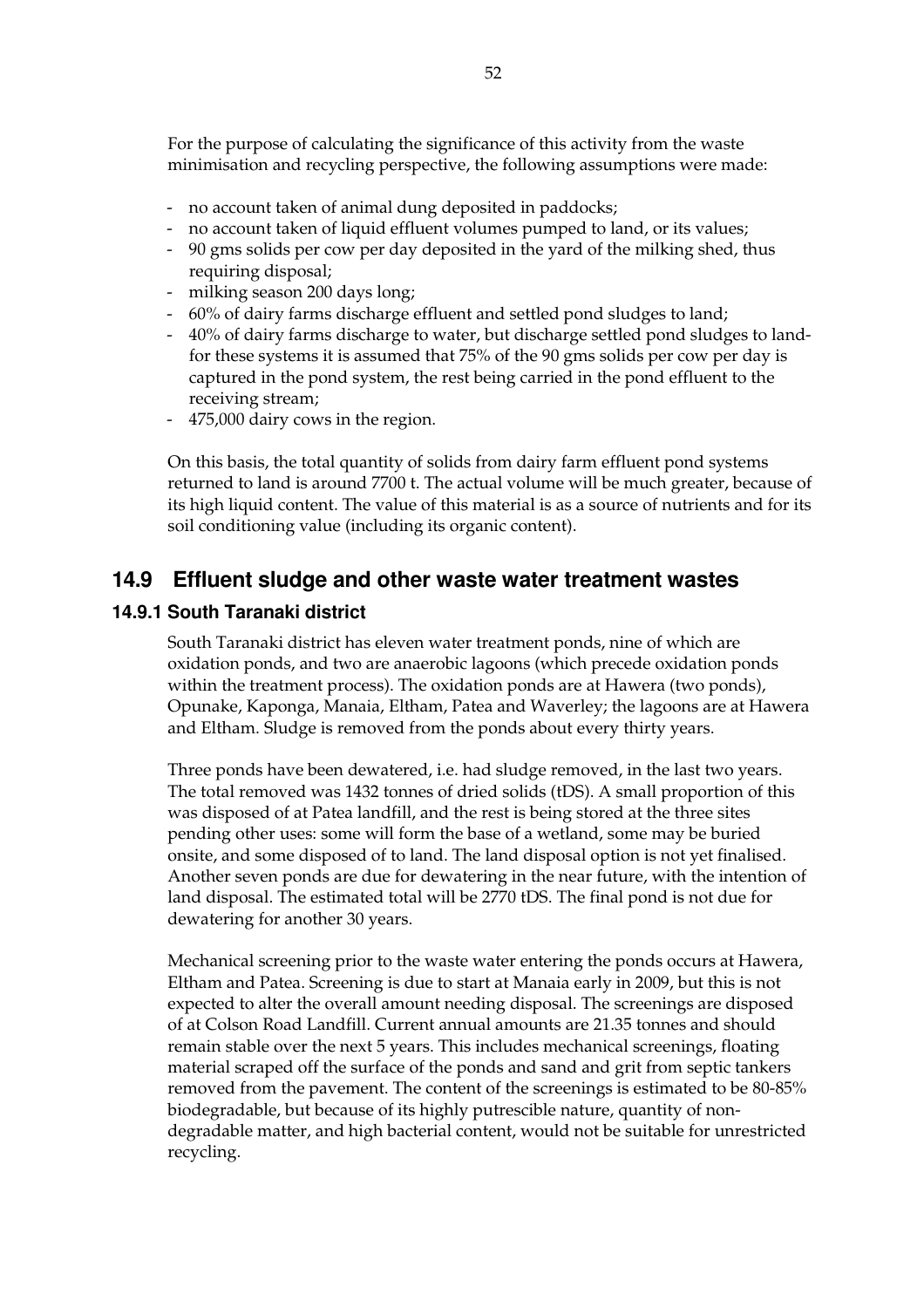For the purpose of calculating the significance of this activity from the waste minimisation and recycling perspective, the following assumptions were made:

- no account taken of animal dung deposited in paddocks;
- no account taken of liquid effluent volumes pumped to land, or its values;
- 90 gms solids per cow per day deposited in the yard of the milking shed, thus requiring disposal;
- milking season 200 days long;
- 60% of dairy farms discharge effluent and settled pond sludges to land;
- 40% of dairy farms discharge to water, but discharge settled pond sludges to land-for these systems it is assumed that 75% of the 90 gms solids per cow per day is captured in the pond system, the rest being carried in the pond effluent to the receiving stream;
- 475,000 dairy cows in the region.

On this basis, the total quantity of solids from dairy farm effluent pond systems returned to land is around 7700 t. The actual volume will be much greater, because of its high liquid content. The value of this material is as a source of nutrients and for its soil conditioning value (including its organic content).

## 14.9 Effluent sludge and other waste water treatment wastes

### 14.9.1 South Taranaki district

South Taranaki district has eleven water treatment ponds, nine of which are oxidation ponds, and two are anaerobic lagoons (which precede oxidation ponds within the treatment process). The oxidation ponds are at Hawera (two ponds), Opunake, Kaponga, Manaia, Eltham, Patea and Waverley; the lagoons are at Hawera and Eltham. Sludge is removed from the ponds about every thirty years.

Three ponds have been dewatered, i.e. had sludge removed, in the last two years. The total removed was 1432 tonnes of dried solids (tDS). A small proportion of this was disposed of at Patea landfill, and the rest is being stored at the three sites pending other uses: some will form the base of a wetland, some may be buried onsite, and some disposed of to land. The land disposal option is not yet finalised. Another seven ponds are due for dewatering in the near future, with the intention of land disposal. The estimated total will be 2770 tDS. The final pond is not due for dewatering for another 30 years.

Mechanical screening prior to the waste water entering the ponds occurs at Hawera, Eltham and Patea. Screening is due to start at Manaia early in 2009, but this is not expected to alter the overall amount needing disposal. The screenings are disposed of at Colson Road Landfill. Current annual amounts are 21.35 tonnes and should remain stable over the next 5 years. This includes mechanical screenings, floating material scraped off the surface of the ponds and sand and grit from septic tankers removed from the pavement. The content of the screenings is estimated to be 80-85% biodegradable, but because of its highly putrescible nature, quantity of non-degradable matter, and high bacterial content, would not be suitable for unrestricted recycling.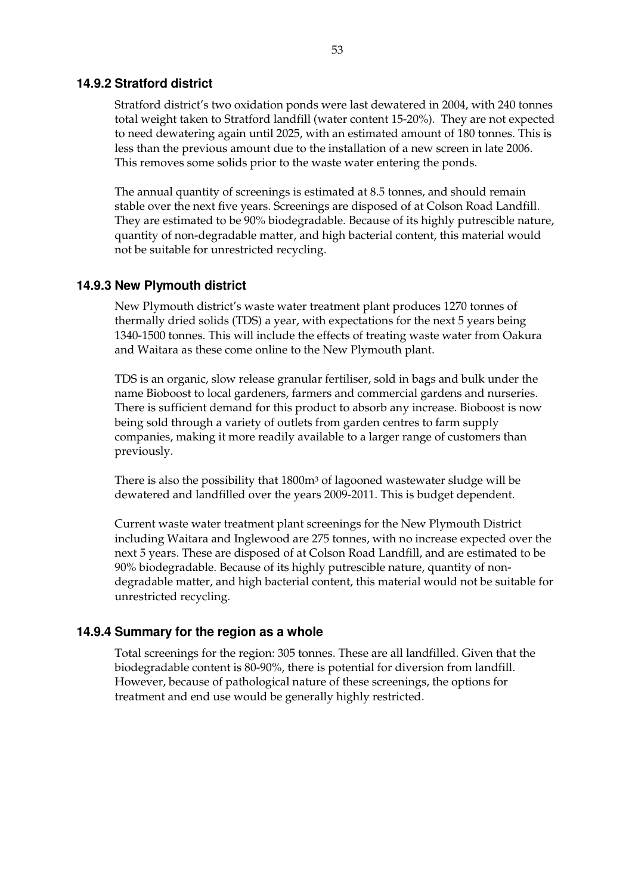### 14.9.2 Stratford district

Stratford district's two oxidation ponds were last dewatered in 2004, with 240 tonnes total weight taken to Stratford landfill (water content 15-20%). They are not expected to need dewatering again until 2025, with an estimated amount of 180 tonnes. This is less than the previous amount due to the installation of a new screen in late 2006. This removes some solids prior to the waste water entering the ponds.

The annual quantity of screenings is estimated at 8.5 tonnes, and should remain stable over the next five years. Screenings are disposed of at Colson Road Landfill. They are estimated to be 90% biodegradable. Because of its highly putrescible nature, quantity of non-degradable matter, and high bacterial content, this material would not be suitable for unrestricted recycling.

### 14.9.3 New Plymouth district

New Plymouth district's waste water treatment plant produces 1270 tonnes of thermally dried solids (TDS) a year, with expectations for the next 5 years being 1340-1500 tonnes. This will include the effects of treating waste water from Oakura and Waitara as these come online to the New Plymouth plant.

TDS is an organic, slow release granular fertiliser, sold in bags and bulk under the name Bioboost to local gardeners, farmers and commercial gardens and nurseries. There is sufficient demand for this product to absorb any increase. Bioboost is now being sold through a variety of outlets from garden centres to farm supply companies, making it more readily available to a larger range of customers than previously.

There is also the possibility that 1800m$^3$ of lagooned wastewater sludge will be dewatered and landfilled over the years 2009-2011. This is budget dependent.

Current waste water treatment plant screenings for the New Plymouth District including Waitara and Inglewood are 275 tonnes, with no increase expected over the next 5 years. These are disposed of at Colson Road Landfill, and are estimated to be 90% biodegradable. Because of its highly putrescible nature, quantity of non-degradable matter, and high bacterial content, this material would not be suitable for unrestricted recycling.

### 14.9.4 Summary for the region as a whole

Total screenings for the region: 305 tonnes. These are all landfilled. Given that the biodegradable content is 80-90%, there is potential for diversion from landfill. However, because of pathological nature of these screenings, the options for treatment and end use would be generally highly restricted.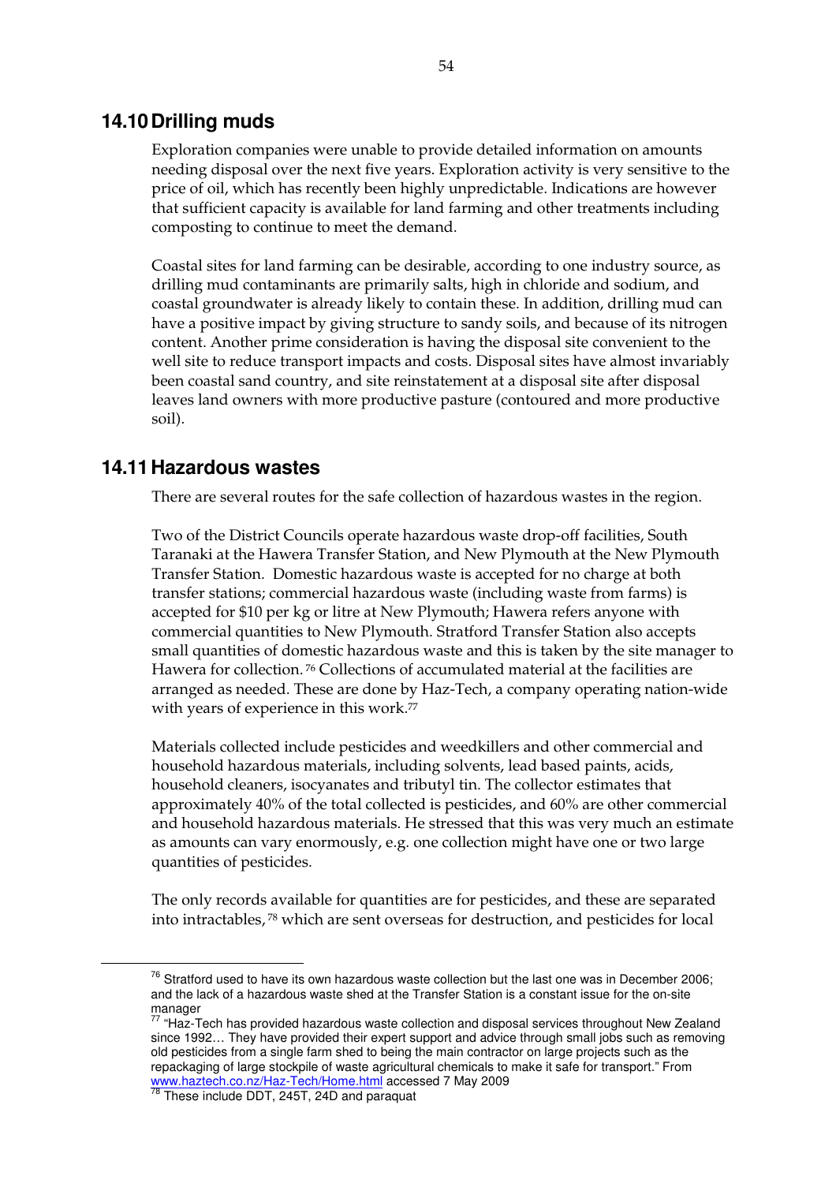## 14.10 Drilling muds

Exploration companies were unable to provide detailed information on amounts needing disposal over the next five years. Exploration activity is very sensitive to the price of oil, which has recently been highly unpredictable. Indications are however that sufficient capacity is available for land farming and other treatments including composting to continue to meet the demand.

Coastal sites for land farming can be desirable, according to one industry source, as drilling mud contaminants are primarily salts, high in chloride and sodium, and coastal groundwater is already likely to contain these. In addition, drilling mud can have a positive impact by giving structure to sandy soils, and because of its nitrogen content. Another prime consideration is having the disposal site convenient to the well site to reduce transport impacts and costs. Disposal sites have almost invariably been coastal sand country, and site reinstatement at a disposal site after disposal leaves land owners with more productive pasture (contoured and more productive soil).

## 14.11 Hazardous wastes

There are several routes for the safe collection of hazardous wastes in the region.

Two of the District Councils operate hazardous waste drop-off facilities, South Taranaki at the Hawera Transfer Station, and New Plymouth at the New Plymouth Transfer Station. Domestic hazardous waste is accepted for no charge at both transfer stations; commercial hazardous waste (including waste from farms) is accepted for $10 per kg or litre at New Plymouth; Hawera refers anyone with commercial quantities to New Plymouth. Stratford Transfer Station also accepts small quantities of domestic hazardous waste and this is taken by the site manager to Hawera for collection.[76] Collections of accumulated material at the facilities are arranged as needed. These are done by Haz-Tech, a company operating nation-wide with years of experience in this work.[77]

Materials collected include pesticides and weedkillers and other commercial and household hazardous materials, including solvents, lead based paints, acids, household cleaners, isocyanates and tributyl tin. The collector estimates that approximately 40% of the total collected is pesticides, and 60% are other commercial and household hazardous materials. He stressed that this was very much an estimate as amounts can vary enormously, e.g. one collection might have one or two large quantities of pesticides.

The only records available for quantities are for pesticides, and these are separated into intractables,[78] which are sent overseas for destruction, and pesticides for local

---

[76] Stratford used to have its own hazardous waste collection but the last one was in December 2006; and the lack of a hazardous waste shed at the Transfer Station is a constant issue for the on-site manager

[77] "Haz-Tech has provided hazardous waste collection and disposal services throughout New Zealand since 1992… They have provided their expert support and advice through small jobs such as removing old pesticides from a single farm shed to being the main contractor on large projects such as the repackaging of large stockpile of waste agricultural chemicals to make it safe for transport." From www.haztech.co.nz/Haz-Tech/Home.html accessed 7 May 2009

[78] These include DDT, 245T, 24D and paraquat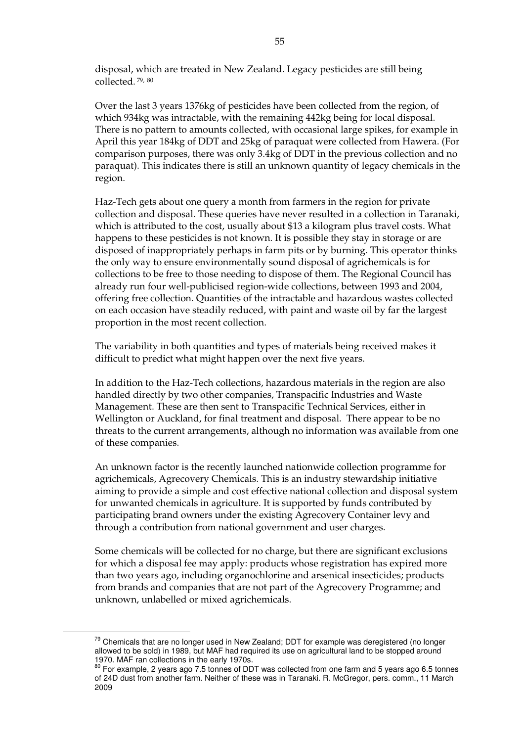disposal, which are treated in New Zealand. Legacy pesticides are still being collected.[79, 80]

Over the last 3 years 1376kg of pesticides have been collected from the region, of which 934kg was intractable, with the remaining 442kg being for local disposal. There is no pattern to amounts collected, with occasional large spikes, for example in April this year 184kg of DDT and 25kg of paraquat were collected from Hawera. (For comparison purposes, there was only 3.4kg of DDT in the previous collection and no paraquat). This indicates there is still an unknown quantity of legacy chemicals in the region.

Haz-Tech gets about one query a month from farmers in the region for private collection and disposal. These queries have never resulted in a collection in Taranaki, which is attributed to the cost, usually about $13 a kilogram plus travel costs. What happens to these pesticides is not known. It is possible they stay in storage or are disposed of inappropriately perhaps in farm pits or by burning. This operator thinks the only way to ensure environmentally sound disposal of agrichemicals is for collections to be free to those needing to dispose of them. The Regional Council has already run four well-publicised region-wide collections, between 1993 and 2004, offering free collection. Quantities of the intractable and hazardous wastes collected on each occasion have steadily reduced, with paint and waste oil by far the largest proportion in the most recent collection.

The variability in both quantities and types of materials being received makes it difficult to predict what might happen over the next five years.

In addition to the Haz-Tech collections, hazardous materials in the region are also handled directly by two other companies, Transpacific Industries and Waste Management. These are then sent to Transpacific Technical Services, either in Wellington or Auckland, for final treatment and disposal. There appear to be no threats to the current arrangements, although no information was available from one of these companies.

An unknown factor is the recently launched nationwide collection programme for agrichemicals, Agrecovery Chemicals. This is an industry stewardship initiative aiming to provide a simple and cost effective national collection and disposal system for unwanted chemicals in agriculture. It is supported by funds contributed by participating brand owners under the existing Agrecovery Container levy and through a contribution from national government and user charges.

Some chemicals will be collected for no charge, but there are significant exclusions for which a disposal fee may apply: products whose registration has expired more than two years ago, including organochlorine and arsenical insecticides; products from brands and companies that are not part of the Agrecovery Programme; and unknown, unlabelled or mixed agrichemicals.

---

[79] Chemicals that are no longer used in New Zealand; DDT for example was deregistered (no longer allowed to be sold) in 1989, but MAF had required its use on agricultural land to be stopped around 1970. MAF ran collections in the early 1970s.

[80] For example, 2 years ago 7.5 tonnes of DDT was collected from one farm and 5 years ago 6.5 tonnes of 24D dust from another farm. Neither of these was in Taranaki. R. McGregor, pers. comm., 11 March 2009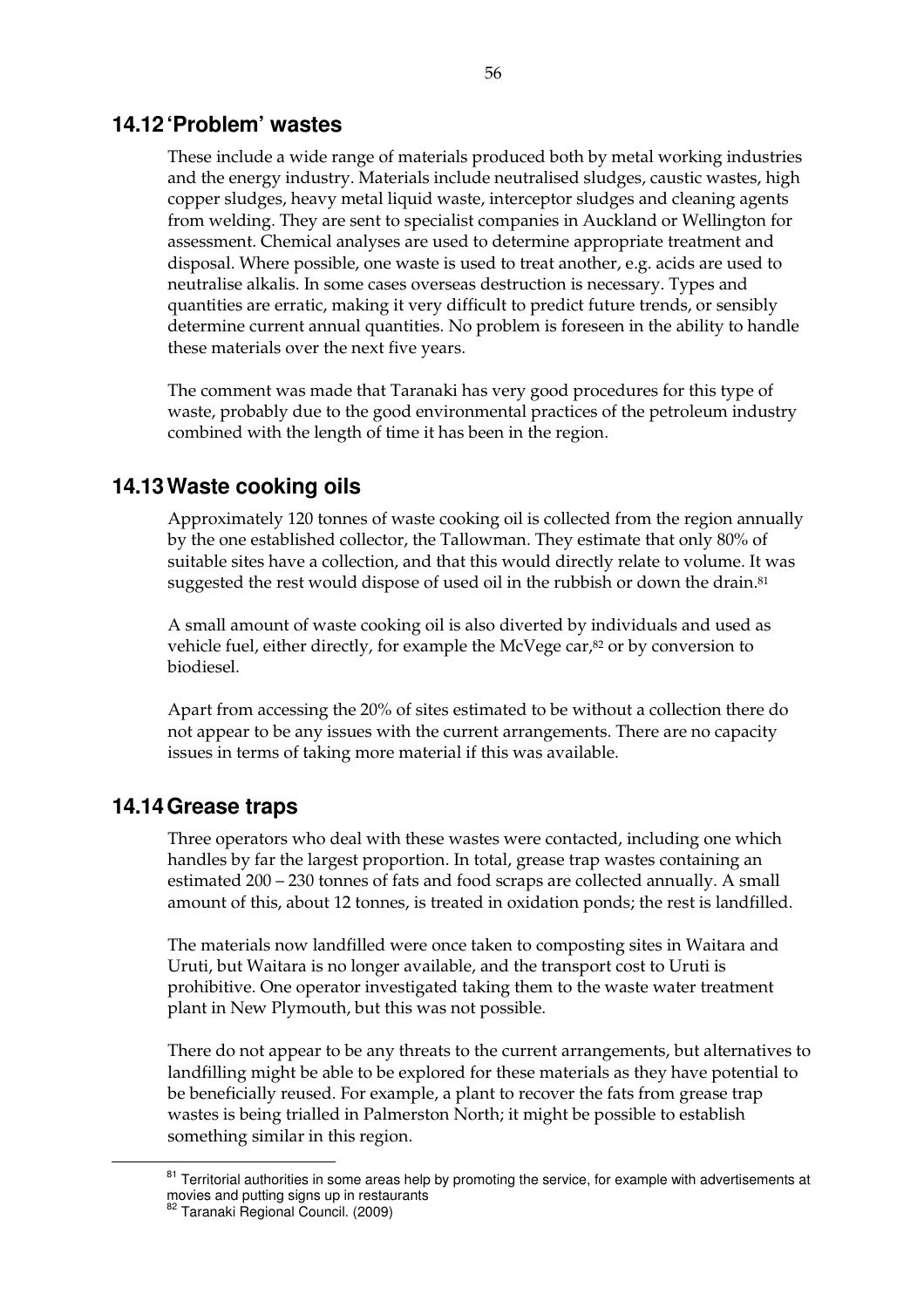## 14.12 'Problem' wastes

These include a wide range of materials produced both by metal working industries and the energy industry. Materials include neutralised sludges, caustic wastes, high copper sludges, heavy metal liquid waste, interceptor sludges and cleaning agents from welding. They are sent to specialist companies in Auckland or Wellington for assessment. Chemical analyses are used to determine appropriate treatment and disposal. Where possible, one waste is used to treat another, e.g. acids are used to neutralise alkalis. In some cases overseas destruction is necessary. Types and quantities are erratic, making it very difficult to predict future trends, or sensibly determine current annual quantities. No problem is foreseen in the ability to handle these materials over the next five years.

The comment was made that Taranaki has very good procedures for this type of waste, probably due to the good environmental practices of the petroleum industry combined with the length of time it has been in the region.

## 14.13 Waste cooking oils

Approximately 120 tonnes of waste cooking oil is collected from the region annually by the one established collector, the Tallowman. They estimate that only 80% of suitable sites have a collection, and that this would directly relate to volume. It was suggested the rest would dispose of used oil in the rubbish or down the drain.[81]

A small amount of waste cooking oil is also diverted by individuals and used as vehicle fuel, either directly, for example the McVege car,[82] or by conversion to biodiesel.

Apart from accessing the 20% of sites estimated to be without a collection there do not appear to be any issues with the current arrangements. There are no capacity issues in terms of taking more material if this was available.

## 14.14 Grease traps

Three operators who deal with these wastes were contacted, including one which handles by far the largest proportion. In total, grease trap wastes containing an estimated 200 – 230 tonnes of fats and food scraps are collected annually. A small amount of this, about 12 tonnes, is treated in oxidation ponds; the rest is landfilled.

The materials now landfilled were once taken to composting sites in Waitara and Uruti, but Waitara is no longer available, and the transport cost to Uruti is prohibitive. One operator investigated taking them to the waste water treatment plant in New Plymouth, but this was not possible.

There do not appear to be any threats to the current arrangements, but alternatives to landfilling might be able to be explored for these materials as they have potential to be beneficially reused. For example, a plant to recover the fats from grease trap wastes is being trialled in Palmerston North; it might be possible to establish something similar in this region.

---

[81] Territorial authorities in some areas help by promoting the service, for example with advertisements at movies and putting signs up in restaurants

[82] Taranaki Regional Council. (2009)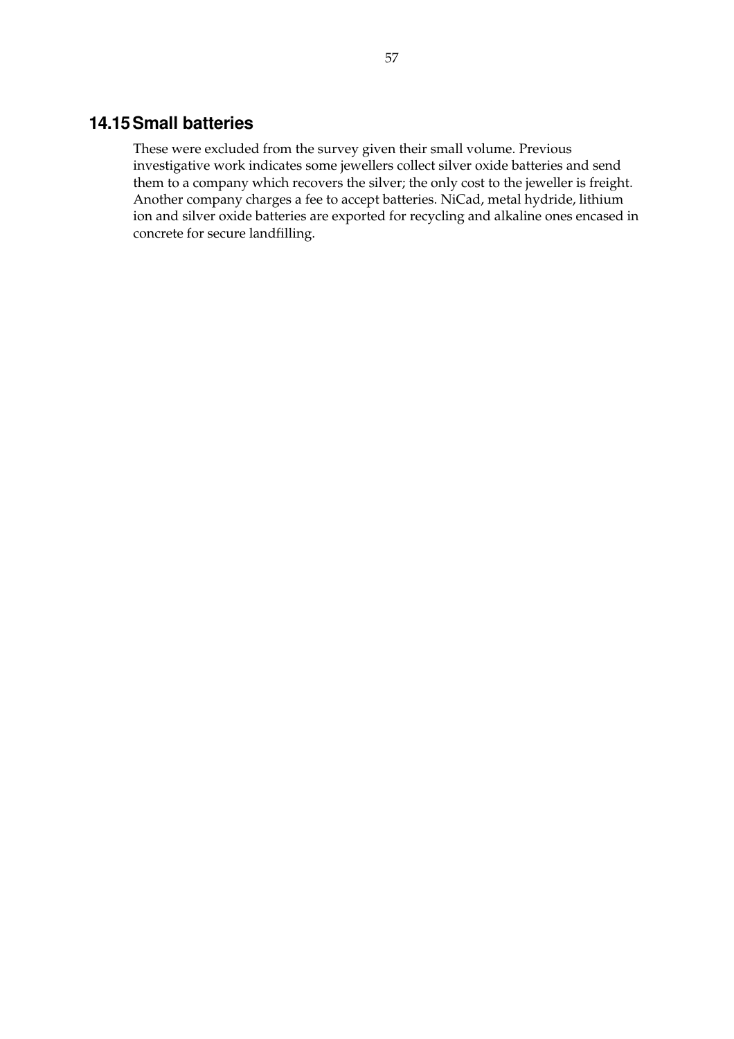## 14.15 Small batteries

These were excluded from the survey given their small volume. Previous investigative work indicates some jewellers collect silver oxide batteries and send them to a company which recovers the silver; the only cost to the jeweller is freight. Another company charges a fee to accept batteries. NiCad, metal hydride, lithium ion and silver oxide batteries are exported for recycling and alkaline ones encased in concrete for secure landfilling.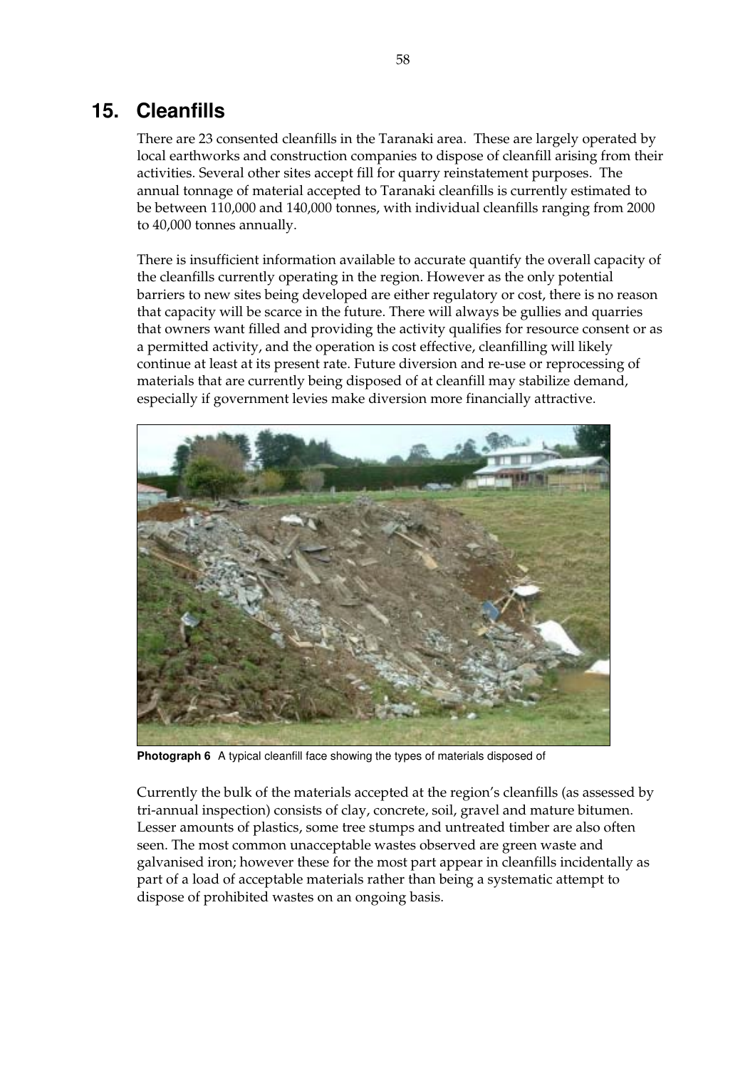# 15. Cleanfills

There are 23 consented cleanfills in the Taranaki area. These are largely operated by local earthworks and construction companies to dispose of cleanfill arising from their activities. Several other sites accept fill for quarry reinstatement purposes. The annual tonnage of material accepted to Taranaki cleanfills is currently estimated to be between 110,000 and 140,000 tonnes, with individual cleanfills ranging from 2000 to 40,000 tonnes annually.

There is insufficient information available to accurate quantify the overall capacity of the cleanfills currently operating in the region. However as the only potential barriers to new sites being developed are either regulatory or cost, there is no reason that capacity will be scarce in the future. There will always be gullies and quarries that owners want filled and providing the activity qualifies for resource consent or as a permitted activity, and the operation is cost effective, cleanfilling will likely continue at least at its present rate. Future diversion and re-use or reprocessing of materials that are currently being disposed of at cleanfill may stabilize demand, especially if government levies make diversion more financially attractive.

**Photograph 6** A typical cleanfill face showing the types of materials disposed of

Currently the bulk of the materials accepted at the region's cleanfills (as assessed by tri-annual inspection) consists of clay, concrete, soil, gravel and mature bitumen. Lesser amounts of plastics, some tree stumps and untreated timber are also often seen. The most common unacceptable wastes observed are green waste and galvanised iron; however these for the most part appear in cleanfills incidentally as part of a load of acceptable materials rather than being a systematic attempt to dispose of prohibited wastes on an ongoing basis.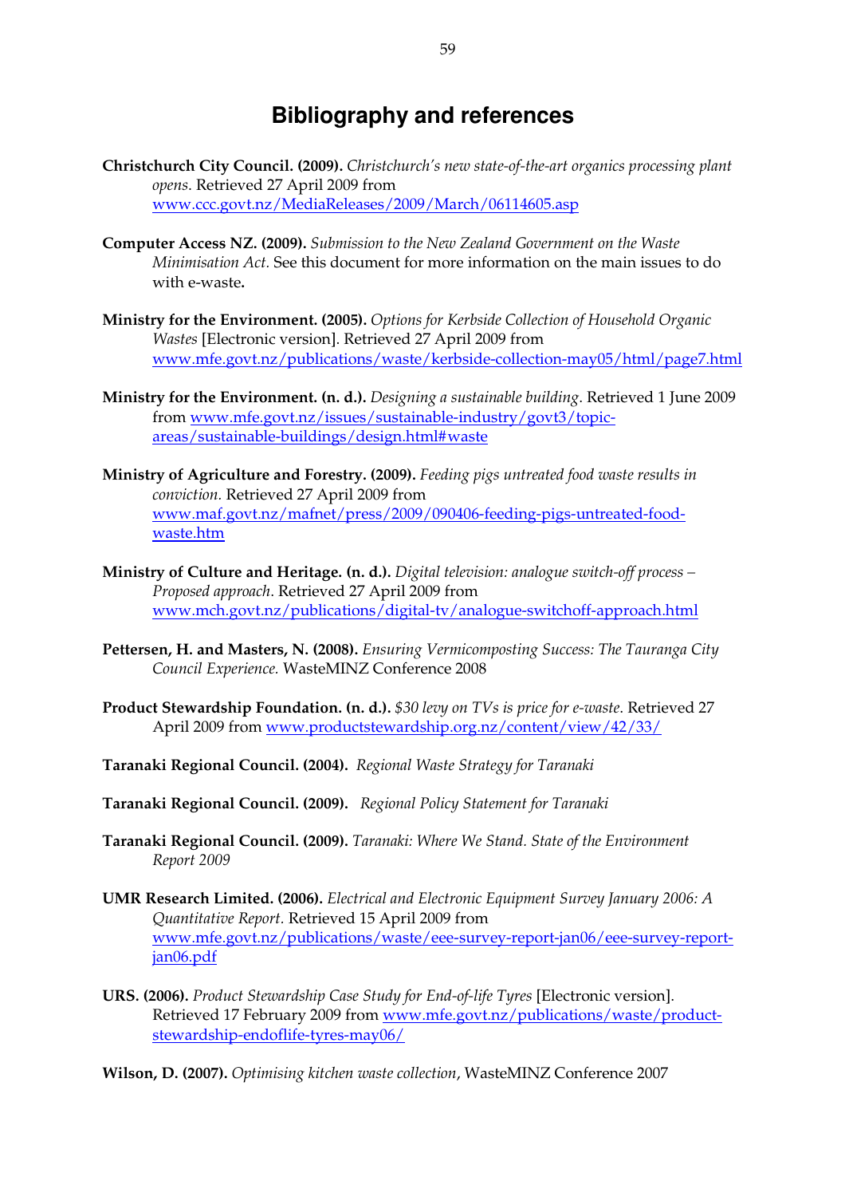# Bibliography and references

**Christchurch City Council. (2009).** *Christchurch's new state-of-the-art organics processing plant opens.* Retrieved 27 April 2009 from www.ccc.govt.nz/MediaReleases/2009/March/06114605.asp

**Computer Access NZ. (2009).** *Submission to the New Zealand Government on the Waste Minimisation Act.* See this document for more information on the main issues to do with e-waste**.**

**Ministry for the Environment. (2005).** *Options for Kerbside Collection of Household Organic Wastes* [Electronic version]. Retrieved 27 April 2009 from www.mfe.govt.nz/publications/waste/kerbside-collection-may05/html/page7.html

**Ministry for the Environment. (n. d.).** *Designing a sustainable building.* Retrieved 1 June 2009 from www.mfe.govt.nz/issues/sustainable-industry/govt3/topic-areas/sustainable-buildings/design.html#waste

**Ministry of Agriculture and Forestry. (2009).** *Feeding pigs untreated food waste results in conviction.* Retrieved 27 April 2009 from www.maf.govt.nz/mafnet/press/2009/090406-feeding-pigs-untreated-food-waste.htm

**Ministry of Culture and Heritage. (n. d.).** *Digital television: analogue switch-off process – Proposed approach.* Retrieved 27 April 2009 from www.mch.govt.nz/publications/digital-tv/analogue-switchoff-approach.html

**Pettersen, H. and Masters, N. (2008).** *Ensuring Vermicomposting Success: The Tauranga City Council Experience.* WasteMINZ Conference 2008

**Product Stewardship Foundation. (n. d.).** *$30 levy on TVs is price for e-waste.* Retrieved 27 April 2009 from www.productstewardship.org.nz/content/view/42/33/

**Taranaki Regional Council. (2004).** *Regional Waste Strategy for Taranaki*

**Taranaki Regional Council. (2009).** *Regional Policy Statement for Taranaki*

**Taranaki Regional Council. (2009).** *Taranaki: Where We Stand. State of the Environment Report 2009*

**UMR Research Limited. (2006).** *Electrical and Electronic Equipment Survey January 2006: A Quantitative Report.* Retrieved 15 April 2009 from www.mfe.govt.nz/publications/waste/eee-survey-report-jan06/eee-survey-report-jan06.pdf

**URS. (2006).** *Product Stewardship Case Study for End-of-life Tyres* [Electronic version]. Retrieved 17 February 2009 from www.mfe.govt.nz/publications/waste/product-stewardship-endoflife-tyres-may06/

**Wilson, D. (2007).** *Optimising kitchen waste collection*, WasteMINZ Conference 2007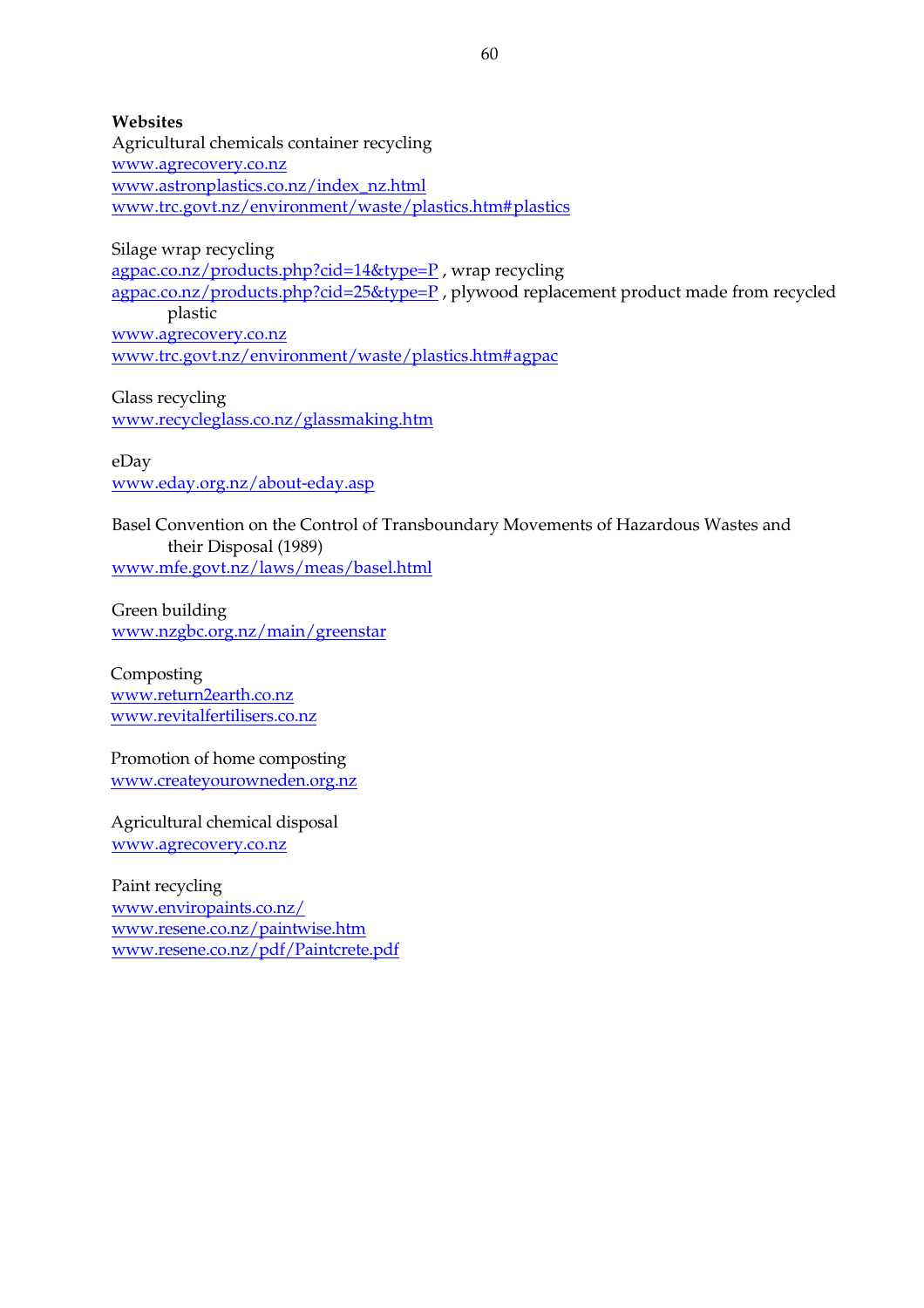**Websites**

Agricultural chemicals container recycling
www.agrecovery.co.nz
www.astronplastics.co.nz/index_nz.html
www.trc.govt.nz/environment/waste/plastics.htm#plastics

Silage wrap recycling
agpac.co.nz/products.php?cid=14&type=P , wrap recycling
agpac.co.nz/products.php?cid=25&type=P , plywood replacement product made from recycled plastic
www.agrecovery.co.nz
www.trc.govt.nz/environment/waste/plastics.htm#agpac

Glass recycling
www.recycleglass.co.nz/glassmaking.htm

eDay
www.eday.org.nz/about-eday.asp

Basel Convention on the Control of Transboundary Movements of Hazardous Wastes and their Disposal (1989)
www.mfe.govt.nz/laws/meas/basel.html

Green building
www.nzgbc.org.nz/main/greenstar

Composting
www.return2earth.co.nz
www.revitalfertilisers.co.nz

Promotion of home composting
www.createyourowneden.org.nz

Agricultural chemical disposal
www.agrecovery.co.nz

Paint recycling
www.enviropaints.co.nz/
www.resene.co.nz/paintwise.htm
www.resene.co.nz/pdf/Paintcrete.pdf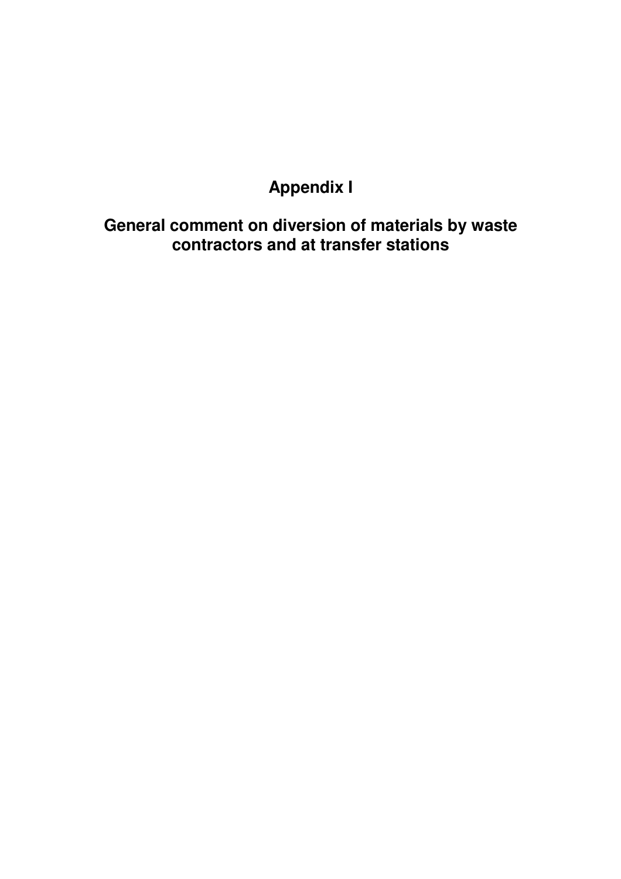# Appendix I

## General comment on diversion of materials by waste contractors and at transfer stations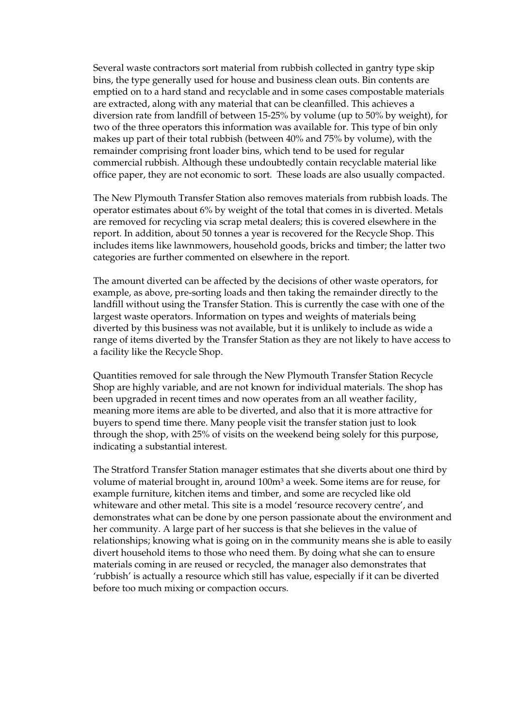Several waste contractors sort material from rubbish collected in gantry type skip bins, the type generally used for house and business clean outs. Bin contents are emptied on to a hard stand and recyclable and in some cases compostable materials are extracted, along with any material that can be cleanfilled. This achieves a diversion rate from landfill of between 15-25% by volume (up to 50% by weight), for two of the three operators this information was available for. This type of bin only makes up part of their total rubbish (between 40% and 75% by volume), with the remainder comprising front loader bins, which tend to be used for regular commercial rubbish. Although these undoubtedly contain recyclable material like office paper, they are not economic to sort. These loads are also usually compacted.

The New Plymouth Transfer Station also removes materials from rubbish loads. The operator estimates about 6% by weight of the total that comes in is diverted. Metals are removed for recycling via scrap metal dealers; this is covered elsewhere in the report. In addition, about 50 tonnes a year is recovered for the Recycle Shop. This includes items like lawnmowers, household goods, bricks and timber; the latter two categories are further commented on elsewhere in the report.

The amount diverted can be affected by the decisions of other waste operators, for example, as above, pre-sorting loads and then taking the remainder directly to the landfill without using the Transfer Station. This is currently the case with one of the largest waste operators. Information on types and weights of materials being diverted by this business was not available, but it is unlikely to include as wide a range of items diverted by the Transfer Station as they are not likely to have access to a facility like the Recycle Shop.

Quantities removed for sale through the New Plymouth Transfer Station Recycle Shop are highly variable, and are not known for individual materials. The shop has been upgraded in recent times and now operates from an all weather facility, meaning more items are able to be diverted, and also that it is more attractive for buyers to spend time there. Many people visit the transfer station just to look through the shop, with 25% of visits on the weekend being solely for this purpose, indicating a substantial interest.

The Stratford Transfer Station manager estimates that she diverts about one third by volume of material brought in, around $100m^3$ a week. Some items are for reuse, for example furniture, kitchen items and timber, and some are recycled like old whiteware and other metal. This site is a model 'resource recovery centre', and demonstrates what can be done by one person passionate about the environment and her community. A large part of her success is that she believes in the value of relationships; knowing what is going on in the community means she is able to easily divert household items to those who need them. By doing what she can to ensure materials coming in are reused or recycled, the manager also demonstrates that 'rubbish' is actually a resource which still has value, especially if it can be diverted before too much mixing or compaction occurs.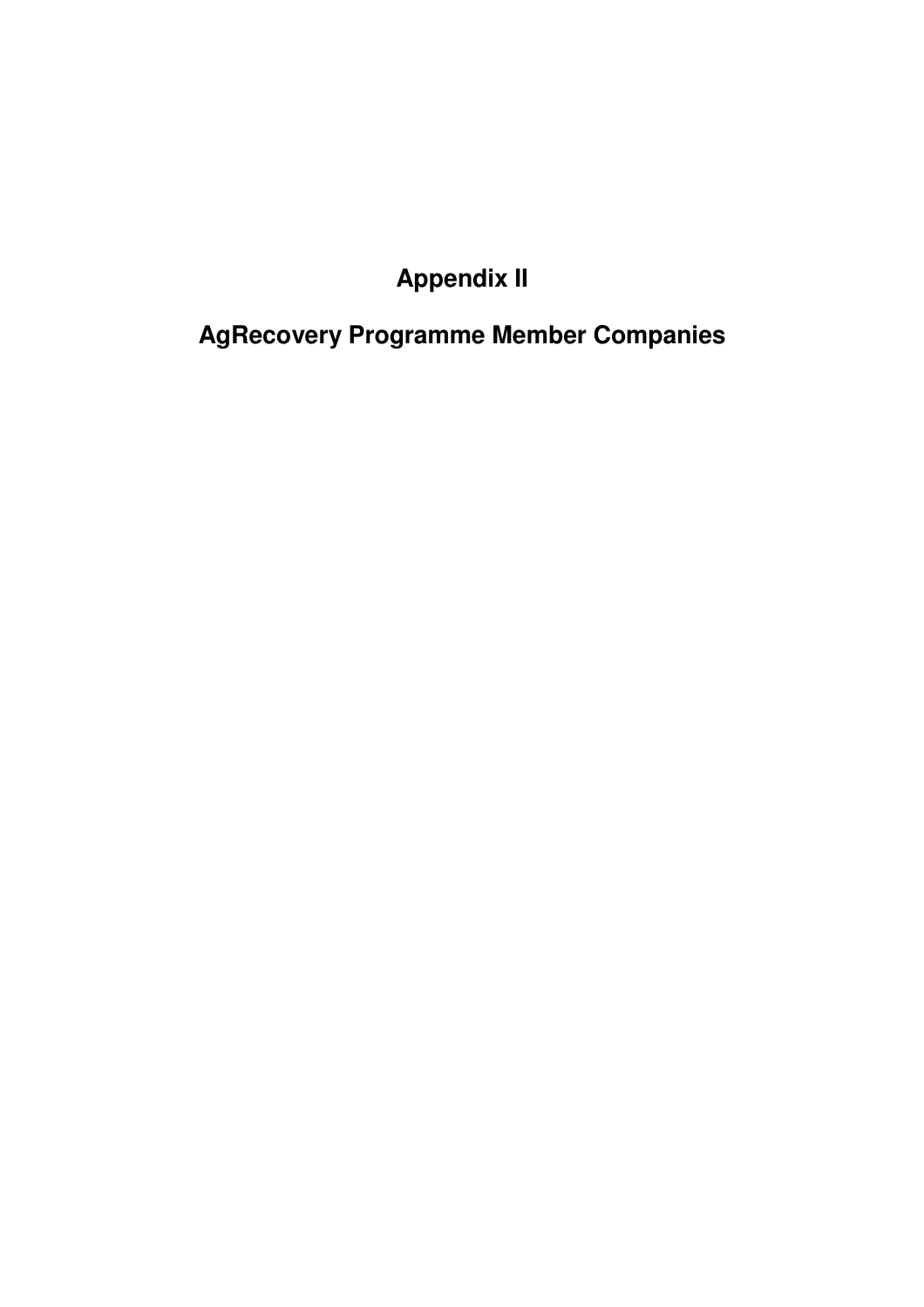# Appendix II

# AgRecovery Programme Member Companies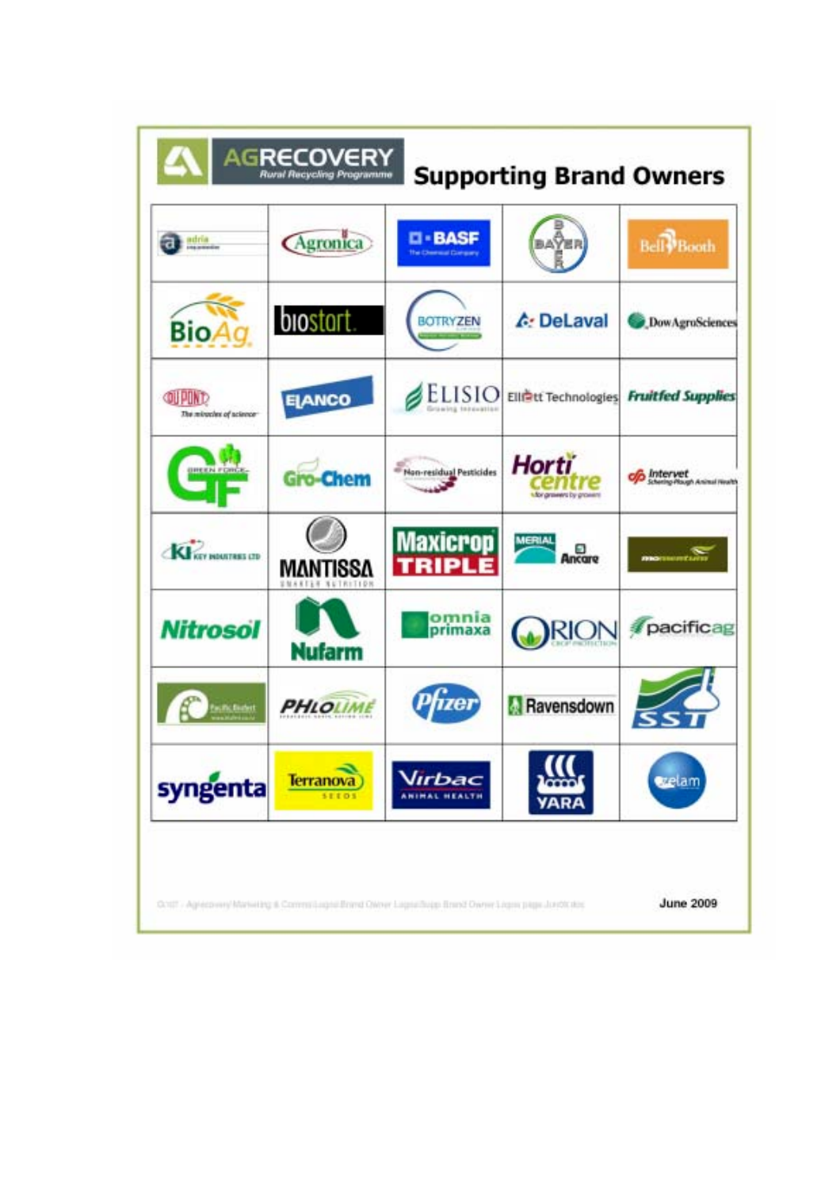# AGRECOVERY Rural Recycling Programme — Supporting Brand Owners

| | | | | |
|---|---|---|---|---|
| adria | Agronica | BASF The Chemical Company | BAYER | Bell Booth |
| BioAg | biostart. | BOTRYZEN | DeLaval | DowAgroSciences |
| DUPONT The miracles of science | ELANCO | ELISIO Growing Innovation | Elliott Technologies | Fruitfed Supplies |
| GF Green Force | Gro-Chem | Non-residual Pesticides | Horti centre for growers by growers | Intervet Schering-Plough Animal Health |
| KI Key Industries Ltd | MANTISSA Smarter Nutrition | Maxicrop TRIPLE | MERIAL Ancare | momentum |
| Nitrosol | Nufarm | omnia primaxa | ORION Crop Protection | pacificag |
| Pacific Biofert | PHLOLIME | Pfizer | Ravensdown | SST |
| syngenta | Terranova Seeds | Virbac Animal Health | YARA | Zelam |

June 2009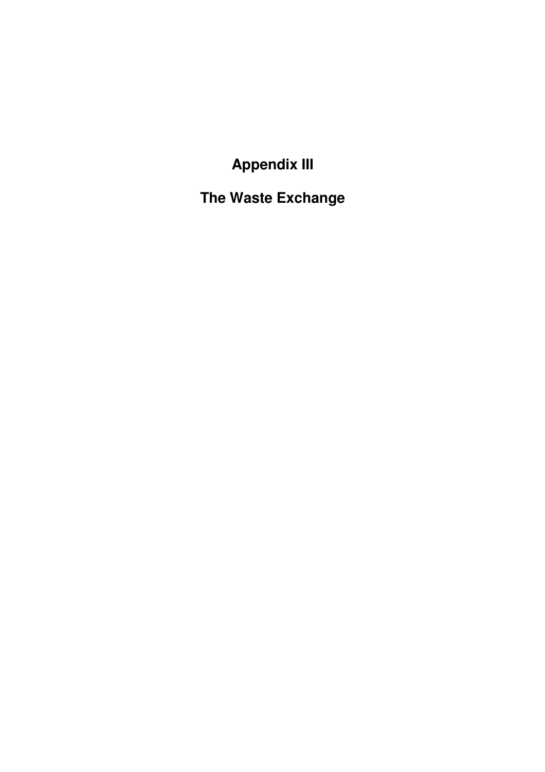# Appendix III

# The Waste Exchange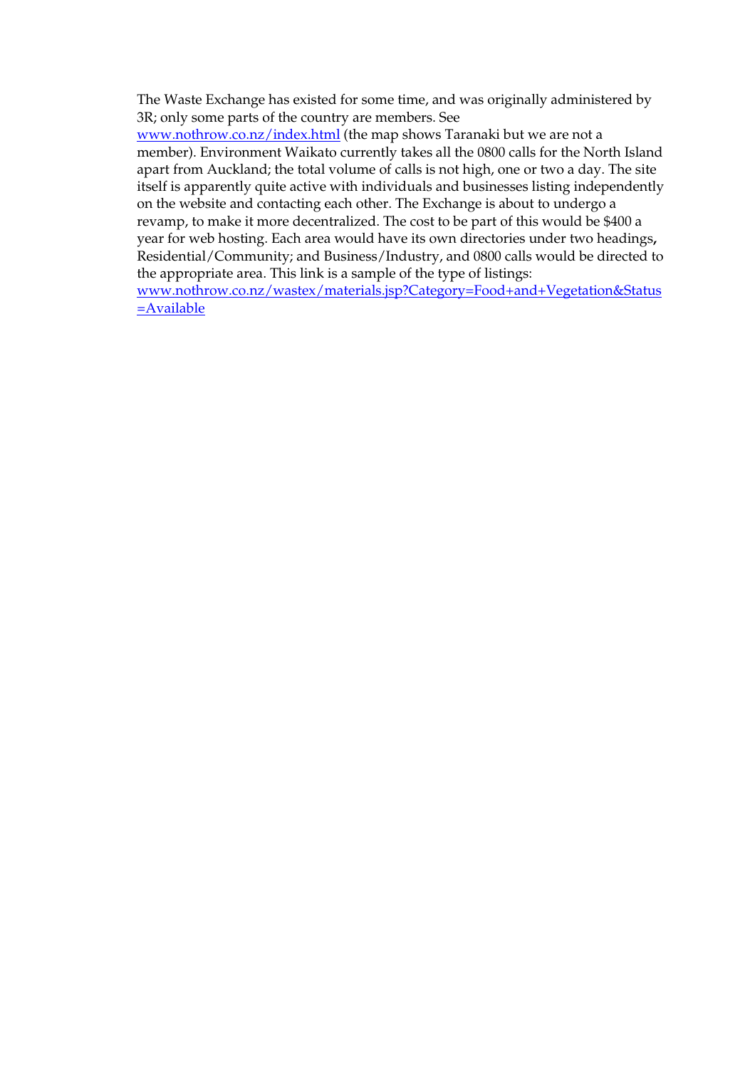The Waste Exchange has existed for some time, and was originally administered by 3R; only some parts of the country are members. See [www.nothrow.co.nz/index.html](www.nothrow.co.nz/index.html) (the map shows Taranaki but we are not a member). Environment Waikato currently takes all the 0800 calls for the North Island apart from Auckland; the total volume of calls is not high, one or two a day. The site itself is apparently quite active with individuals and businesses listing independently on the website and contacting each other. The Exchange is about to undergo a revamp, to make it more decentralized. The cost to be part of this would be $400 a year for web hosting. Each area would have its own directories under two headings**,** Residential/Community; and Business/Industry, and 0800 calls would be directed to the appropriate area. This link is a sample of the type of listings: [www.nothrow.co.nz/wastex/materials.jsp?Category=Food+and+Vegetation&Status=Available](www.nothrow.co.nz/wastex/materials.jsp?Category=Food+and+Vegetation&Status=Available)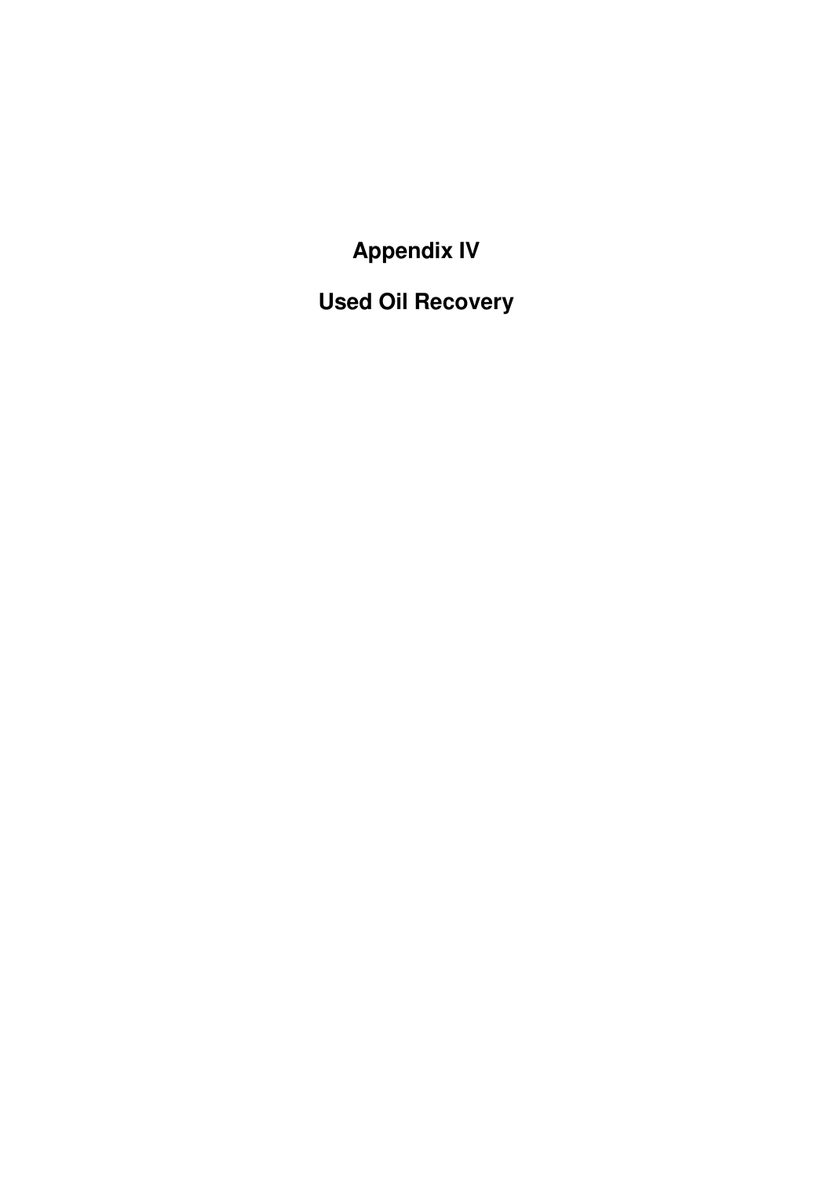# Appendix IV

# Used Oil Recovery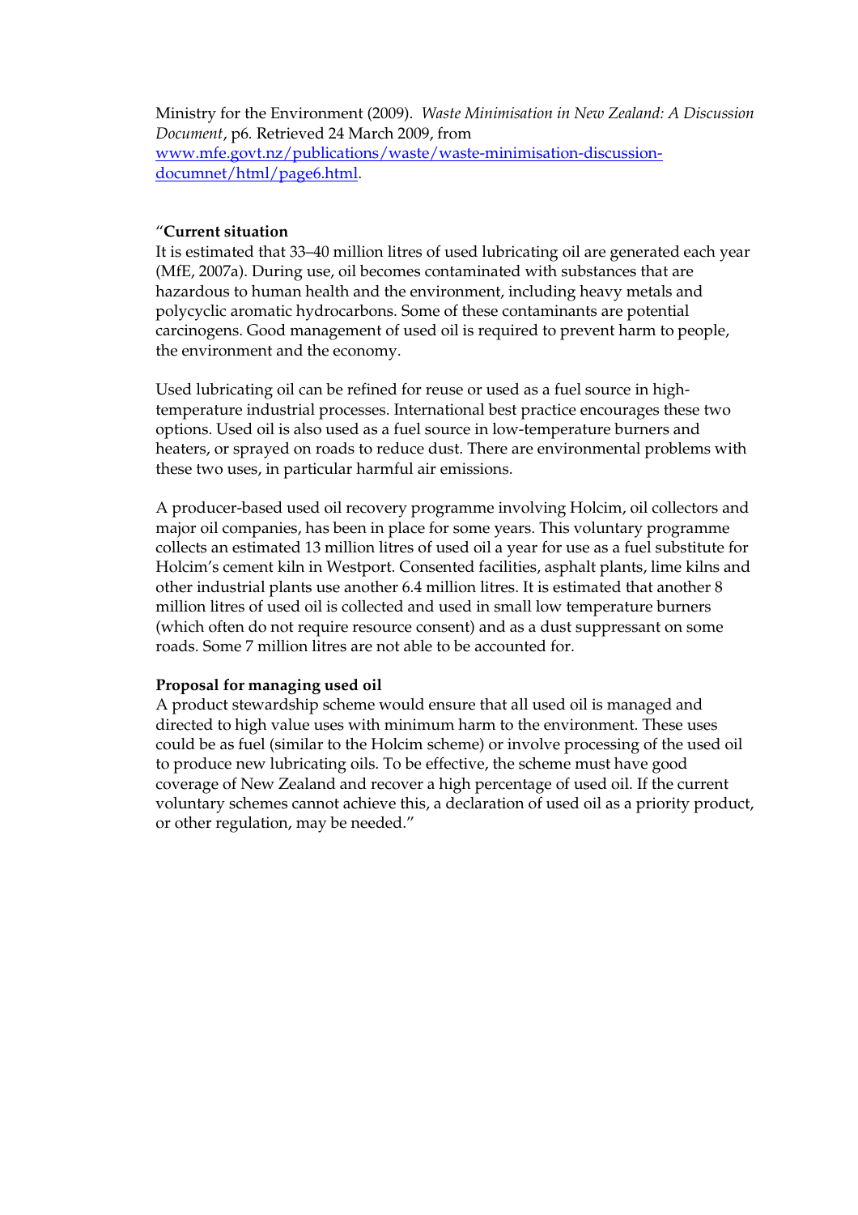Ministry for the Environment (2009). *Waste Minimisation in New Zealand: A Discussion Document*, p6. Retrieved 24 March 2009, from [www.mfe.govt.nz/publications/waste/waste-minimisation-discussion-documnet/html/page6.html](www.mfe.govt.nz/publications/waste/waste-minimisation-discussion-documnet/html/page6.html).

"**Current situation**

It is estimated that 33–40 million litres of used lubricating oil are generated each year (MfE, 2007a). During use, oil becomes contaminated with substances that are hazardous to human health and the environment, including heavy metals and polycyclic aromatic hydrocarbons. Some of these contaminants are potential carcinogens. Good management of used oil is required to prevent harm to people, the environment and the economy.

Used lubricating oil can be refined for reuse or used as a fuel source in high-temperature industrial processes. International best practice encourages these two options. Used oil is also used as a fuel source in low-temperature burners and heaters, or sprayed on roads to reduce dust. There are environmental problems with these two uses, in particular harmful air emissions.

A producer-based used oil recovery programme involving Holcim, oil collectors and major oil companies, has been in place for some years. This voluntary programme collects an estimated 13 million litres of used oil a year for use as a fuel substitute for Holcim's cement kiln in Westport. Consented facilities, asphalt plants, lime kilns and other industrial plants use another 6.4 million litres. It is estimated that another 8 million litres of used oil is collected and used in small low temperature burners (which often do not require resource consent) and as a dust suppressant on some roads. Some 7 million litres are not able to be accounted for.

**Proposal for managing used oil**

A product stewardship scheme would ensure that all used oil is managed and directed to high value uses with minimum harm to the environment. These uses could be as fuel (similar to the Holcim scheme) or involve processing of the used oil to produce new lubricating oils. To be effective, the scheme must have good coverage of New Zealand and recover a high percentage of used oil. If the current voluntary schemes cannot achieve this, a declaration of used oil as a priority product, or other regulation, may be needed."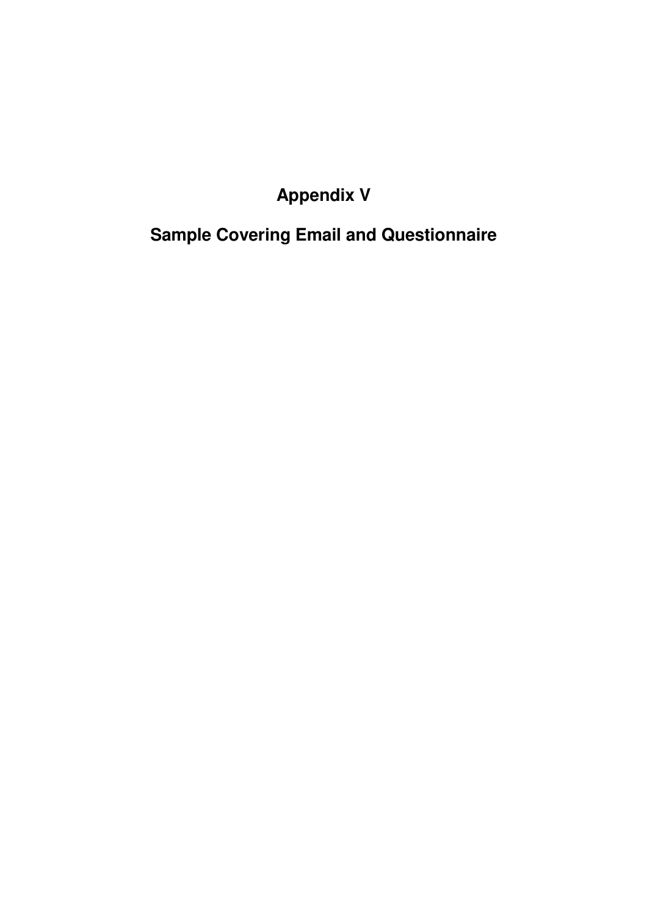# Appendix V

# Sample Covering Email and Questionnaire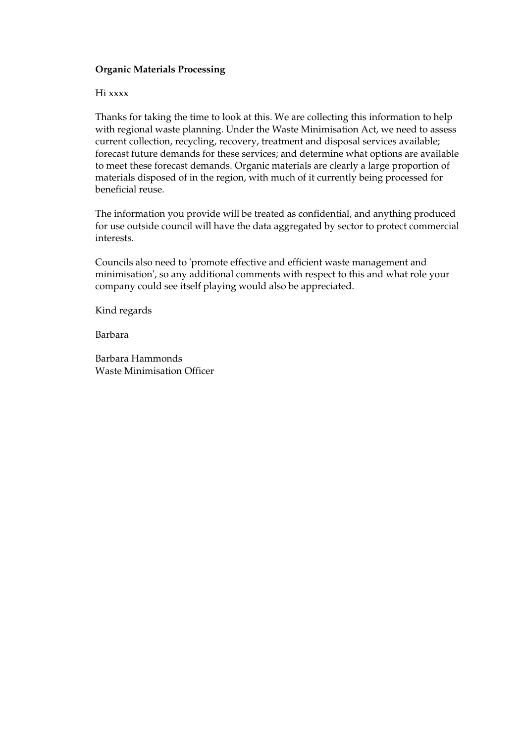**Organic Materials Processing**

Hi xxxx

Thanks for taking the time to look at this. We are collecting this information to help with regional waste planning. Under the Waste Minimisation Act, we need to assess current collection, recycling, recovery, treatment and disposal services available; forecast future demands for these services; and determine what options are available to meet these forecast demands. Organic materials are clearly a large proportion of materials disposed of in the region, with much of it currently being processed for beneficial reuse.

The information you provide will be treated as confidential, and anything produced for use outside council will have the data aggregated by sector to protect commercial interests.

Councils also need to 'promote effective and efficient waste management and minimisation', so any additional comments with respect to this and what role your company could see itself playing would also be appreciated.

Kind regards

Barbara

Barbara Hammonds
Waste Minimisation Officer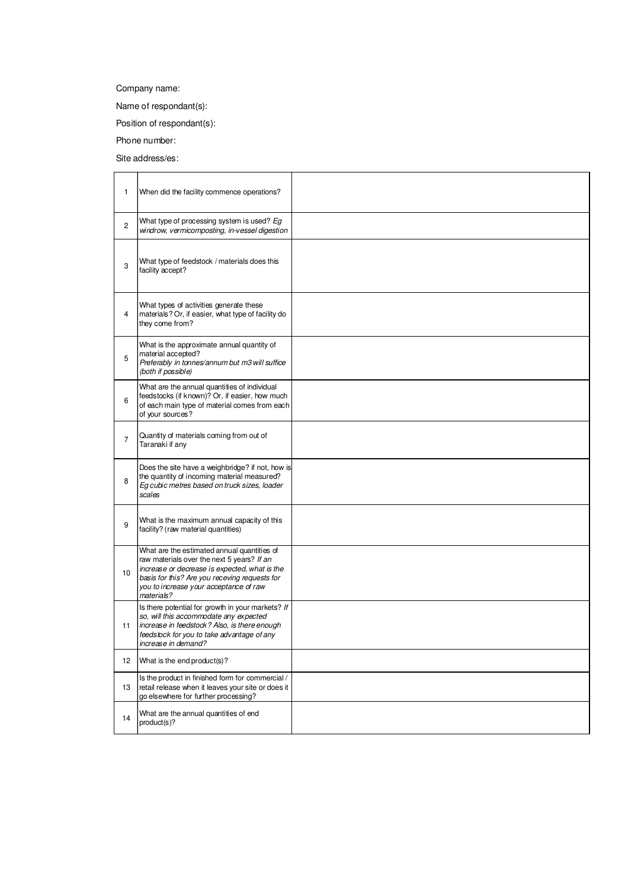Company name:

Name of respondant(s):

Position of respondant(s):

Phone number:

Site address/es:

| | | |
|---|---|---|
| 1 | When did the facility commence operations? | |
| 2 | What type of processing system is used? *Eg windrow, vermicomposting, in-vessel digestion* | |
| 3 | What type of feedstock / materials does this facility accept? | |
| 4 | What types of activities generate these materials? Or, if easier, what type of facility do they come from? | |
| 5 | What is the approximate annual quantity of material accepted? *Preferably in tonnes/annum but m3 will suffice (both if possible)* | |
| 6 | What are the annual quantities of individual feedstocks (if known)? Or, if easier, how much of each main type of material comes from each of your sources? | |
| 7 | Quantity of materials coming from out of Taranaki if any | |
| 8 | Does the site have a weighbridge? if not, how is the quantity of incoming material measured? *Eg cubic metres based on truck sizes, loader scales* | |
| 9 | What is the maximum annual capacity of this facility? (raw material quantities) | |
| 10 | What are the estimated annual quantities of raw materials over the next 5 years? *If an increase or decrease is expected, what is the basis for this? Are you receving requests for you to increase your acceptance of raw materials?* | |
| 11 | Is there potential for growth in your markets? *If so, will this accommodate any expected increase in feedstock? Also, is there enough feedstock for you to take advantage of any increase in demand?* | |
| 12 | What is the end product(s)? | |
| 13 | Is the product in finished form for commercial / retail release when it leaves your site or does it go elsewhere for further processing? | |
| 14 | What are the annual quantities of end product(s)? | |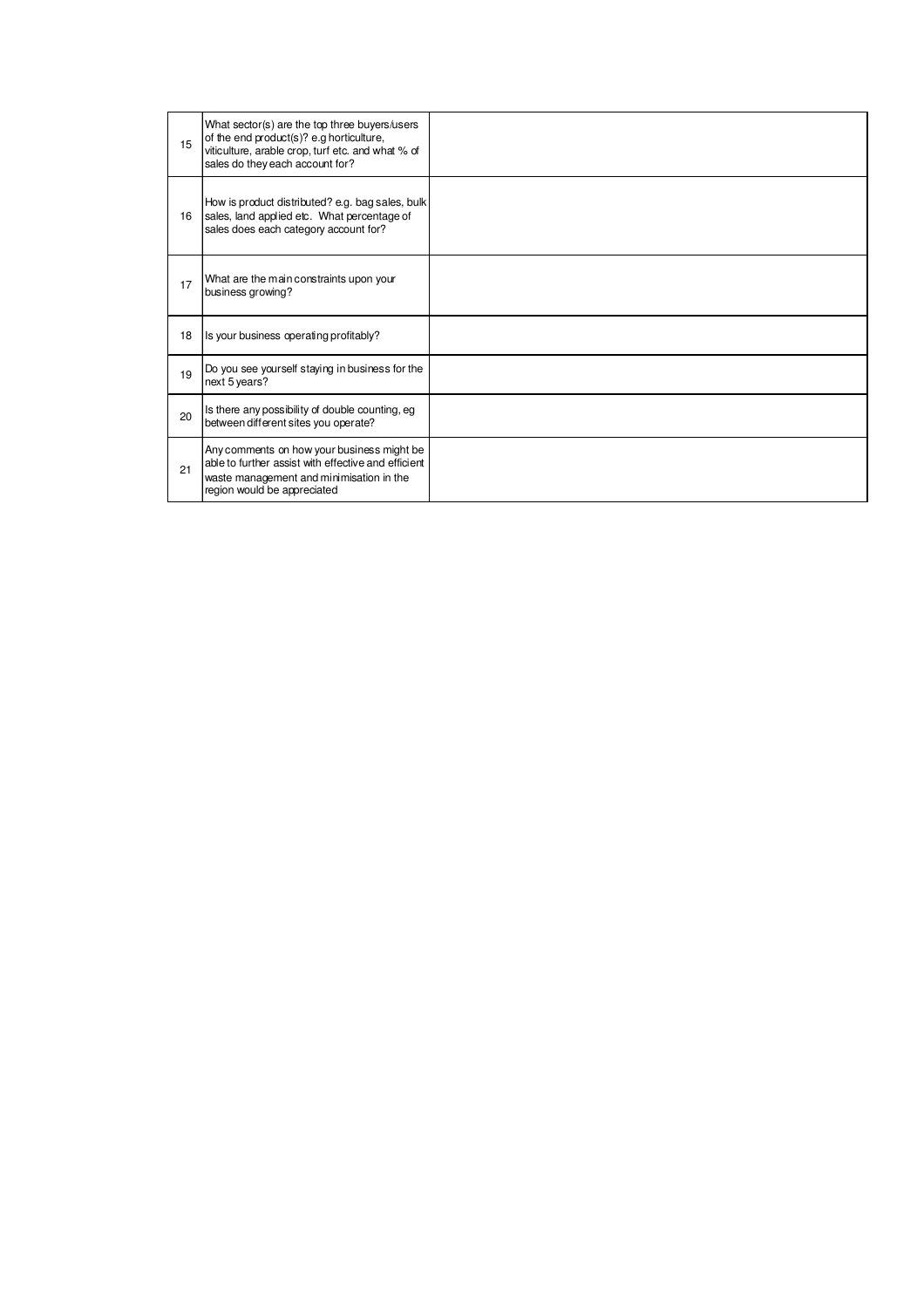| | | |
|---|---|---|
| 15 | What sector(s) are the top three buyers/users of the end product(s)? e.g horticulture, viticulture, arable crop, turf etc. and what % of sales do they each account for? | |
| 16 | How is product distributed? e.g. bag sales, bulk sales, land applied etc. What percentage of sales does each category account for? | |
| 17 | What are the main constraints upon your business growing? | |
| 18 | Is your business operating profitably? | |
| 19 | Do you see yourself staying in business for the next 5 years? | |
| 20 | Is there any possibility of double counting, eg between different sites you operate? | |
| 21 | Any comments on how your business might be able to further assist with effective and efficient waste management and minimisation in the region would be appreciated | |